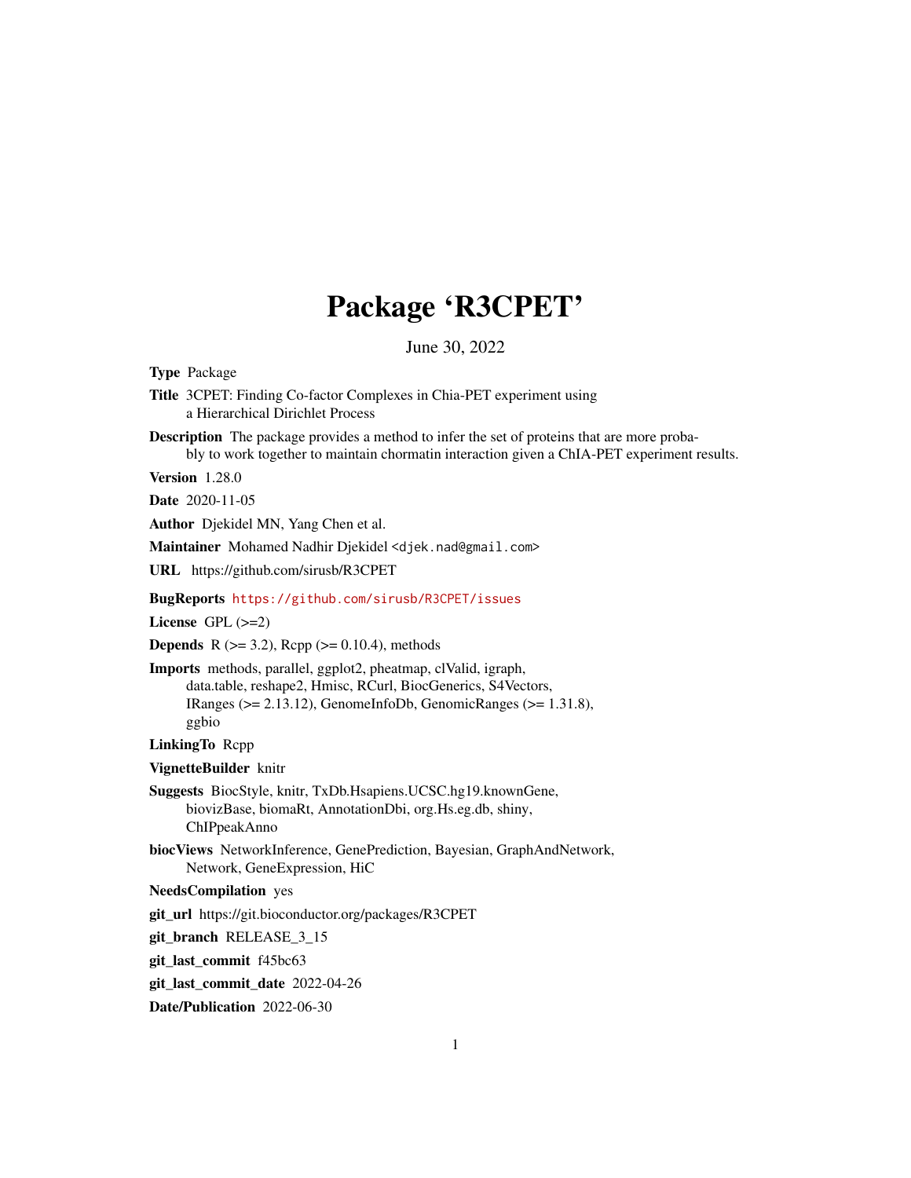# Package 'R3CPET'

June 30, 2022

**Type** Package

**Title** 3CPET: Finding Co-factor Complexes in Chia-PET experiment using a Hierarchical Dirichlet Process

**Description** The package provides a method to infer the set of proteins that are more probably to work together to maintain chormatin interaction given a ChIA-PET experiment results.

**Version** 1.28.0

**Date** 2020-11-05

**Author** Djekidel MN, Yang Chen et al.

**Maintainer** Mohamed Nadhir Djekidel <djek.nad@gmail.com>

**URL** https://github.com/sirusb/R3CPET

**BugReports** https://github.com/sirusb/R3CPET/issues

**License** GPL (>=2)

**Depends** R (>= 3.2), Rcpp (>= 0.10.4), methods

**Imports** methods, parallel, ggplot2, pheatmap, clValid, igraph, data.table, reshape2, Hmisc, RCurl, BiocGenerics, S4Vectors, IRanges (>= 2.13.12), GenomeInfoDb, GenomicRanges (>= 1.31.8), ggbio

**LinkingTo** Rcpp

**VignetteBuilder** knitr

**Suggests** BiocStyle, knitr, TxDb.Hsapiens.UCSC.hg19.knownGene, biovizBase, biomaRt, AnnotationDbi, org.Hs.eg.db, shiny, ChIPpeakAnno

**biocViews** NetworkInference, GenePrediction, Bayesian, GraphAndNetwork, Network, GeneExpression, HiC

**NeedsCompilation** yes

**git_url** https://git.bioconductor.org/packages/R3CPET

**git_branch** RELEASE_3_15

**git_last_commit** f45bc63

**git_last_commit_date** 2022-04-26

**Date/Publication** 2022-06-30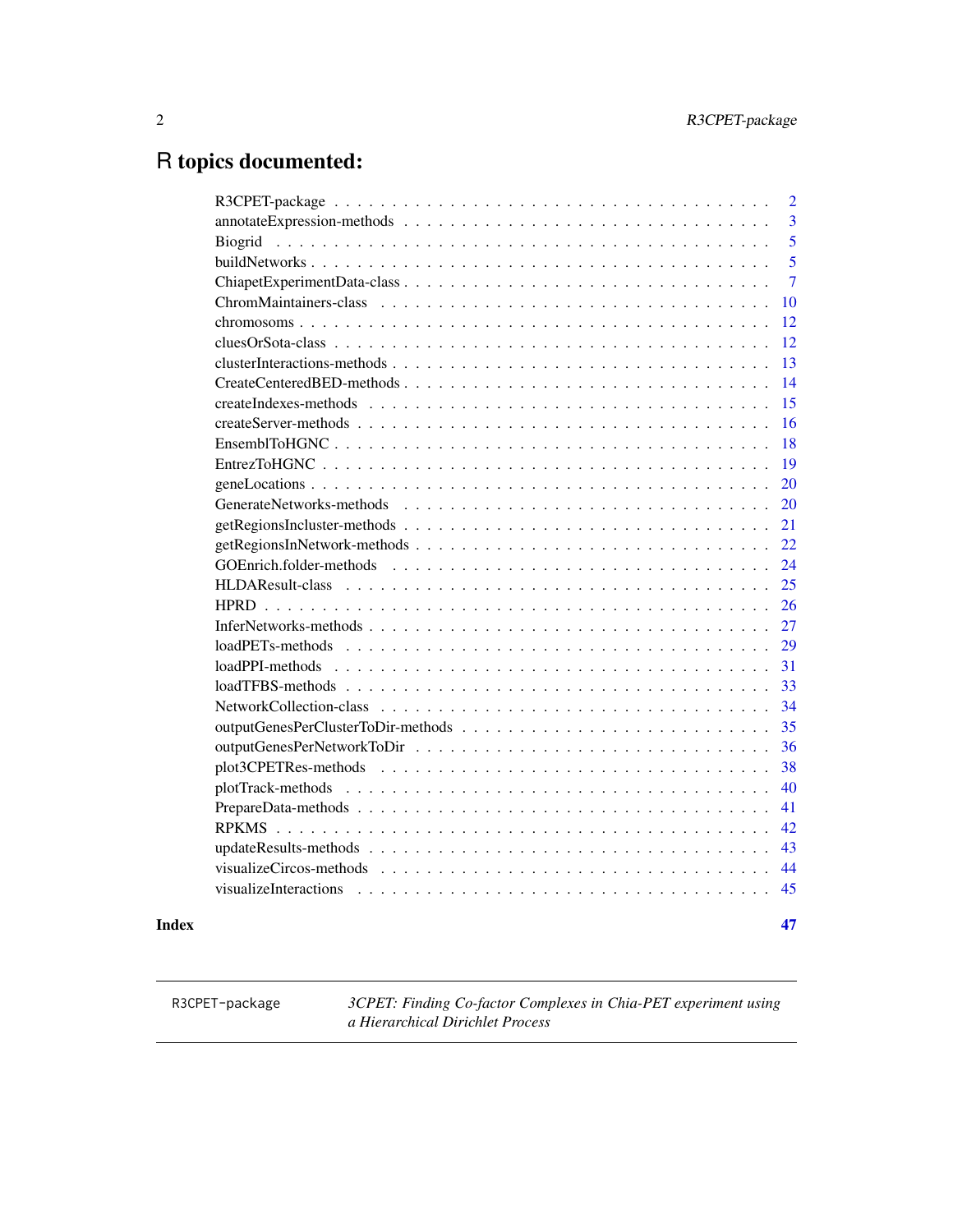# R topics documented:

| | |
|---|---|
| R3CPET-package | 2 |
| annotateExpression-methods | 3 |
| Biogrid | 5 |
| buildNetworks | 5 |
| ChiapetExperimentData-class | 7 |
| ChromMaintainers-class | 10 |
| chromosoms | 12 |
| cluesOrSota-class | 12 |
| clusterInteractions-methods | 13 |
| CreateCenteredBED-methods | 14 |
| createIndexes-methods | 15 |
| createServer-methods | 16 |
| EnsemblToHGNC | 18 |
| EntrezToHGNC | 19 |
| geneLocations | 20 |
| GenerateNetworks-methods | 20 |
| getRegionsIncluster-methods | 21 |
| getRegionsInNetwork-methods | 22 |
| GOEnrich.folder-methods | 24 |
| HLDAResult-class | 25 |
| HPRD | 26 |
| InferNetworks-methods | 27 |
| loadPETs-methods | 29 |
| loadPPI-methods | 31 |
| loadTFBS-methods | 33 |
| NetworkCollection-class | 34 |
| outputGenesPerClusterToDir-methods | 35 |
| outputGenesPerNetworkToDir | 36 |
| plot3CPETRes-methods | 38 |
| plotTrack-methods | 40 |
| PrepareData-methods | 41 |
| RPKMS | 42 |
| updateResults-methods | 43 |
| visualizeCircos-methods | 44 |
| visualizeInteractions | 45 |

**Index** **47**

---

R3CPET-package — *3CPET: Finding Co-factor Complexes in Chia-PET experiment using a Hierarchical Dirichlet Process*

---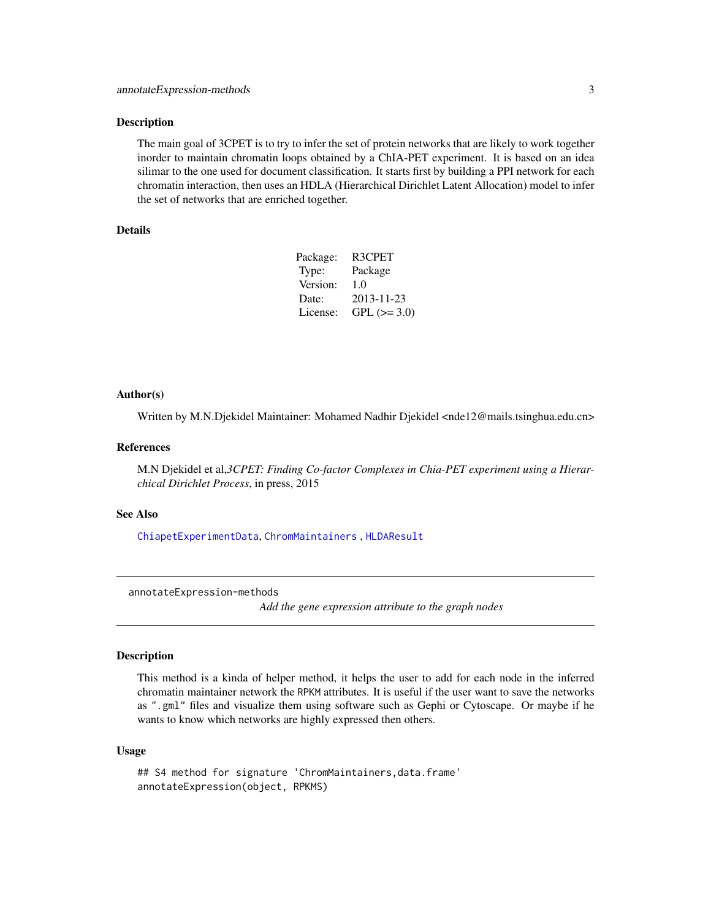## Description

The main goal of 3CPET is to try to infer the set of protein networks that are likely to work together inorder to maintain chromatin loops obtained by a ChIA-PET experiment. It is based on an idea silimar to the one used for document classification. It starts first by building a PPI network for each chromatin interaction, then uses an HDLA (Hierarchical Dirichlet Latent Allocation) model to infer the set of networks that are enriched together.

## Details

| | |
|---|---|
| Package: | R3CPET |
| Type: | Package |
| Version: | 1.0 |
| Date: | 2013-11-23 |
| License: | GPL (>= 3.0) |

## Author(s)

Written by M.N.Djekidel Maintainer: Mohamed Nadhir Djekidel <nde12@mails.tsinghua.edu.cn>

## References

M.N Djekidel et al,*3CPET: Finding Co-factor Complexes in Chia-PET experiment using a Hierarchical Dirichlet Process*, in press, 2015

## See Also

ChiapetExperimentData, ChromMaintainers , HLDAResult

---

# annotateExpression-methods

*Add the gene expression attribute to the graph nodes*

## Description

This method is a kinda of helper method, it helps the user to add for each node in the inferred chromatin maintainer network the RPKM attributes. It is useful if the user want to save the networks as ".gml" files and visualize them using software such as Gephi or Cytoscape. Or maybe if he wants to know which networks are highly expressed then others.

## Usage

```
## S4 method for signature 'ChromMaintainers,data.frame'
annotateExpression(object, RPKMS)
```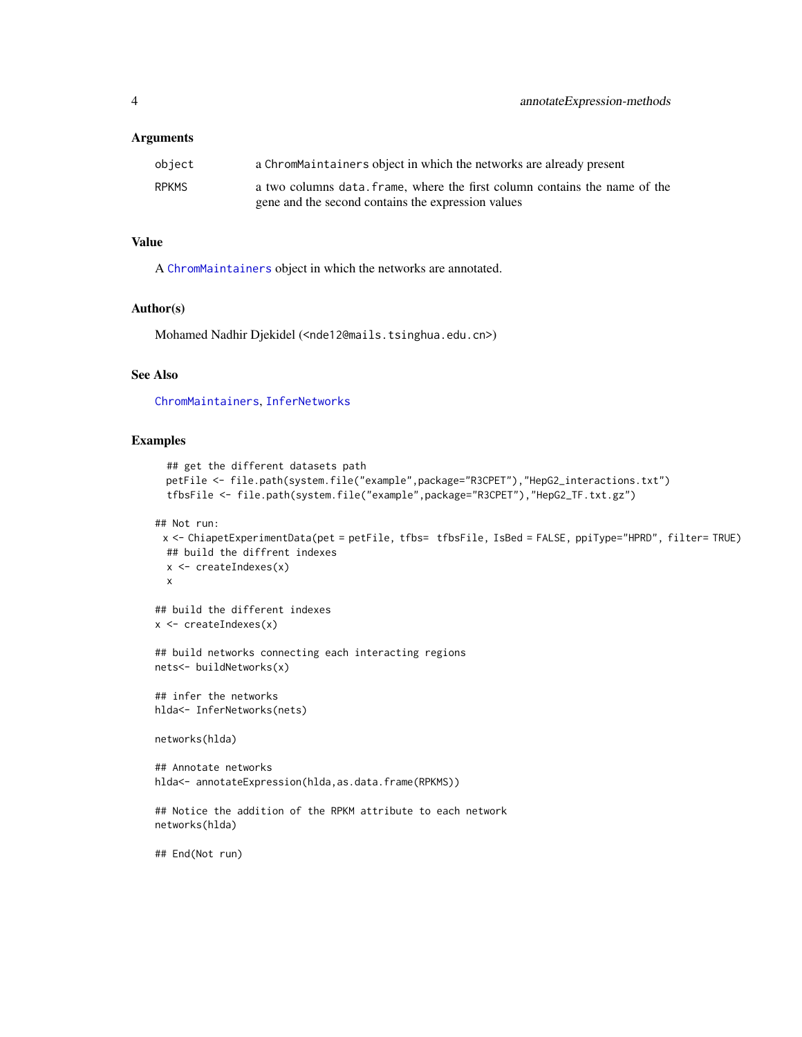### Arguments

| | |
|---|---|
| object | a ChromMaintainers object in which the networks are already present |
| RPKMS | a two columns data.frame, where the first column contains the name of the gene and the second contains the expression values |

### Value

A ChromMaintainers object in which the networks are annotated.

### Author(s)

Mohamed Nadhir Djekidel (<nde12@mails.tsinghua.edu.cn>)

### See Also

ChromMaintainers, InferNetworks

### Examples

```
  ## get the different datasets path
  petFile <- file.path(system.file("example",package="R3CPET"),"HepG2_interactions.txt")
  tfbsFile <- file.path(system.file("example",package="R3CPET"),"HepG2_TF.txt.gz")

## Not run:
 x <- ChiapetExperimentData(pet = petFile, tfbs=  tfbsFile, IsBed = FALSE, ppiType="HPRD", filter= TRUE)
  ## build the diffrent indexes
  x <- createIndexes(x)
  x

## build the different indexes
x <- createIndexes(x)

## build networks connecting each interacting regions
nets<- buildNetworks(x)

## infer the networks
hlda<- InferNetworks(nets)

networks(hlda)

## Annotate networks
hlda<- annotateExpression(hlda,as.data.frame(RPKMS))

## Notice the addition of the RPKM attribute to each network
networks(hlda)

## End(Not run)
```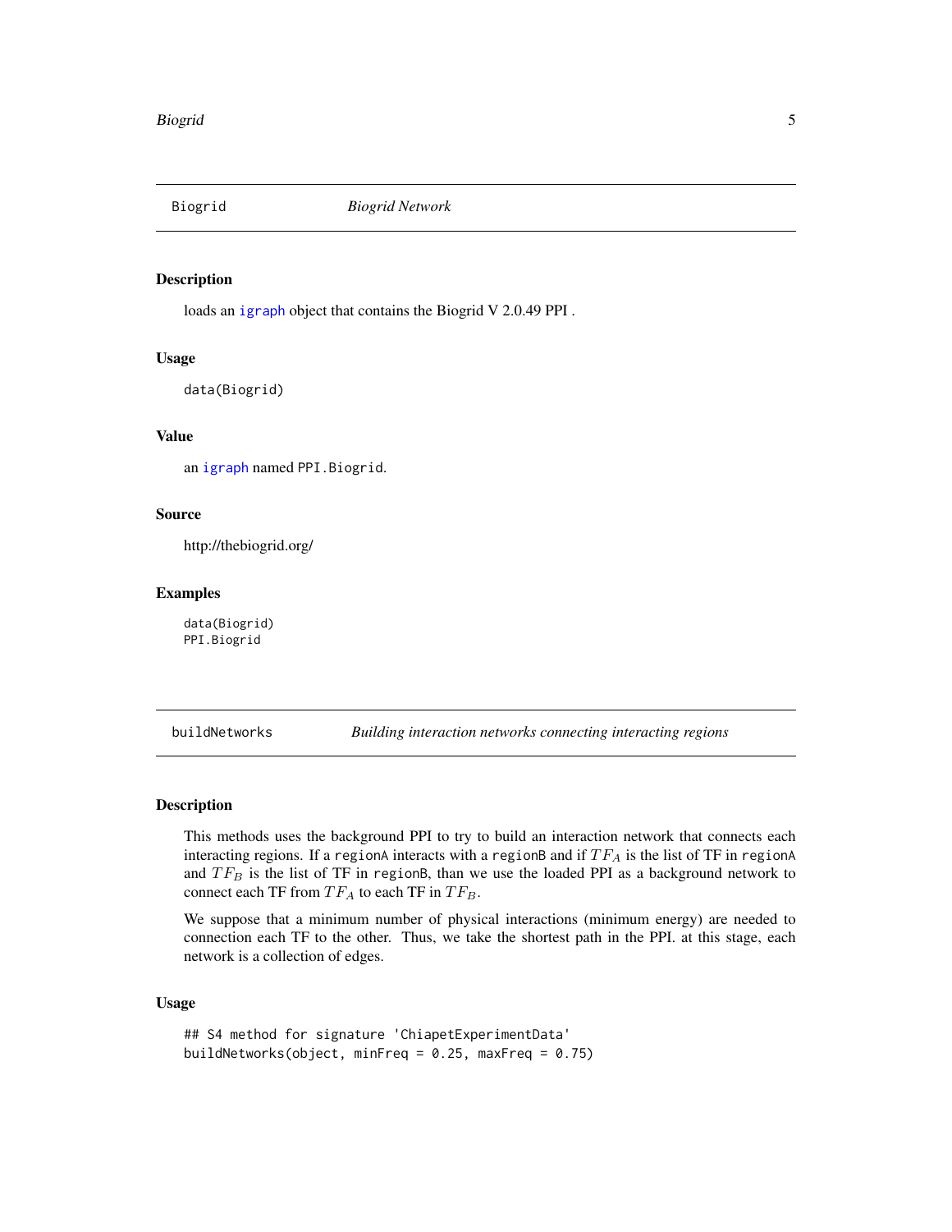## Biogrid *Biogrid Network*

### Description

loads an igraph object that contains the Biogrid V 2.0.49 PPI .

### Usage

```
data(Biogrid)
```

### Value

an igraph named `PPI.Biogrid`.

### Source

http://thebiogrid.org/

### Examples

```
data(Biogrid)
PPI.Biogrid
```

## buildNetworks *Building interaction networks connecting interacting regions*

### Description

This methods uses the background PPI to try to build an interaction network that connects each interacting regions. If a `regionA` interacts with a `regionB` and if $TF_A$ is the list of TF in `regionA` and $TF_B$ is the list of TF in `regionB`, than we use the loaded PPI as a background network to connect each TF from $TF_A$ to each TF in $TF_B$.

We suppose that a minimum number of physical interactions (minimum energy) are needed to connection each TF to the other. Thus, we take the shortest path in the PPI. at this stage, each network is a collection of edges.

### Usage

```
## S4 method for signature 'ChiapetExperimentData'
buildNetworks(object, minFreq = 0.25, maxFreq = 0.75)
```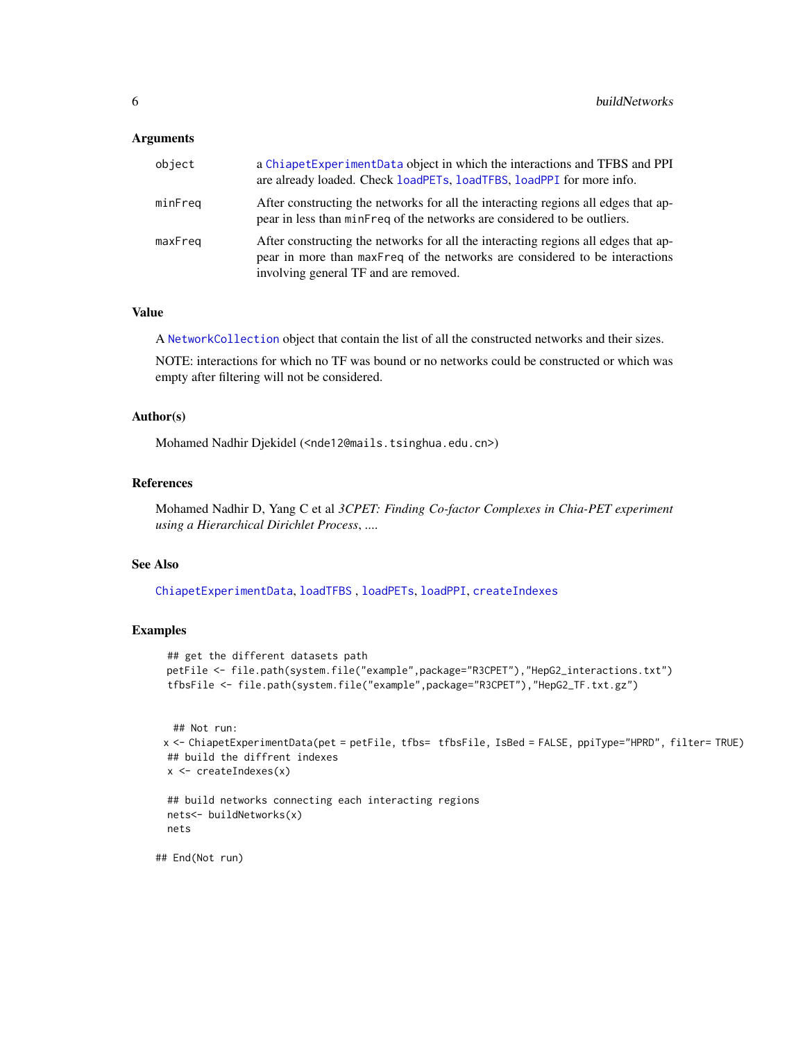## Arguments

| | |
|---|---|
| object | a ChiapetExperimentData object in which the interactions and TFBS and PPI are already loaded. Check loadPETs, loadTFBS, loadPPI for more info. |
| minFreq | After constructing the networks for all the interacting regions all edges that appear in less than minFreq of the networks are considered to be outliers. |
| maxFreq | After constructing the networks for all the interacting regions all edges that appear in more than maxFreq of the networks are considered to be interactions involving general TF and are removed. |

## Value

A NetworkCollection object that contain the list of all the constructed networks and their sizes.

NOTE: interactions for which no TF was bound or no networks could be constructed or which was empty after filtering will not be considered.

## Author(s)

Mohamed Nadhir Djekidel (<nde12@mails.tsinghua.edu.cn>)

## References

Mohamed Nadhir D, Yang C et al *3CPET: Finding Co-factor Complexes in Chia-PET experiment using a Hierarchical Dirichlet Process*, ....

## See Also

ChiapetExperimentData, loadTFBS , loadPETs, loadPPI, createIndexes

## Examples

```
## get the different datasets path
petFile <- file.path(system.file("example",package="R3CPET"),"HepG2_interactions.txt")
tfbsFile <- file.path(system.file("example",package="R3CPET"),"HepG2_TF.txt.gz")


 ## Not run:
x <- ChiapetExperimentData(pet = petFile, tfbs= tfbsFile, IsBed = FALSE, ppiType="HPRD", filter= TRUE)
## build the diffrent indexes
x <- createIndexes(x)

## build networks connecting each interacting regions
nets<- buildNetworks(x)
nets

## End(Not run)
```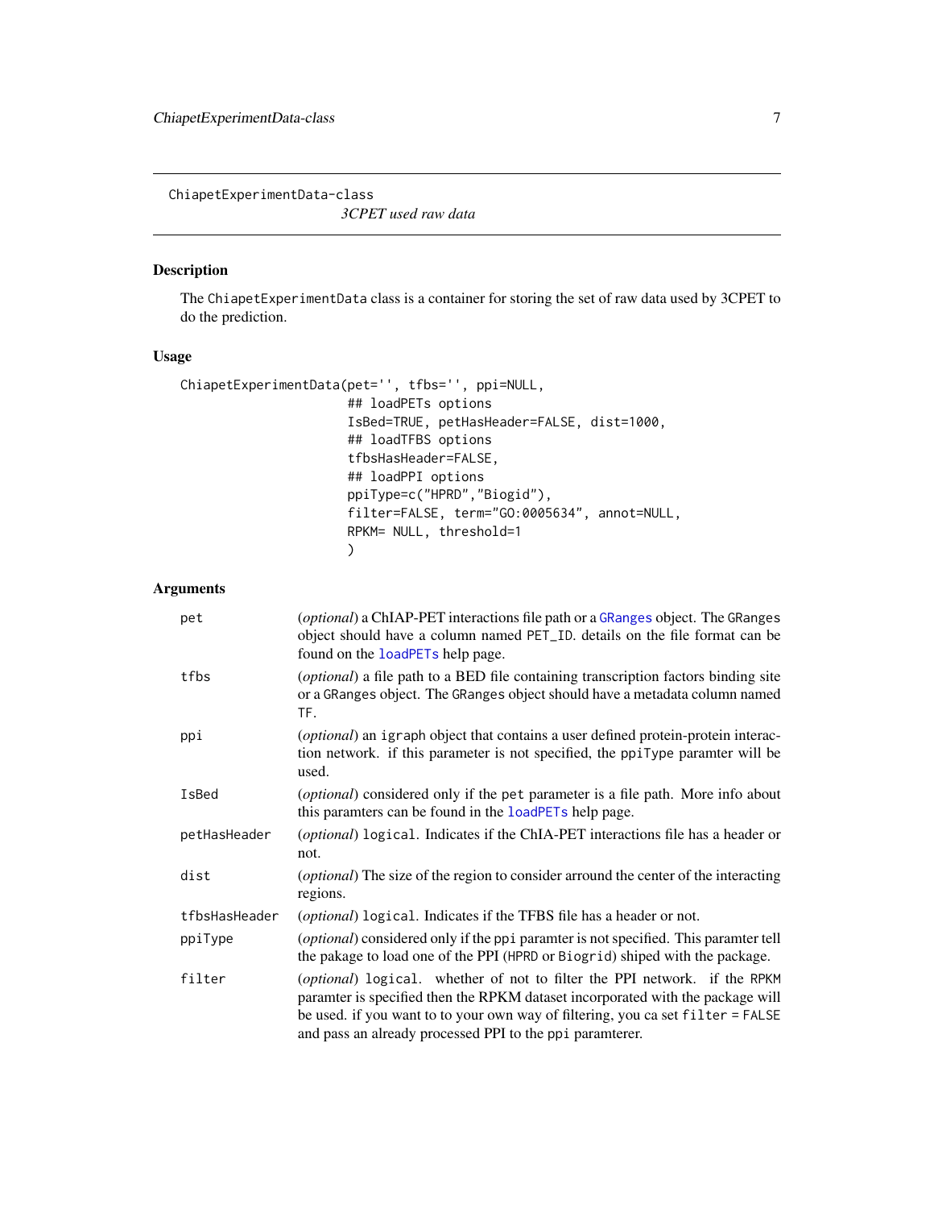ChiapetExperimentData-class *3CPET used raw data*

## Description

The ChiapetExperimentData class is a container for storing the set of raw data used by 3CPET to do the prediction.

## Usage

```
ChiapetExperimentData(pet='', tfbs='', ppi=NULL,
                      ## loadPETs options
                      IsBed=TRUE, petHasHeader=FALSE, dist=1000,
                      ## loadTFBS options
                      tfbsHasHeader=FALSE,
                      ## loadPPI options
                      ppiType=c("HPRD","Biogid"),
                      filter=FALSE, term="GO:0005634", annot=NULL,
                      RPKM= NULL, threshold=1
                      )
```

## Arguments

| | |
|---|---|
| pet | (*optional*) a ChIAP-PET interactions file path or a GRanges object. The GRanges object should have a column named PET_ID. details on the file format can be found on the loadPETs help page. |
| tfbs | (*optional*) a file path to a BED file containing transcription factors binding site or a GRanges object. The GRanges object should have a metadata column named TF. |
| ppi | (*optional*) an igraph object that contains a user defined protein-protein interaction network. if this parameter is not specified, the ppiType paramter will be used. |
| IsBed | (*optional*) considered only if the pet parameter is a file path. More info about this paramters can be found in the loadPETs help page. |
| petHasHeader | (*optional*) logical. Indicates if the ChIA-PET interactions file has a header or not. |
| dist | (*optional*) The size of the region to consider arround the center of the interacting regions. |
| tfbsHasHeader | (*optional*) logical. Indicates if the TFBS file has a header or not. |
| ppiType | (*optional*) considered only if the ppi paramter is not specified. This paramter tell the pakage to load one of the PPI (HPRD or Biogrid) shiped with the package. |
| filter | (*optional*) logical. whether of not to filter the PPI network. if the RPKM paramter is specified then the RPKM dataset incorporated with the package will be used. if you want to to your own way of filtering, you ca set filter = FALSE and pass an already processed PPI to the ppi paramterer. |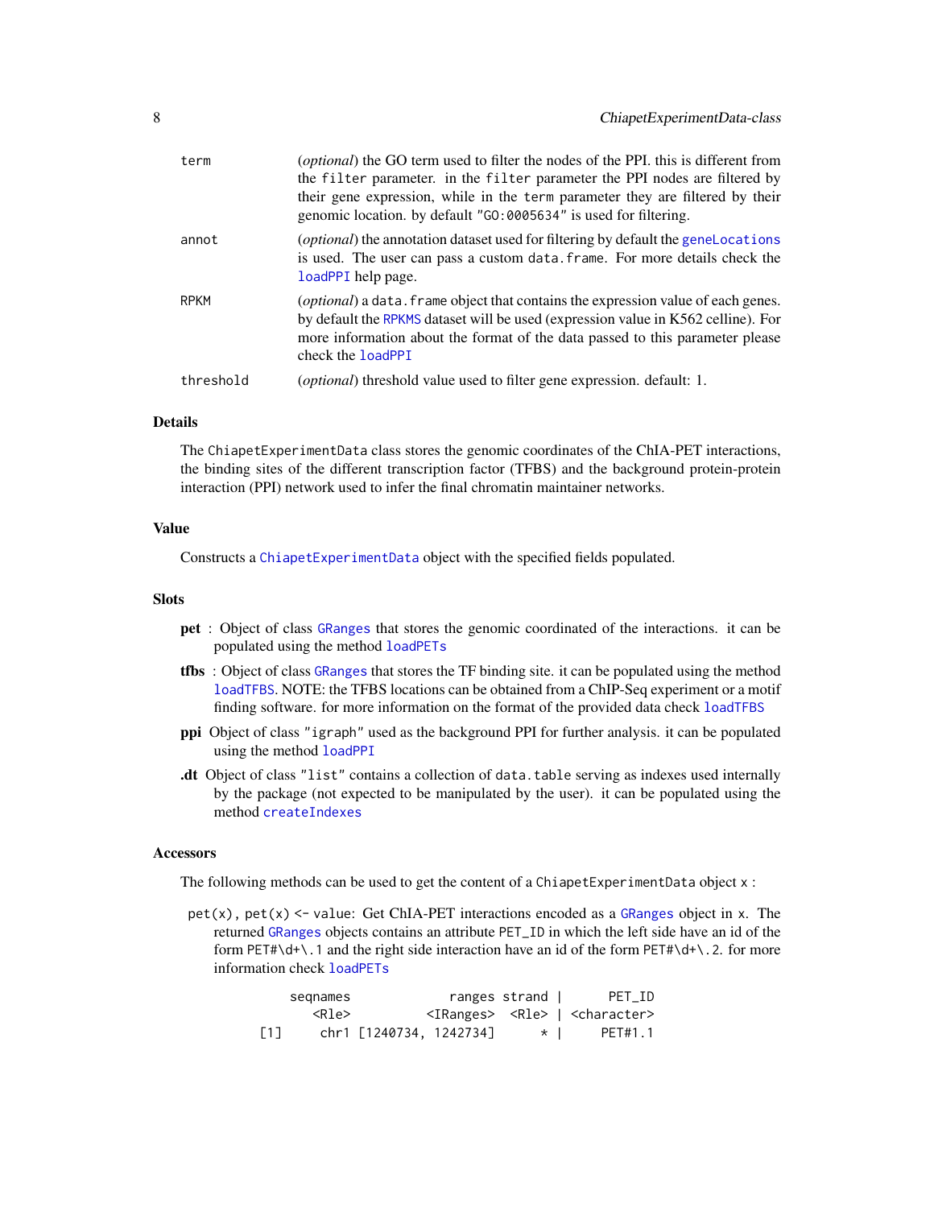| | |
|---|---|
| term | (*optional*) the GO term used to filter the nodes of the PPI. this is different from the filter parameter. in the filter parameter the PPI nodes are filtered by their gene expression, while in the term parameter they are filtered by their genomic location. by default "GO:0005634" is used for filtering. |
| annot | (*optional*) the annotation dataset used for filtering by default the geneLocations is used. The user can pass a custom data.frame. For more details check the loadPPI help page. |
| RPKM | (*optional*) a data.frame object that contains the expression value of each genes. by default the RPKMS dataset will be used (expression value in K562 celline). For more information about the format of the data passed to this parameter please check the loadPPI |
| threshold | (*optional*) threshold value used to filter gene expression. default: 1. |

### Details

The ChiapetExperimentData class stores the genomic coordinates of the ChIA-PET interactions, the binding sites of the different transcription factor (TFBS) and the background protein-protein interaction (PPI) network used to infer the final chromatin maintainer networks.

### Value

Constructs a ChiapetExperimentData object with the specified fields populated.

### Slots

- **pet** : Object of class GRanges that stores the genomic coordinated of the interactions. it can be populated using the method loadPETs
- **tfbs** : Object of class GRanges that stores the TF binding site. it can be populated using the method loadTFBS. NOTE: the TFBS locations can be obtained from a ChIP-Seq experiment or a motif finding software. for more information on the format of the provided data check loadTFBS
- **ppi** Object of class "igraph" used as the background PPI for further analysis. it can be populated using the method loadPPI
- **.dt** Object of class "list" contains a collection of data.table serving as indexes used internally by the package (not expected to be manipulated by the user). it can be populated using the method createIndexes

### Accessors

The following methods can be used to get the content of a ChiapetExperimentData object x :

pet(x), pet(x) <- value: Get ChIA-PET interactions encoded as a GRanges object in x. The returned GRanges objects contains an attribute PET_ID in which the left side have an id of the form PET#\d+\.1 and the right side interaction have an id of the form PET#\d+\.2. for more information check loadPETs

```
        seqnames             ranges strand |      PET_ID
           <Rle>          <IRanges>  <Rle> | <character>
    [1]     chr1 [1240734, 1242734]      * |     PET#1.1
```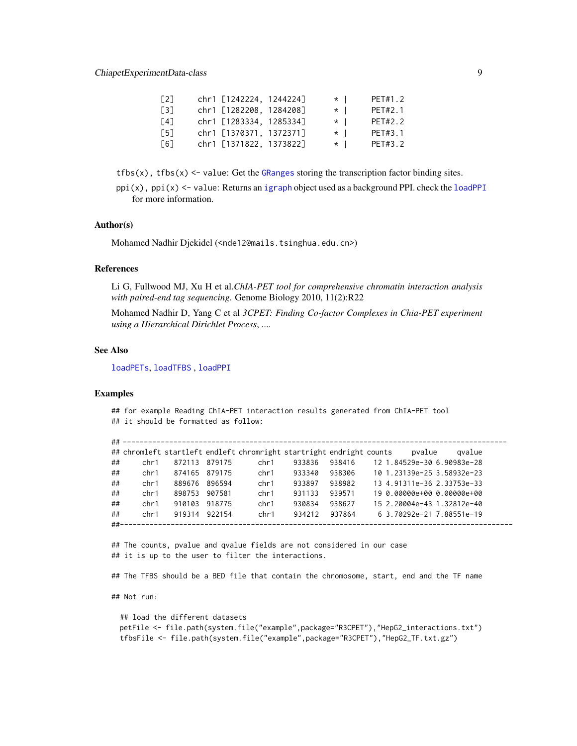```
    [2]     chr1 [1242224, 1244224]      * |      PET#1.2
    [3]     chr1 [1282208, 1284208]      * |      PET#2.1
    [4]     chr1 [1283334, 1285334]      * |      PET#2.2
    [5]     chr1 [1370371, 1372371]      * |      PET#3.1
    [6]     chr1 [1371822, 1373822]      * |      PET#3.2
```

`tfbs(x)`, `tfbs(x) <- value`: Get the `GRanges` storing the transcription factor binding sites.

`ppi(x)`, `ppi(x) <- value`: Returns an `igraph` object used as a background PPI. check the `loadPPI` for more information.

### Author(s)

Mohamed Nadhir Djekidel (<nde12@mails.tsinghua.edu.cn>)

### References

Li G, Fullwood MJ, Xu H et al.*ChIA-PET tool for comprehensive chromatin interaction analysis with paired-end tag sequencing*. Genome Biology 2010, 11(2):R22

Mohamed Nadhir D, Yang C et al *3CPET: Finding Co-factor Complexes in Chia-PET experiment using a Hierarchical Dirichlet Process*, ....

### See Also

`loadPETs`, `loadTFBS` , `loadPPI`

### Examples

```
## for example Reading ChIA-PET interaction results generated from ChIA-PET tool
## it should be formatted as follow:

## ---------------------------------------------------------------------------------------------
## chromleft startleft endleft chromright startright endright counts      pvalue      qvalue
##      chr1    872113  879175      chr1     933836   938416     12 1.84529e-30 6.90983e-28
##      chr1    874165  879175      chr1     933340   938306     10 1.23139e-25 3.58932e-23
##      chr1    889676  896594      chr1     933897   938982     13 4.91311e-36 2.33753e-33
##      chr1    898753  907581      chr1     931133   939571     19 0.00000e+00 0.00000e+00
##      chr1    910103  918775      chr1     930834   938627     15 2.20004e-43 1.32812e-40
##      chr1    919314  922154      chr1     934212   937864      6 3.70292e-21 7.88551e-19
##----------------------------------------------------------------------------------------------

## The counts, pvalue and qvalue fields are not considered in our case
## it is up to the user to filter the interactions.

## The TFBS should be a BED file that contain the chromosome, start, end and the TF name

## Not run:

  ## load the different datasets
  petFile <- file.path(system.file("example",package="R3CPET"),"HepG2_interactions.txt")
  tfbsFile <- file.path(system.file("example",package="R3CPET"),"HepG2_TF.txt.gz")
```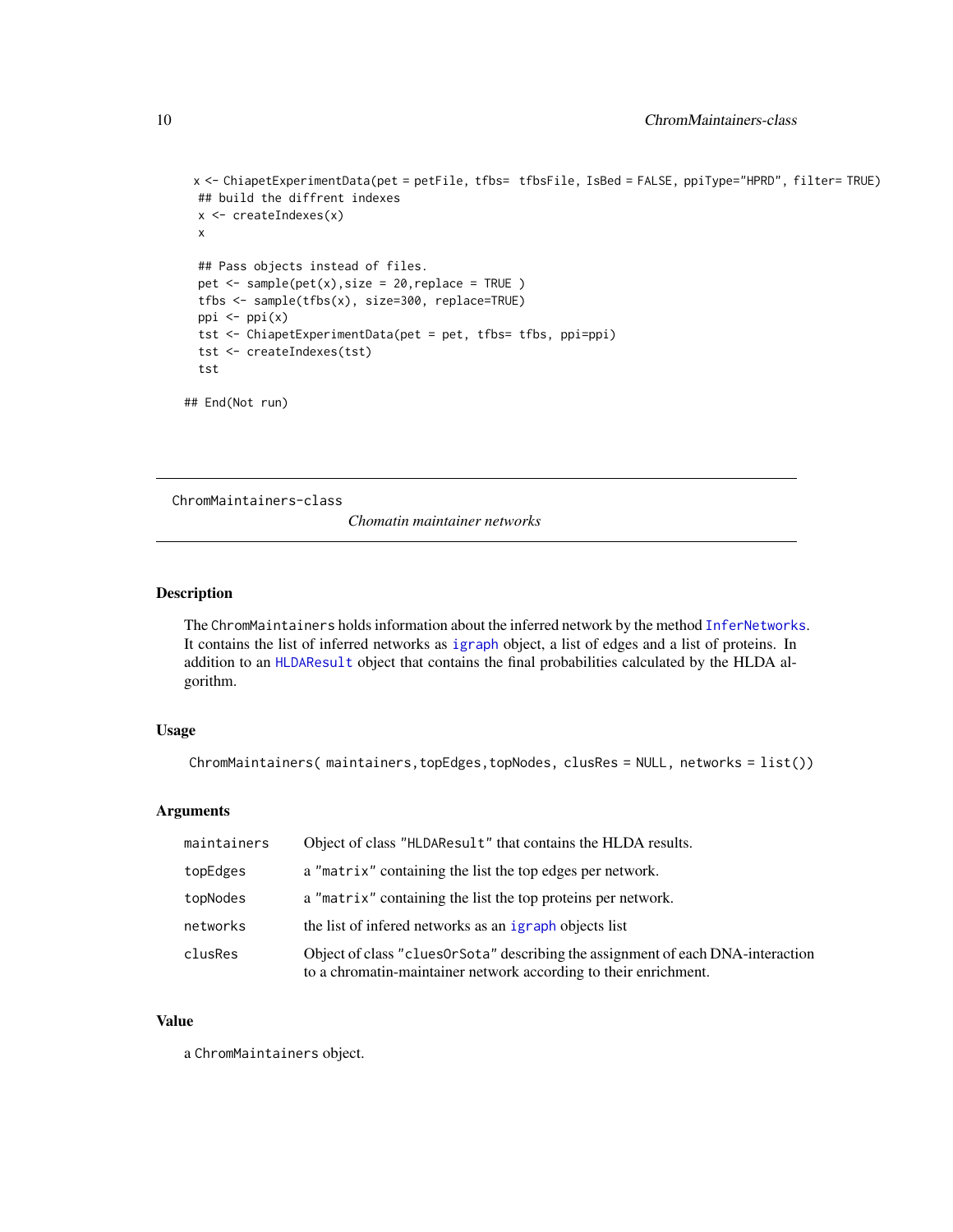```
 x <- ChiapetExperimentData(pet = petFile, tfbs=  tfbsFile, IsBed = FALSE, ppiType="HPRD", filter= TRUE)
  ## build the diffrent indexes
  x <- createIndexes(x)
  x

  ## Pass objects instead of files.
  pet <- sample(pet(x),size = 20,replace = TRUE )
  tfbs <- sample(tfbs(x), size=300, replace=TRUE)
  ppi <- ppi(x)
  tst <- ChiapetExperimentData(pet = pet, tfbs= tfbs, ppi=ppi)
  tst <- createIndexes(tst)
  tst

## End(Not run)
```

---

ChromMaintainers-class  *Chomatin maintainer networks*

---

### Description

The ChromMaintainers holds information about the inferred network by the method InferNetworks. It contains the list of inferred networks as igraph object, a list of edges and a list of proteins. In addition to an HLDAResult object that contains the final probabilities calculated by the HLDA algorithm.

### Usage

```
ChromMaintainers( maintainers,topEdges,topNodes, clusRes = NULL, networks = list())
```

### Arguments

| | |
|---|---|
| maintainers | Object of class "HLDAResult" that contains the HLDA results. |
| topEdges | a "matrix" containing the list the top edges per network. |
| topNodes | a "matrix" containing the list the top proteins per network. |
| networks | the list of infered networks as an igraph objects list |
| clusRes | Object of class "cluesOrSota" describing the assignment of each DNA-interaction to a chromatin-maintainer network according to their enrichment. |

### Value

a ChromMaintainers object.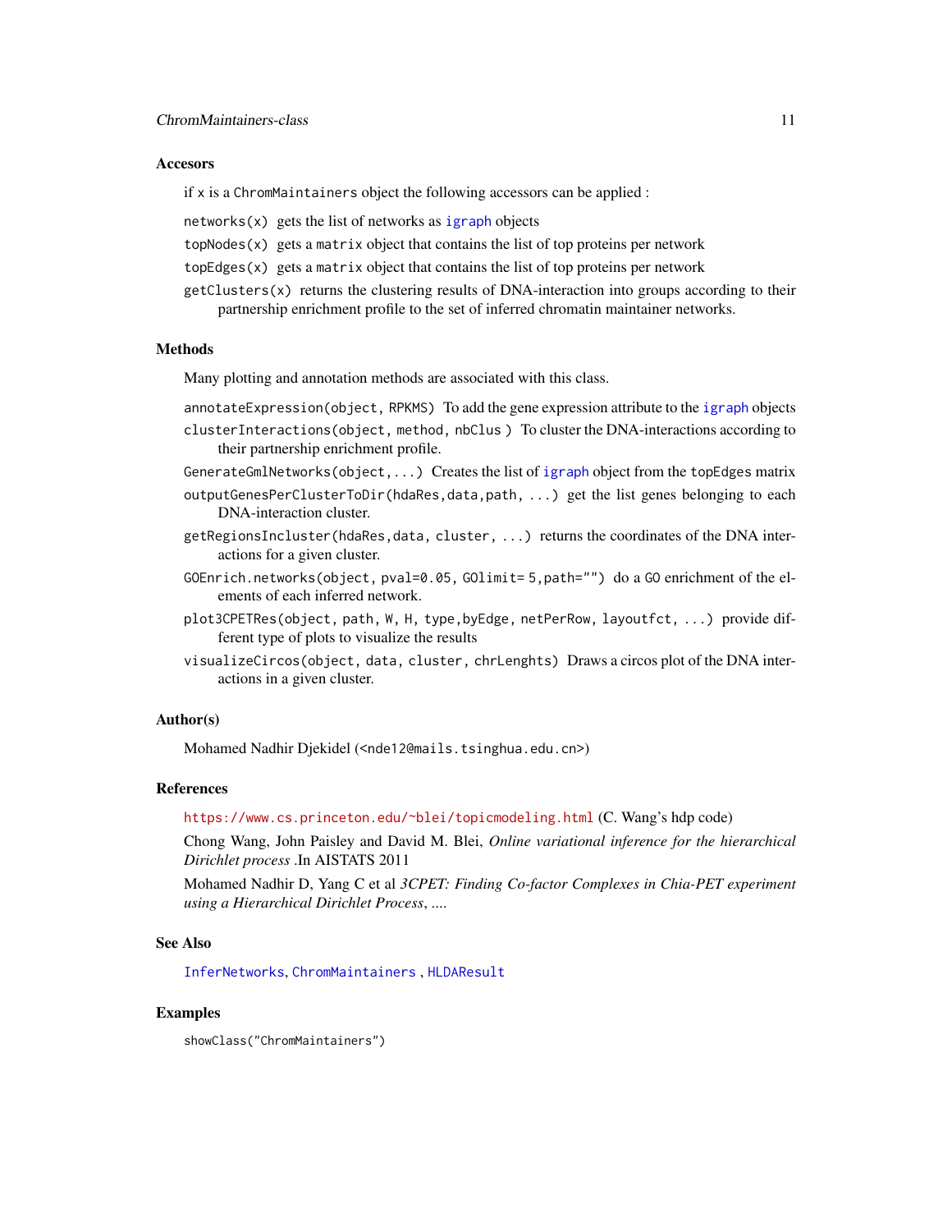### Accesors

if x is a ChromMaintainers object the following accessors can be applied :

`networks(x)` gets the list of networks as `igraph` objects

`topNodes(x)` gets a `matrix` object that contains the list of top proteins per network

`topEdges(x)` gets a `matrix` object that contains the list of top proteins per network

`getClusters(x)` returns the clustering results of DNA-interaction into groups according to their partnership enrichment profile to the set of inferred chromatin maintainer networks.

### Methods

Many plotting and annotation methods are associated with this class.

`annotateExpression(object, RPKMS)` To add the gene expression attribute to the `igraph` objects

`clusterInteractions(object, method, nbClus )` To cluster the DNA-interactions according to their partnership enrichment profile.

`GenerateGmlNetworks(object,...)` Creates the list of `igraph` object from the `topEdges` matrix

`outputGenesPerClusterToDir(hdaRes,data,path, ...)` get the list genes belonging to each DNA-interaction cluster.

`getRegionsIncluster(hdaRes,data, cluster, ...)` returns the coordinates of the DNA interactions for a given cluster.

`GOEnrich.networks(object, pval=0.05, GOlimit= 5,path="")` do a `GO` enrichment of the elements of each inferred network.

`plot3CPETRes(object, path, W, H, type,byEdge, netPerRow, layoutfct, ...)` provide different type of plots to visualize the results

`visualizeCircos(object, data, cluster, chrLenghts)` Draws a circos plot of the DNA interactions in a given cluster.

### Author(s)

Mohamed Nadhir Djekidel (<nde12@mails.tsinghua.edu.cn>)

### References

https://www.cs.princeton.edu/~blei/topicmodeling.html (C. Wang's hdp code)

Chong Wang, John Paisley and David M. Blei, *Online variational inference for the hierarchical Dirichlet process* .In AISTATS 2011

Mohamed Nadhir D, Yang C et al *3CPET: Finding Co-factor Complexes in Chia-PET experiment using a Hierarchical Dirichlet Process*, ....

### See Also

`InferNetworks`, `ChromMaintainers` , `HLDAResult`

### Examples

```
showClass("ChromMaintainers")
```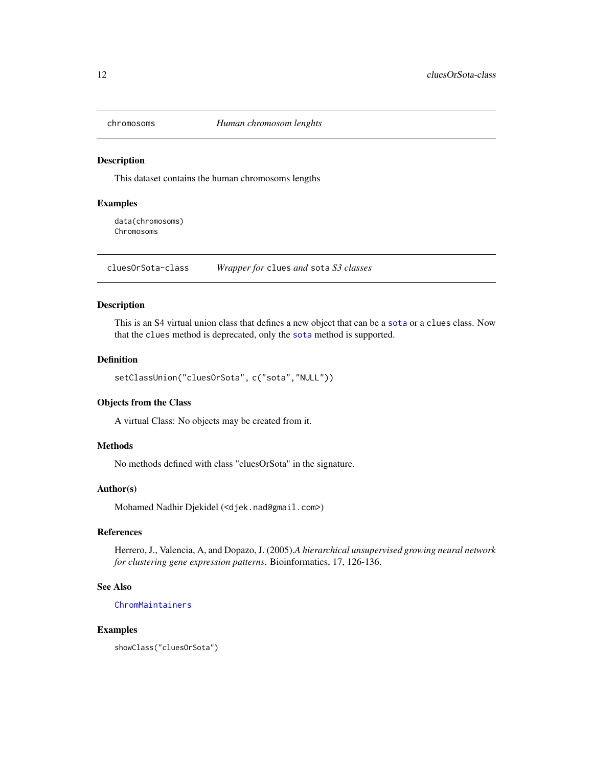## chromosoms — *Human chromosom lenghts*

### Description

This dataset contains the human chromosoms lengths

### Examples

```
data(chromosoms)
Chromosoms
```

## cluesOrSota-class — *Wrapper for* `clues` *and* `sota` *S3 classes*

### Description

This is an S4 virtual union class that defines a new object that can be a `sota` or a `clues` class. Now that the `clues` method is deprecated, only the `sota` method is supported.

### Definition

```
setClassUnion("cluesOrSota", c("sota","NULL"))
```

### Objects from the Class

A virtual Class: No objects may be created from it.

### Methods

No methods defined with class "cluesOrSota" in the signature.

### Author(s)

Mohamed Nadhir Djekidel (<djek.nad@gmail.com>)

### References

Herrero, J., Valencia, A, and Dopazo, J. (2005).*A hierarchical unsupervised growing neural network for clustering gene expression patterns.* Bioinformatics, 17, 126-136.

### See Also

`ChromMaintainers`

### Examples

```
showClass("cluesOrSota")
```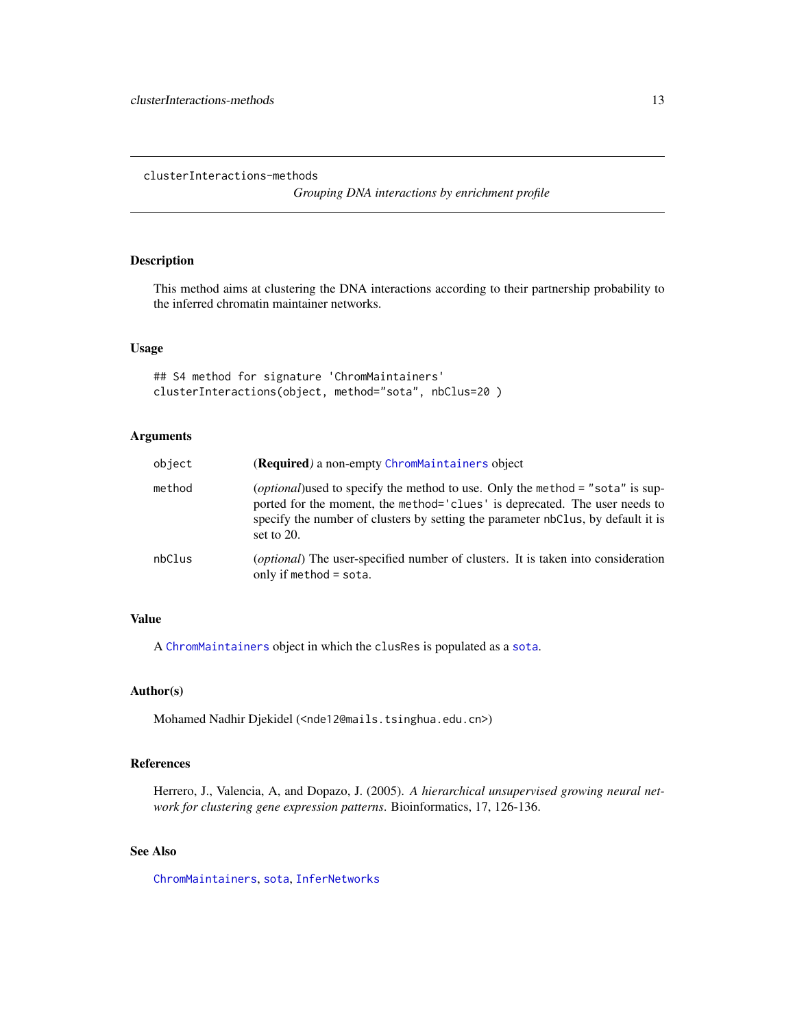clusterInteractions-methods

*Grouping DNA interactions by enrichment profile*

## Description

This method aims at clustering the DNA interactions according to their partnership probability to the inferred chromatin maintainer networks.

## Usage

```
## S4 method for signature 'ChromMaintainers'
clusterInteractions(object, method="sota", nbClus=20 )
```

## Arguments

| | |
|---|---|
| object | (**Required**) a non-empty `ChromMaintainers` object |
| method | (*optional*)used to specify the method to use. Only the `method = "sota"` is supported for the moment, the `method='clues'` is deprecated. The user needs to specify the number of clusters by setting the parameter `nbClus`, by default it is set to 20. |
| nbClus | (*optional*) The user-specified number of clusters. It is taken into consideration only if `method = sota`. |

## Value

A `ChromMaintainers` object in which the `clusRes` is populated as a `sota`.

## Author(s)

Mohamed Nadhir Djekidel (`<nde12@mails.tsinghua.edu.cn>`)

## References

Herrero, J., Valencia, A, and Dopazo, J. (2005). *A hierarchical unsupervised growing neural network for clustering gene expression patterns*. Bioinformatics, 17, 126-136.

## See Also

`ChromMaintainers`, `sota`, `InferNetworks`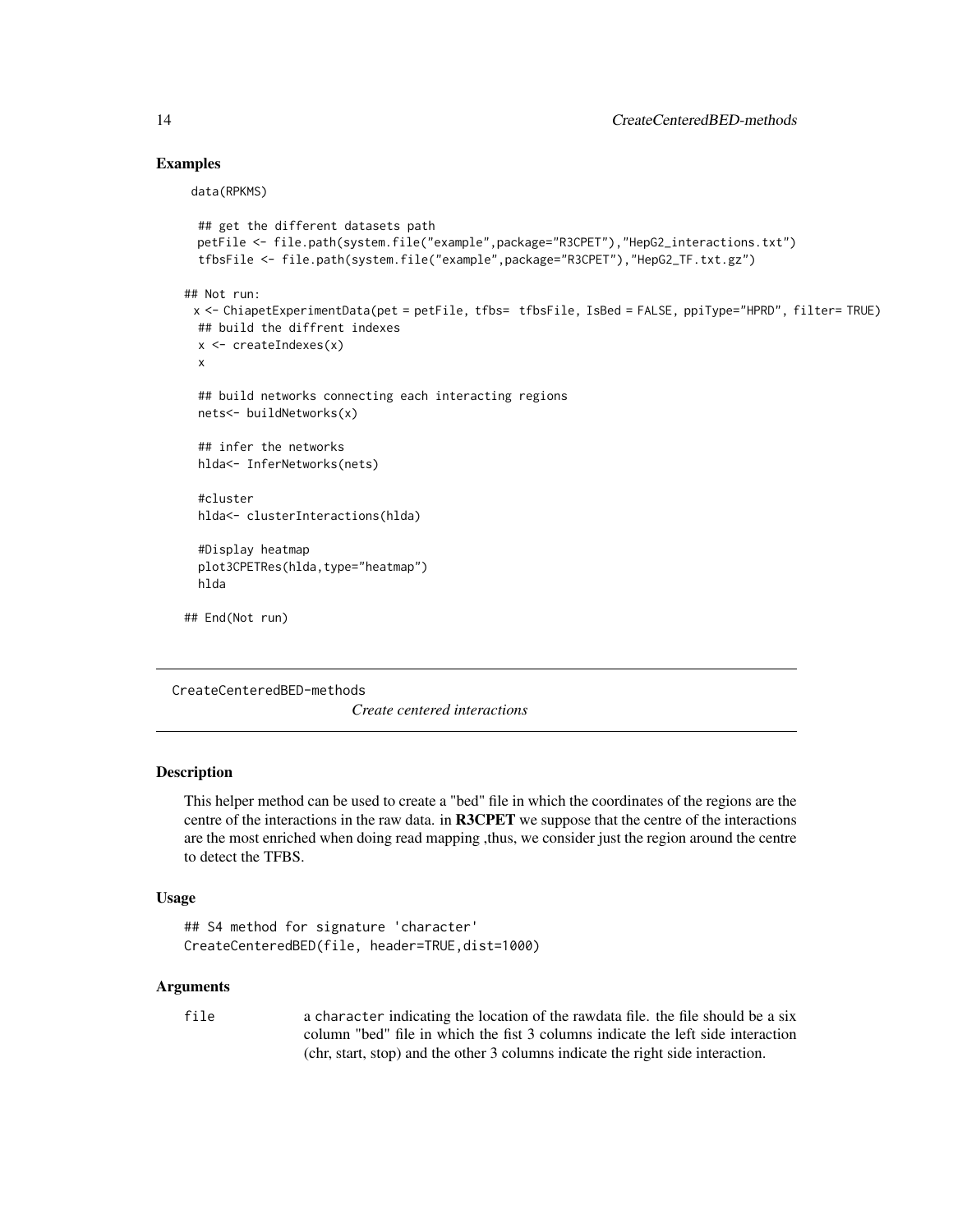## Examples

```
 data(RPKMS)

  ## get the different datasets path
  petFile <- file.path(system.file("example",package="R3CPET"),"HepG2_interactions.txt")
  tfbsFile <- file.path(system.file("example",package="R3CPET"),"HepG2_TF.txt.gz")

## Not run:
 x <- ChiapetExperimentData(pet = petFile, tfbs=  tfbsFile, IsBed = FALSE, ppiType="HPRD", filter= TRUE)
  ## build the diffrent indexes
  x <- createIndexes(x)
  x

  ## build networks connecting each interacting regions
  nets<- buildNetworks(x)

  ## infer the networks
  hlda<- InferNetworks(nets)

  #cluster
  hlda<- clusterInteractions(hlda)

  #Display heatmap
  plot3CPETRes(hlda,type="heatmap")
  hlda

## End(Not run)
```

---

CreateCenteredBED-methods

*Create centered interactions*

---

## Description

This helper method can be used to create a "bed" file in which the coordinates of the regions are the centre of the interactions in the raw data. in **R3CPET** we suppose that the centre of the interactions are the most enriched when doing read mapping ,thus, we consider just the region around the centre to detect the TFBS.

## Usage

```
## S4 method for signature 'character'
CreateCenteredBED(file, header=TRUE,dist=1000)
```

## Arguments

file    a character indicating the location of the rawdata file. the file should be a six column "bed" file in which the fist 3 columns indicate the left side interaction (chr, start, stop) and the other 3 columns indicate the right side interaction.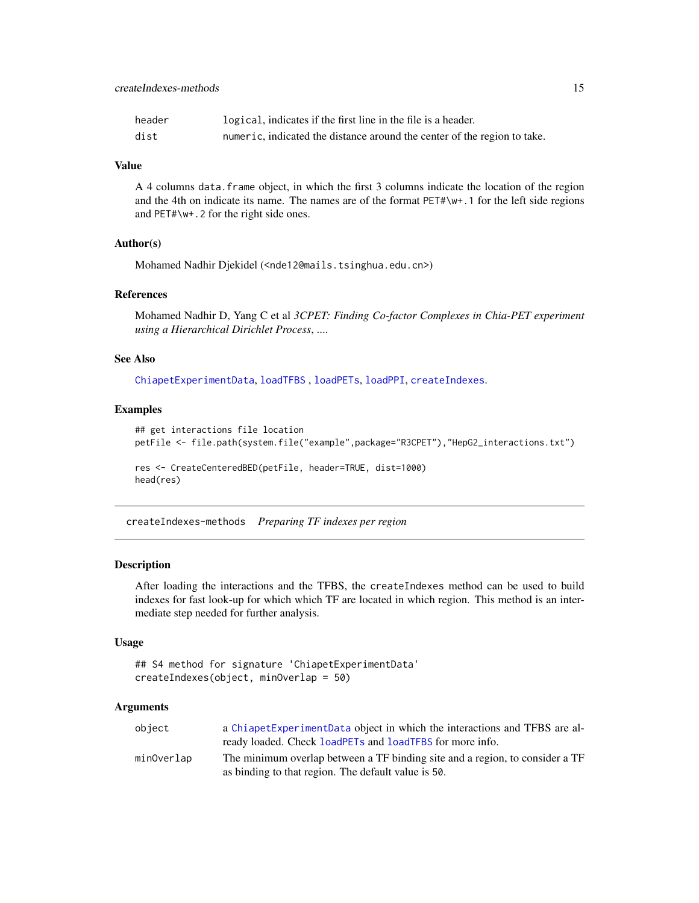| | |
|---|---|
| header | logical, indicates if the first line in the file is a header. |
| dist | numeric, indicated the distance around the center of the region to take. |

### Value

A 4 columns data.frame object, in which the first 3 columns indicate the location of the region and the 4th on indicate its name. The names are of the format PET#\w+.1 for the left side regions and PET#\w+.2 for the right side ones.

### Author(s)

Mohamed Nadhir Djekidel (<nde12@mails.tsinghua.edu.cn>)

### References

Mohamed Nadhir D, Yang C et al *3CPET: Finding Co-factor Complexes in Chia-PET experiment using a Hierarchical Dirichlet Process*, ....

### See Also

ChiapetExperimentData, loadTFBS , loadPETs, loadPPI, createIndexes.

### Examples

```
## get interactions file location
petFile <- file.path(system.file("example",package="R3CPET"),"HepG2_interactions.txt")

res <- CreateCenteredBED(petFile, header=TRUE, dist=1000)
head(res)
```

---

## createIndexes-methods *Preparing TF indexes per region*

### Description

After loading the interactions and the TFBS, the createIndexes method can be used to build indexes for fast look-up for which which TF are located in which region. This method is an intermediate step needed for further analysis.

### Usage

```
## S4 method for signature 'ChiapetExperimentData'
createIndexes(object, minOverlap = 50)
```

### Arguments

| | |
|---|---|
| object | a ChiapetExperimentData object in which the interactions and TFBS are already loaded. Check loadPETs and loadTFBS for more info. |
| minOverlap | The minimum overlap between a TF binding site and a region, to consider a TF as binding to that region. The default value is 50. |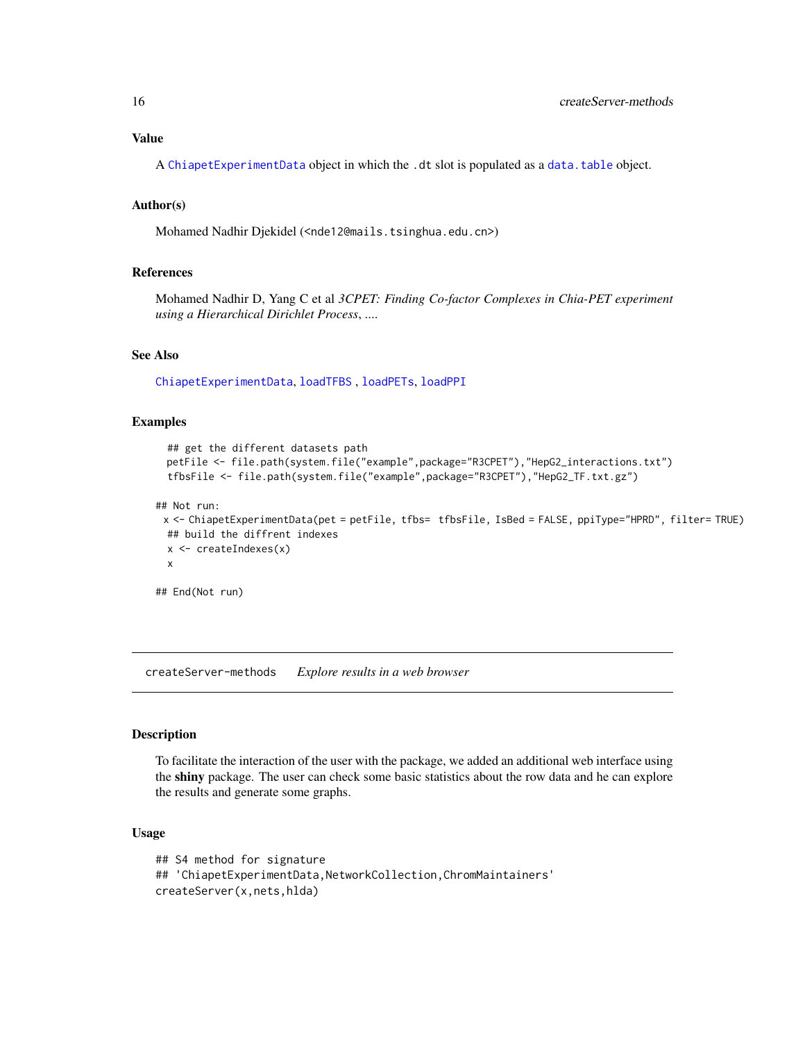### Value

A ChiapetExperimentData object in which the .dt slot is populated as a data.table object.

### Author(s)

Mohamed Nadhir Djekidel (<nde12@mails.tsinghua.edu.cn>)

### References

Mohamed Nadhir D, Yang C et al *3CPET: Finding Co-factor Complexes in Chia-PET experiment using a Hierarchical Dirichlet Process*, ....

### See Also

ChiapetExperimentData, loadTFBS , loadPETs, loadPPI

### Examples

```
  ## get the different datasets path
  petFile <- file.path(system.file("example",package="R3CPET"),"HepG2_interactions.txt")
  tfbsFile <- file.path(system.file("example",package="R3CPET"),"HepG2_TF.txt.gz")

## Not run:
 x <- ChiapetExperimentData(pet = petFile, tfbs=  tfbsFile, IsBed = FALSE, ppiType="HPRD", filter= TRUE)
  ## build the diffrent indexes
  x <- createIndexes(x)
  x

## End(Not run)
```

---

## createServer-methods &nbsp;&nbsp; *Explore results in a web browser*

---

### Description

To facilitate the interaction of the user with the package, we added an additional web interface using the **shiny** package. The user can check some basic statistics about the row data and he can explore the results and generate some graphs.

### Usage

```
## S4 method for signature
## 'ChiapetExperimentData,NetworkCollection,ChromMaintainers'
createServer(x,nets,hlda)
```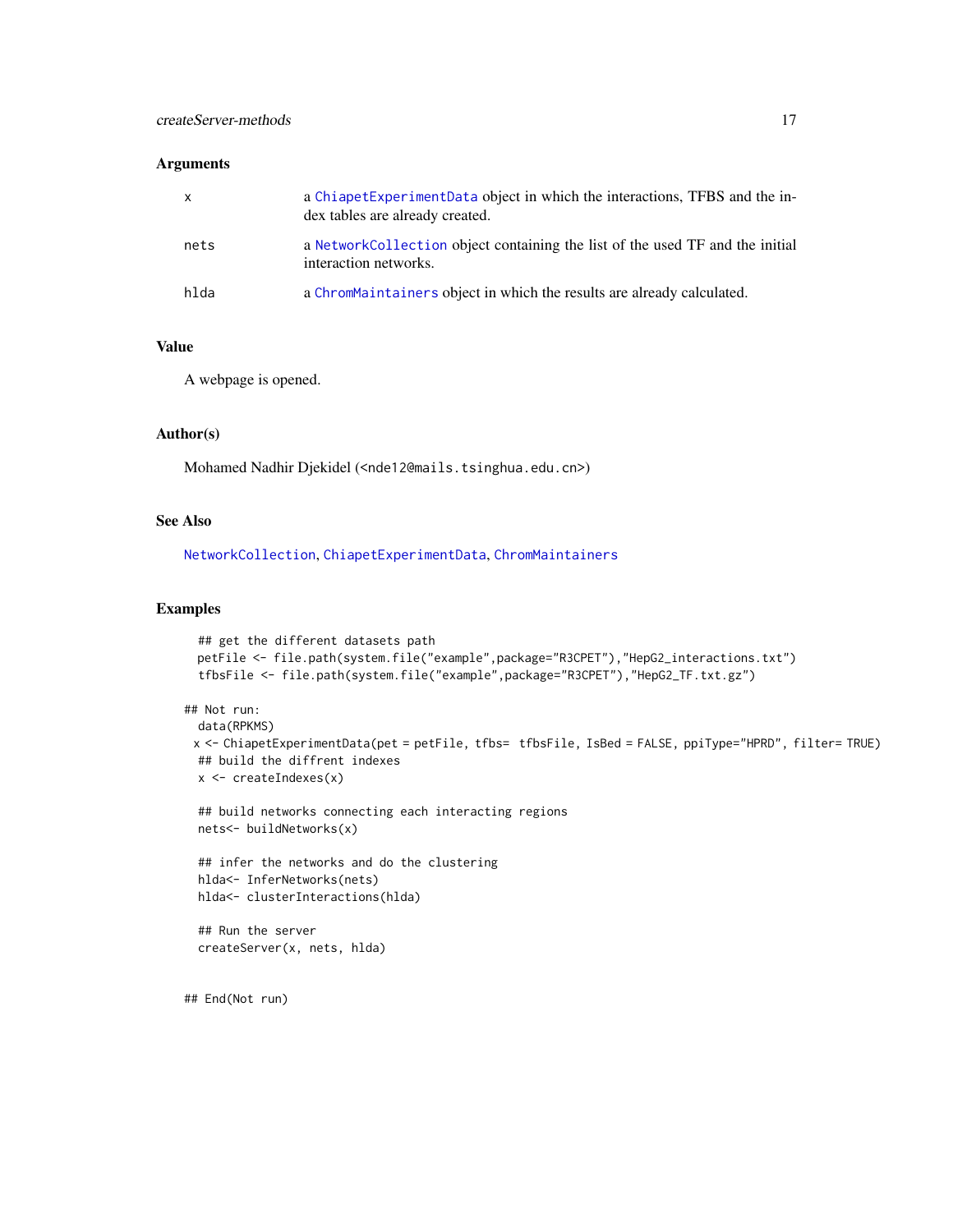## Arguments

| | |
|---|---|
| x | a ChiapetExperimentData object in which the interactions, TFBS and the index tables are already created. |
| nets | a NetworkCollection object containing the list of the used TF and the initial interaction networks. |
| hlda | a ChromMaintainers object in which the results are already calculated. |

## Value

A webpage is opened.

## Author(s)

Mohamed Nadhir Djekidel (<nde12@mails.tsinghua.edu.cn>)

## See Also

NetworkCollection, ChiapetExperimentData, ChromMaintainers

## Examples

```
  ## get the different datasets path
  petFile <- file.path(system.file("example",package="R3CPET"),"HepG2_interactions.txt")
  tfbsFile <- file.path(system.file("example",package="R3CPET"),"HepG2_TF.txt.gz")

## Not run:
  data(RPKMS)
 x <- ChiapetExperimentData(pet = petFile, tfbs=  tfbsFile, IsBed = FALSE, ppiType="HPRD", filter= TRUE)
  ## build the diffrent indexes
  x <- createIndexes(x)

  ## build networks connecting each interacting regions
  nets<- buildNetworks(x)

  ## infer the networks and do the clustering
  hlda<- InferNetworks(nets)
  hlda<- clusterInteractions(hlda)

  ## Run the server
  createServer(x, nets, hlda)


## End(Not run)
```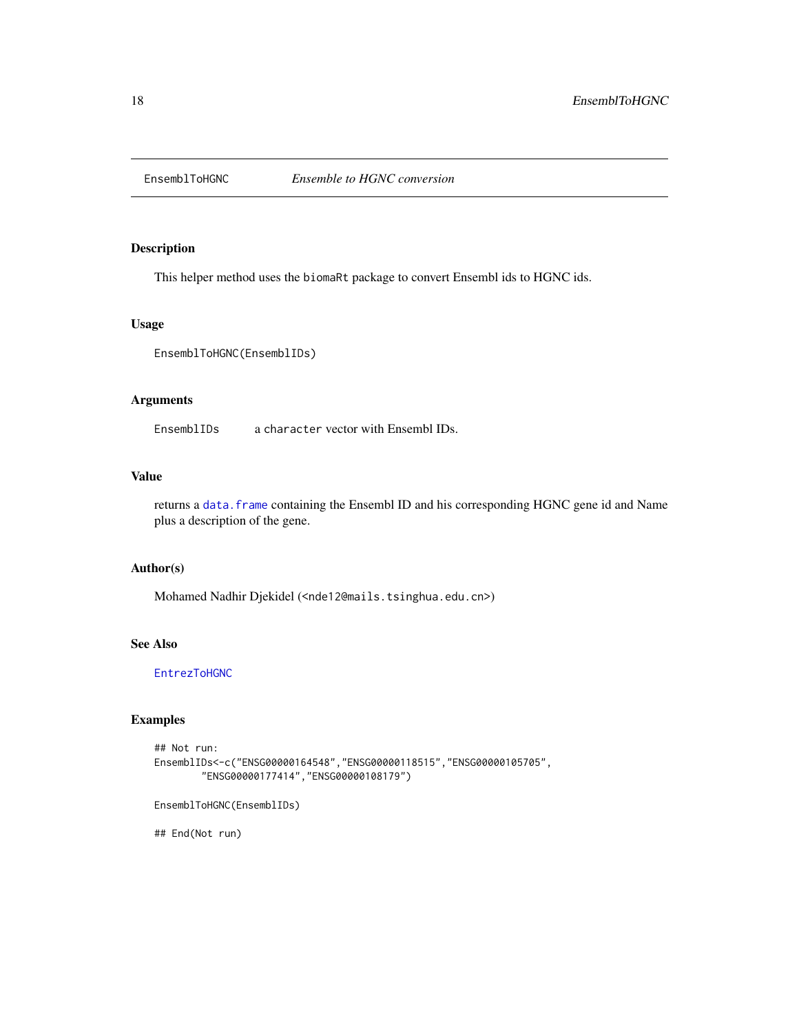EnsemblToHGNC    *Ensemble to HGNC conversion*

## Description

This helper method uses the biomaRt package to convert Ensembl ids to HGNC ids.

## Usage

```
EnsemblToHGNC(EnsemblIDs)
```

## Arguments

| | |
|---|---|
| EnsemblIDs | a character vector with Ensembl IDs. |

## Value

returns a data.frame containing the Ensembl ID and his corresponding HGNC gene id and Name plus a description of the gene.

## Author(s)

Mohamed Nadhir Djekidel (<nde12@mails.tsinghua.edu.cn>)

## See Also

EntrezToHGNC

## Examples

```
## Not run:
EnsemblIDs<-c("ENSG00000164548","ENSG00000118515","ENSG00000105705",
        "ENSG00000177414","ENSG00000108179")

EnsemblToHGNC(EnsemblIDs)

## End(Not run)
```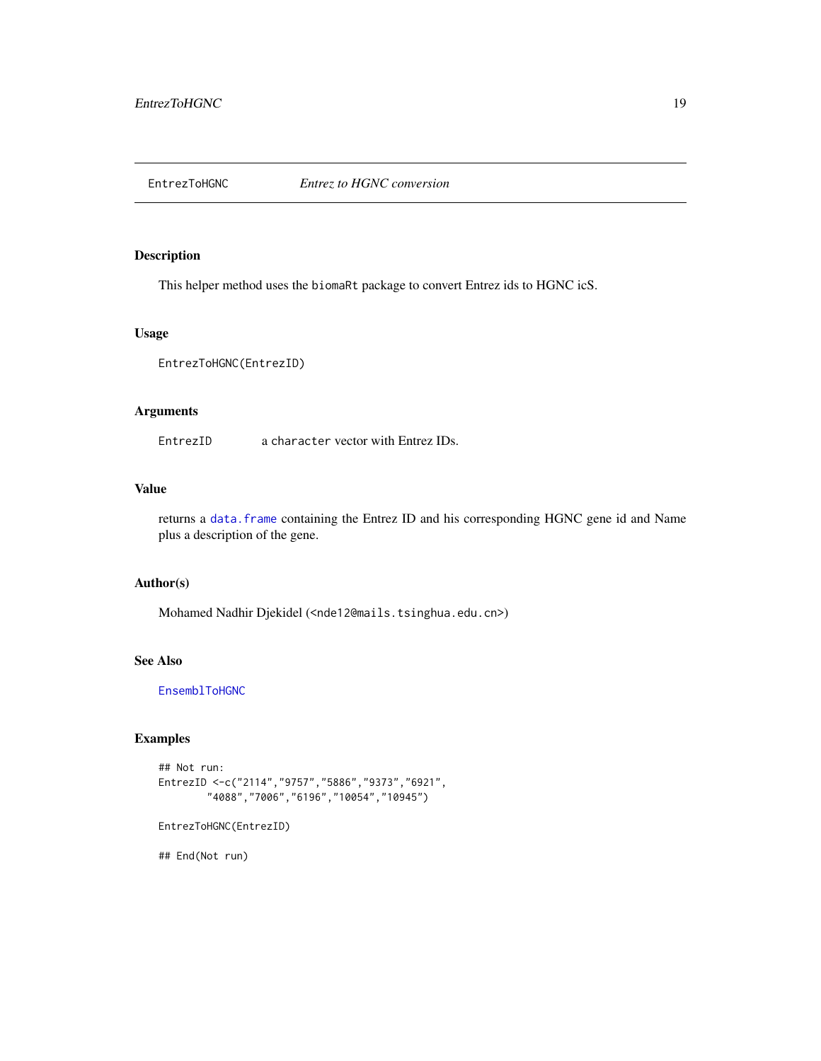EntrezToHGNC *Entrez to HGNC conversion*

## Description

This helper method uses the `biomaRt` package to convert Entrez ids to HGNC icS.

## Usage

```
EntrezToHGNC(EntrezID)
```

## Arguments

| | |
|---|---|
| EntrezID | a `character` vector with Entrez IDs. |

## Value

returns a `data.frame` containing the Entrez ID and his corresponding HGNC gene id and Name plus a description of the gene.

## Author(s)

Mohamed Nadhir Djekidel (<nde12@mails.tsinghua.edu.cn>)

## See Also

`EnsemblToHGNC`

## Examples

```
## Not run:
EntrezID <-c("2114","9757","5886","9373","6921",
        "4088","7006","6196","10054","10945")

EntrezToHGNC(EntrezID)

## End(Not run)
```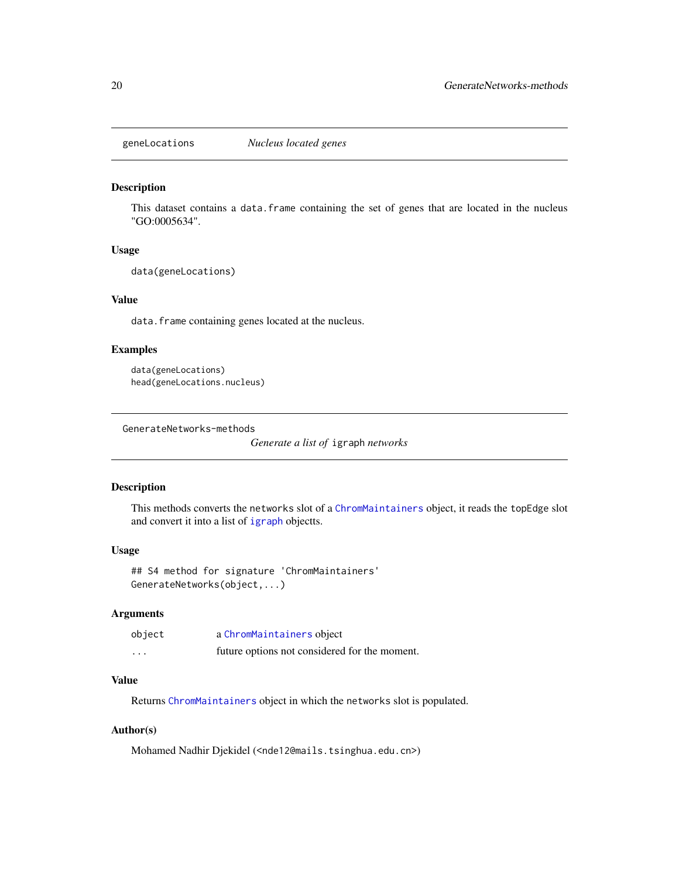## geneLocations — *Nucleus located genes*

### Description

This dataset contains a `data.frame` containing the set of genes that are located in the nucleus "GO:0005634".

### Usage

```
data(geneLocations)
```

### Value

`data.frame` containing genes located at the nucleus.

### Examples

```
data(geneLocations)
head(geneLocations.nucleus)
```

## GenerateNetworks-methods — *Generate a list of* `igraph` *networks*

### Description

This methods converts the `networks` slot of a `ChromMaintainers` object, it reads the `topEdge` slot and convert it into a list of `igraph` objectts.

### Usage

```
## S4 method for signature 'ChromMaintainers'
GenerateNetworks(object,...)
```

### Arguments

| | |
|---|---|
| `object` | a `ChromMaintainers` object |
| `...` | future options not considered for the moment. |

### Value

Returns `ChromMaintainers` object in which the `networks` slot is populated.

### Author(s)

Mohamed Nadhir Djekidel (<nde12@mails.tsinghua.edu.cn>)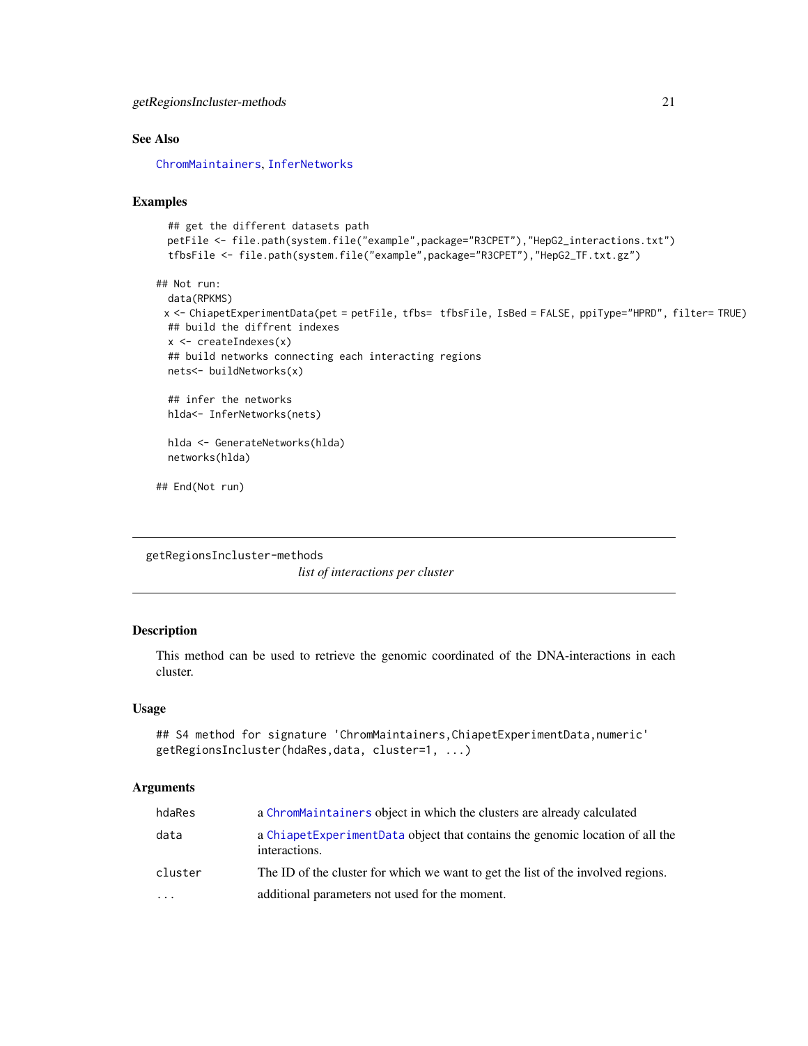## See Also

ChromMaintainers, InferNetworks

## Examples

```
  ## get the different datasets path
  petFile <- file.path(system.file("example",package="R3CPET"),"HepG2_interactions.txt")
  tfbsFile <- file.path(system.file("example",package="R3CPET"),"HepG2_TF.txt.gz")

## Not run:
  data(RPKMS)
 x <- ChiapetExperimentData(pet = petFile, tfbs=  tfbsFile, IsBed = FALSE, ppiType="HPRD", filter= TRUE)
  ## build the diffrent indexes
  x <- createIndexes(x)
  ## build networks connecting each interacting regions
  nets<- buildNetworks(x)

  ## infer the networks
  hlda<- InferNetworks(nets)

  hlda <- GenerateNetworks(hlda)
  networks(hlda)

## End(Not run)
```

---

getRegionsIncluster-methods

*list of interactions per cluster*

---

## Description

This method can be used to retrieve the genomic coordinated of the DNA-interactions in each cluster.

## Usage

```
## S4 method for signature 'ChromMaintainers,ChiapetExperimentData,numeric'
getRegionsIncluster(hdaRes,data, cluster=1, ...)
```

## Arguments

| | |
|---|---|
| hdaRes | a ChromMaintainers object in which the clusters are already calculated |
| data | a ChiapetExperimentData object that contains the genomic location of all the interactions. |
| cluster | The ID of the cluster for which we want to get the list of the involved regions. |
| ... | additional parameters not used for the moment. |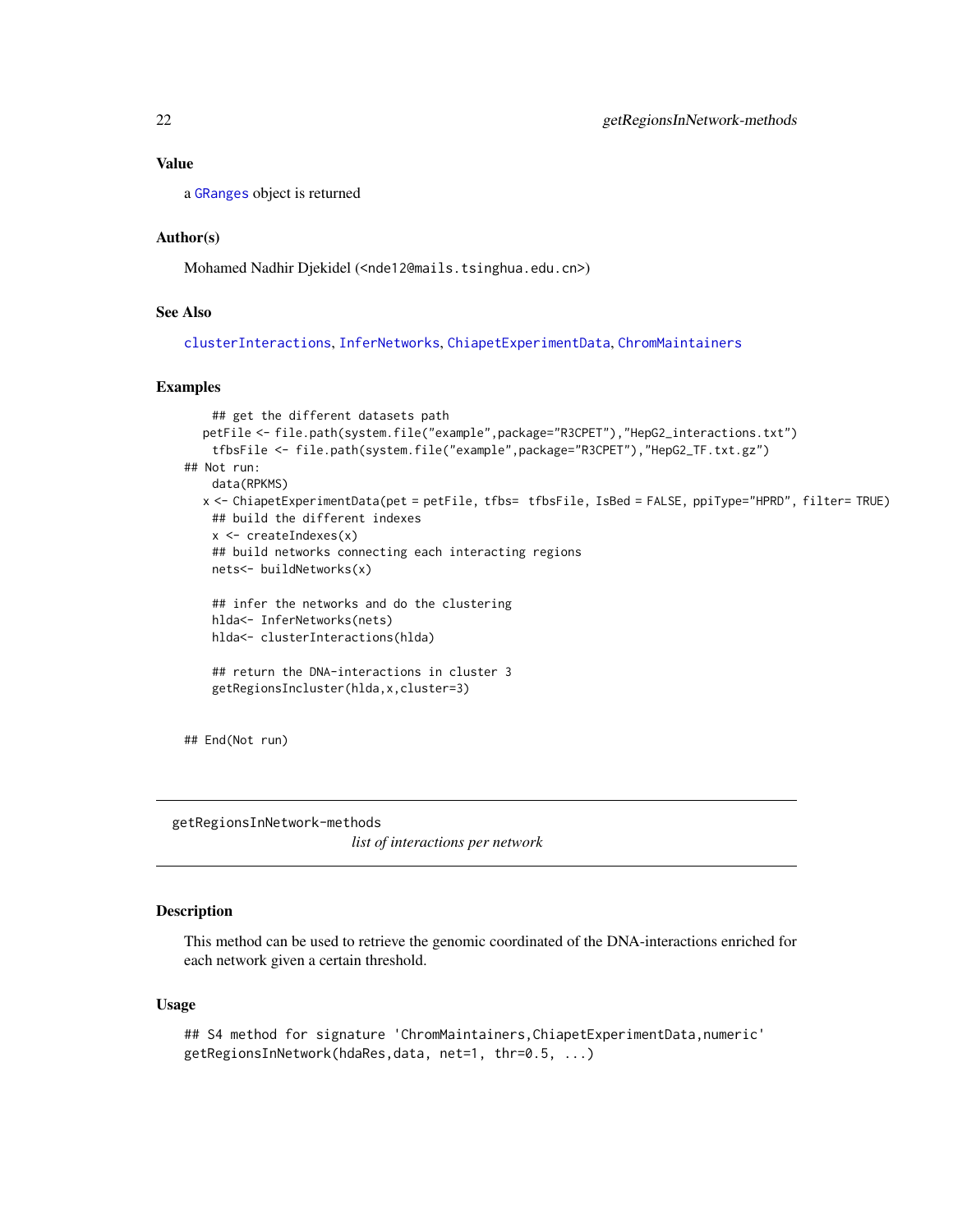### Value

a GRanges object is returned

### Author(s)

Mohamed Nadhir Djekidel (<nde12@mails.tsinghua.edu.cn>)

### See Also

clusterInteractions, InferNetworks, ChiapetExperimentData, ChromMaintainers

### Examples

```
    ## get the different datasets path
   petFile <- file.path(system.file("example",package="R3CPET"),"HepG2_interactions.txt")
    tfbsFile <- file.path(system.file("example",package="R3CPET"),"HepG2_TF.txt.gz")
## Not run:
    data(RPKMS)
   x <- ChiapetExperimentData(pet = petFile, tfbs=  tfbsFile, IsBed = FALSE, ppiType="HPRD", filter= TRUE)
    ## build the different indexes
    x <- createIndexes(x)
    ## build networks connecting each interacting regions
    nets<- buildNetworks(x)

    ## infer the networks and do the clustering
    hlda<- InferNetworks(nets)
    hlda<- clusterInteractions(hlda)

    ## return the DNA-interactions in cluster 3
    getRegionsIncluster(hlda,x,cluster=3)


## End(Not run)
```

---

## getRegionsInNetwork-methods

*list of interactions per network*

---

### Description

This method can be used to retrieve the genomic coordinated of the DNA-interactions enriched for each network given a certain threshold.

### Usage

```
## S4 method for signature 'ChromMaintainers,ChiapetExperimentData,numeric'
getRegionsInNetwork(hdaRes,data, net=1, thr=0.5, ...)
```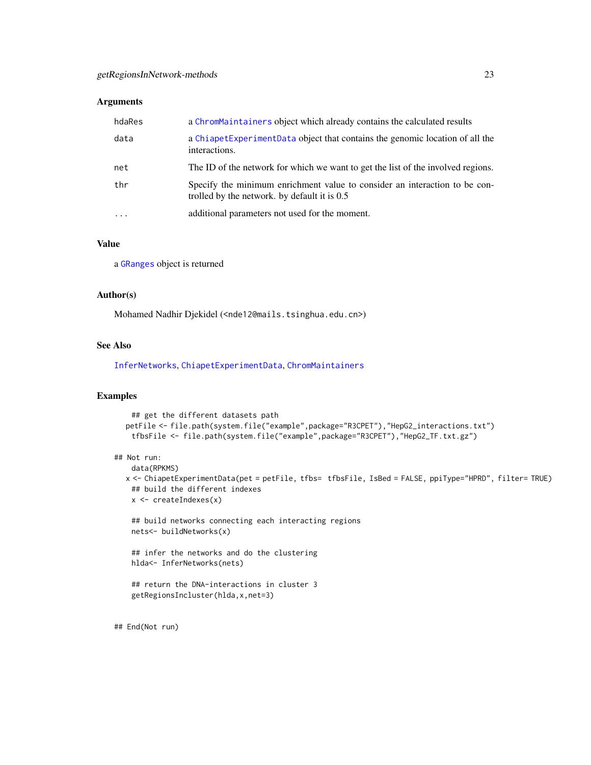### Arguments

| | |
|---|---|
| hdaRes | a ChromMaintainers object which already contains the calculated results |
| data | a ChiapetExperimentData object that contains the genomic location of all the interactions. |
| net | The ID of the network for which we want to get the list of the involved regions. |
| thr | Specify the minimum enrichment value to consider an interaction to be controlled by the network. by default it is 0.5 |
| ... | additional parameters not used for the moment. |

### Value

a GRanges object is returned

### Author(s)

Mohamed Nadhir Djekidel (<nde12@mails.tsinghua.edu.cn>)

### See Also

InferNetworks, ChiapetExperimentData, ChromMaintainers

### Examples

```
    ## get the different datasets path
   petFile <- file.path(system.file("example",package="R3CPET"),"HepG2_interactions.txt")
    tfbsFile <- file.path(system.file("example",package="R3CPET"),"HepG2_TF.txt.gz")

## Not run:
    data(RPKMS)
   x <- ChiapetExperimentData(pet = petFile, tfbs=  tfbsFile, IsBed = FALSE, ppiType="HPRD", filter= TRUE)
    ## build the different indexes
    x <- createIndexes(x)

    ## build networks connecting each interacting regions
    nets<- buildNetworks(x)

    ## infer the networks and do the clustering
    hlda<- InferNetworks(nets)

    ## return the DNA-interactions in cluster 3
    getRegionsIncluster(hlda,x,net=3)


## End(Not run)
```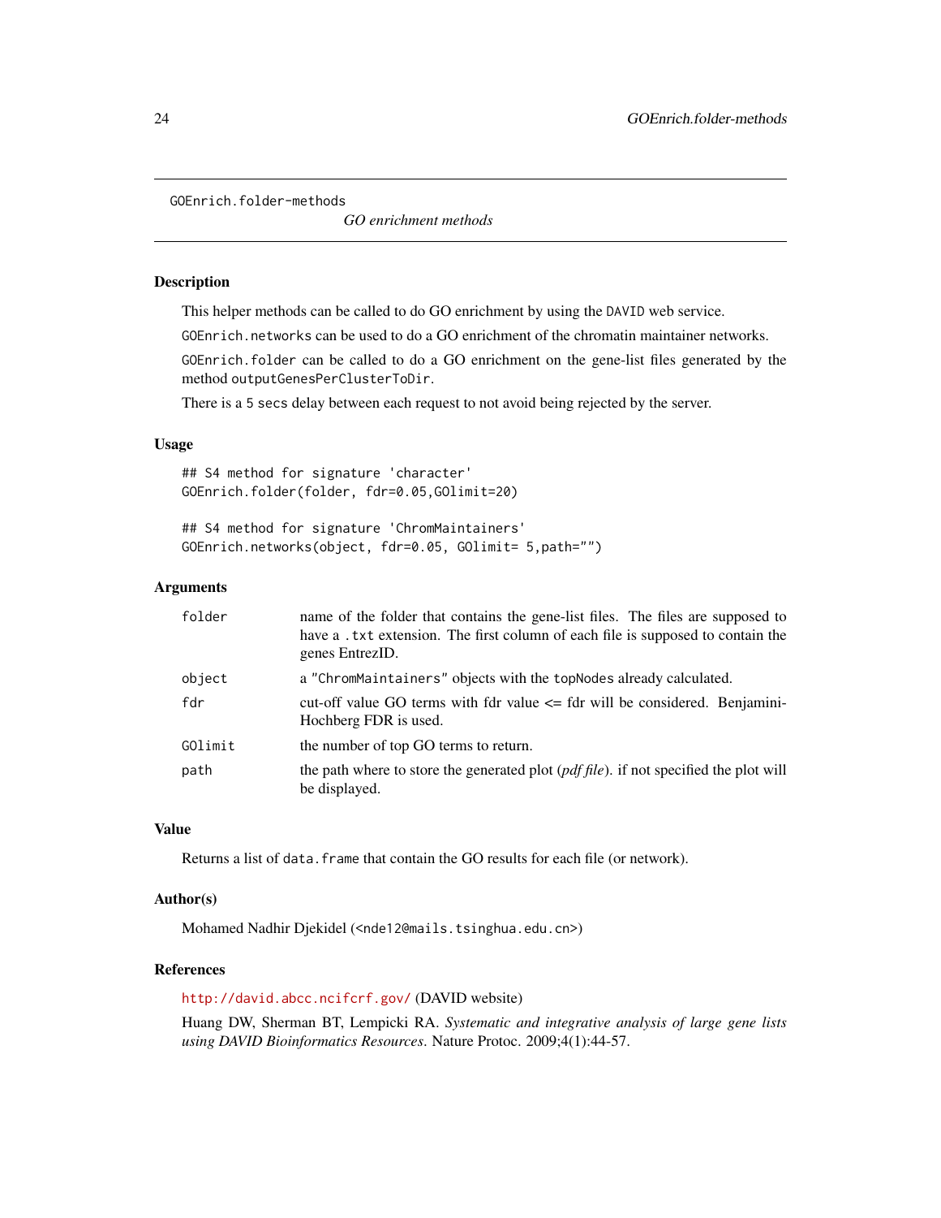GOEnrich.folder-methods

## *GO enrichment methods*

### Description

This helper methods can be called to do GO enrichment by using the `DAVID` web service.

`GOEnrich.networks` can be used to do a GO enrichment of the chromatin maintainer networks.

`GOEnrich.folder` can be called to do a GO enrichment on the gene-list files generated by the method `outputGenesPerClusterToDir`.

There is a 5 secs delay between each request to not avoid being rejected by the server.

### Usage

```
## S4 method for signature 'character'
GOEnrich.folder(folder, fdr=0.05,GOlimit=20)

## S4 method for signature 'ChromMaintainers'
GOEnrich.networks(object, fdr=0.05, GOlimit= 5,path="")
```

### Arguments

| | |
|---|---|
| `folder` | name of the folder that contains the gene-list files. The files are supposed to have a `.txt` extension. The first column of each file is supposed to contain the genes EntrezID. |
| `object` | a `"ChromMaintainers"` objects with the `topNodes` already calculated. |
| `fdr` | cut-off value GO terms with fdr value <= fdr will be considered. Benjamini-Hochberg FDR is used. |
| `GOlimit` | the number of top GO terms to return. |
| `path` | the path where to store the generated plot (*pdf file*). if not specified the plot will be displayed. |

### Value

Returns a list of `data.frame` that contain the GO results for each file (or network).

### Author(s)

Mohamed Nadhir Djekidel (<nde12@mails.tsinghua.edu.cn>)

### References

http://david.abcc.ncifcrf.gov/ (DAVID website)

Huang DW, Sherman BT, Lempicki RA. *Systematic and integrative analysis of large gene lists using DAVID Bioinformatics Resources.* Nature Protoc. 2009;4(1):44-57.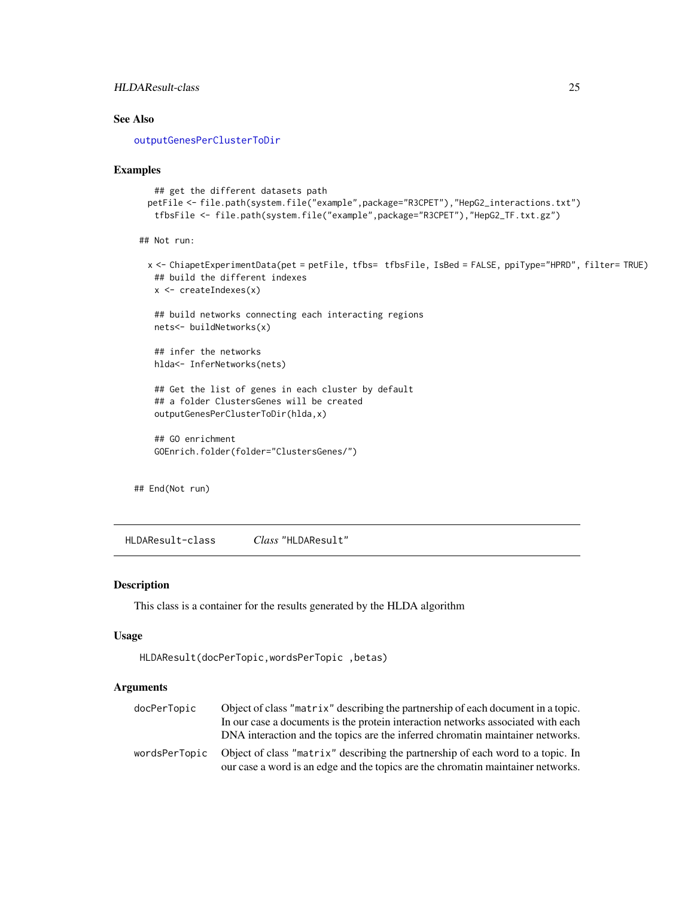## See Also

outputGenesPerClusterToDir

## Examples

```
## get the different datasets path
petFile <- file.path(system.file("example",package="R3CPET"),"HepG2_interactions.txt")
tfbsFile <- file.path(system.file("example",package="R3CPET"),"HepG2_TF.txt.gz")

## Not run:

x <- ChiapetExperimentData(pet = petFile, tfbs= tfbsFile, IsBed = FALSE, ppiType="HPRD", filter= TRUE)
## build the different indexes
x <- createIndexes(x)

## build networks connecting each interacting regions
nets<- buildNetworks(x)

## infer the networks
hlda<- InferNetworks(nets)

## Get the list of genes in each cluster by default
## a folder ClustersGenes will be created
outputGenesPerClusterToDir(hlda,x)

## GO enrichment
GOEnrich.folder(folder="ClustersGenes/")


## End(Not run)
```

---

# HLDAResult-class — *Class* "HLDAResult"

## Description

This class is a container for the results generated by the HLDA algorithm

## Usage

```
HLDAResult(docPerTopic,wordsPerTopic ,betas)
```

## Arguments

| | |
|---|---|
| docPerTopic | Object of class "matrix" describing the partnership of each document in a topic. In our case a documents is the protein interaction networks associated with each DNA interaction and the topics are the inferred chromatin maintainer networks. |
| wordsPerTopic | Object of class "matrix" describing the partnership of each word to a topic. In our case a word is an edge and the topics are the chromatin maintainer networks. |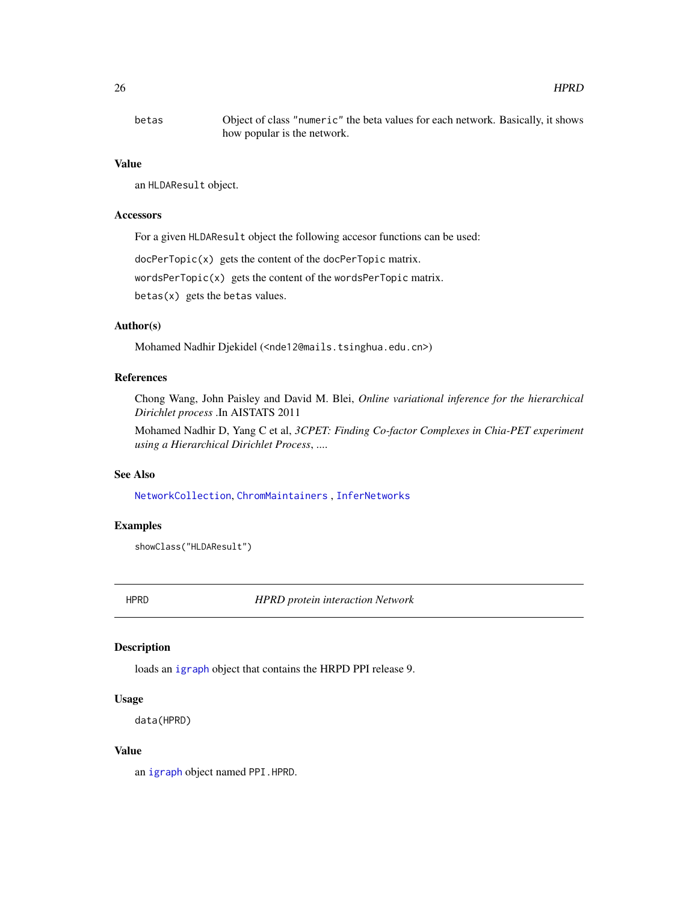betas    Object of class "numeric" the beta values for each network. Basically, it shows how popular is the network.

### Value

an HLDAResult object.

### Accessors

For a given HLDAResult object the following accesor functions can be used:

docPerTopic(x) gets the content of the docPerTopic matrix.

wordsPerTopic(x) gets the content of the wordsPerTopic matrix.

betas(x) gets the betas values.

### Author(s)

Mohamed Nadhir Djekidel (<nde12@mails.tsinghua.edu.cn>)

### References

Chong Wang, John Paisley and David M. Blei, *Online variational inference for the hierarchical Dirichlet process* .In AISTATS 2011

Mohamed Nadhir D, Yang C et al, *3CPET: Finding Co-factor Complexes in Chia-PET experiment using a Hierarchical Dirichlet Process*, ....

### See Also

NetworkCollection, ChromMaintainers , InferNetworks

### Examples

```
showClass("HLDAResult")
```

---

## HPRD    *HPRD protein interaction Network*

---

### Description

loads an igraph object that contains the HRPD PPI release 9.

### Usage

```
data(HPRD)
```

### Value

an igraph object named PPI.HPRD.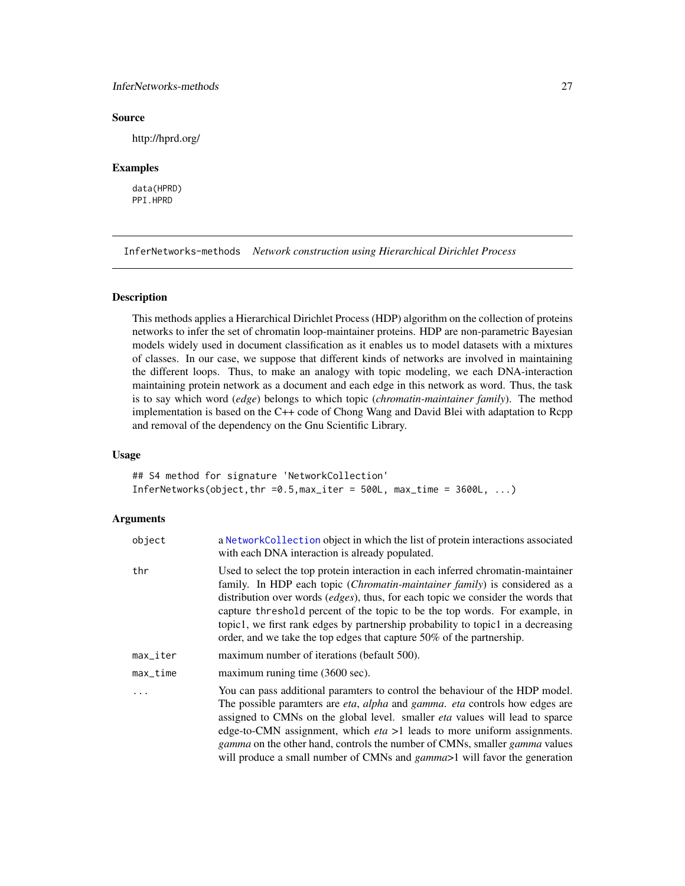### Source

http://hprd.org/

### Examples

```
data(HPRD)
PPI.HPRD
```

---

## InferNetworks-methods *Network construction using Hierarchical Dirichlet Process*

### Description

This methods applies a Hierarchical Dirichlet Process (HDP) algorithm on the collection of proteins networks to infer the set of chromatin loop-maintainer proteins. HDP are non-parametric Bayesian models widely used in document classification as it enables us to model datasets with a mixtures of classes. In our case, we suppose that different kinds of networks are involved in maintaining the different loops. Thus, to make an analogy with topic modeling, we each DNA-interaction maintaining protein network as a document and each edge in this network as word. Thus, the task is to say which word (*edge*) belongs to which topic (*chromatin-maintainer family*). The method implementation is based on the C++ code of Chong Wang and David Blei with adaptation to Rcpp and removal of the dependency on the Gnu Scientific Library.

### Usage

```
## S4 method for signature 'NetworkCollection'
InferNetworks(object,thr =0.5,max_iter = 500L, max_time = 3600L, ...)
```

### Arguments

| | |
|---|---|
| object | a NetworkCollection object in which the list of protein interactions associated with each DNA interaction is already populated. |
| thr | Used to select the top protein interaction in each inferred chromatin-maintainer family. In HDP each topic (*Chromatin-maintainer family*) is considered as a distribution over words (*edges*), thus, for each topic we consider the words that capture threshold percent of the topic to be the top words. For example, in topic1, we first rank edges by partnership probability to topic1 in a decreasing order, and we take the top edges that capture 50% of the partnership. |
| max_iter | maximum number of iterations (befault 500). |
| max_time | maximum runing time (3600 sec). |
| ... | You can pass additional paramters to control the behaviour of the HDP model. The possible paramters are *eta*, *alpha* and *gamma*. *eta* controls how edges are assigned to CMNs on the global level. smaller *eta* values will lead to sparce edge-to-CMN assignment, which *eta* >1 leads to more uniform assignments. *gamma* on the other hand, controls the number of CMNs, smaller *gamma* values will produce a small number of CMNs and *gamma*>1 will favor the generation |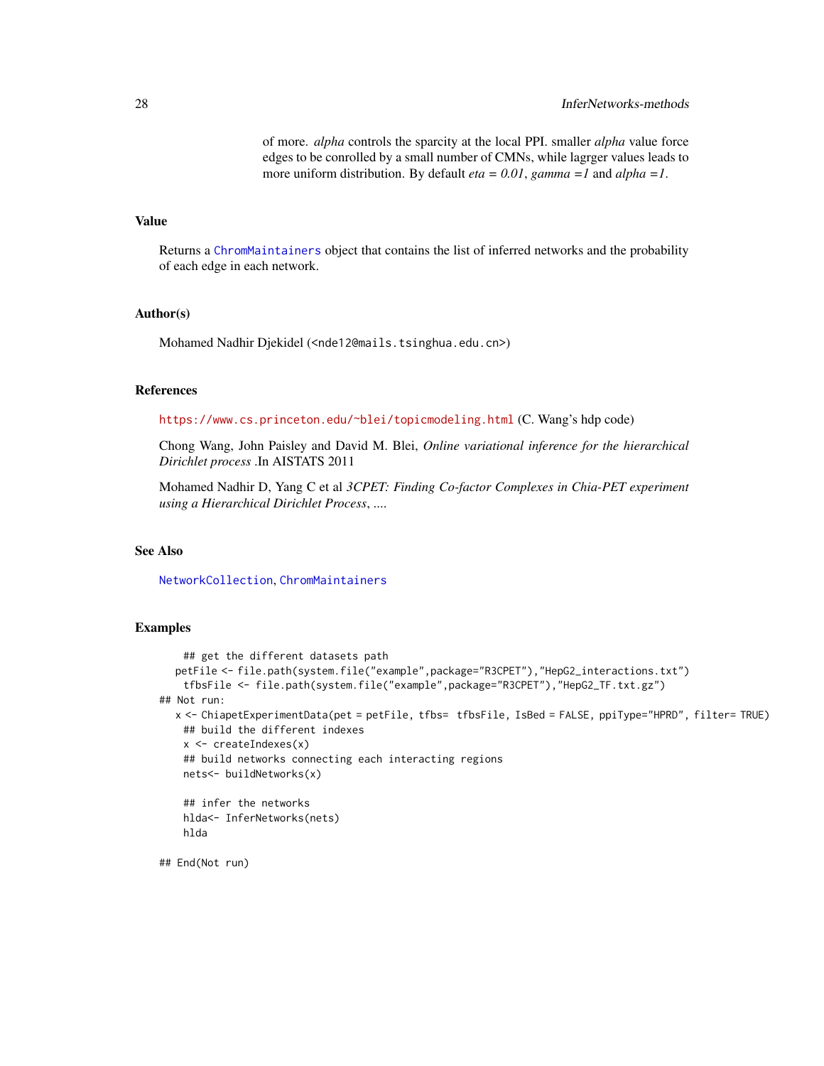of more. *alpha* controls the sparcity at the local PPI. smaller *alpha* value force edges to be conrolled by a small number of CMNs, while lagrger values leads to more uniform distribution. By default *eta = 0.01*, *gamma =1* and *alpha =1*.

## Value

Returns a ChromMaintainers object that contains the list of inferred networks and the probability of each edge in each network.

## Author(s)

Mohamed Nadhir Djekidel (<nde12@mails.tsinghua.edu.cn>)

## References

https://www.cs.princeton.edu/~blei/topicmodeling.html (C. Wang's hdp code)

Chong Wang, John Paisley and David M. Blei, *Online variational inference for the hierarchical Dirichlet process* .In AISTATS 2011

Mohamed Nadhir D, Yang C et al *3CPET: Finding Co-factor Complexes in Chia-PET experiment using a Hierarchical Dirichlet Process*, ....

## See Also

NetworkCollection, ChromMaintainers

## Examples

```
    ## get the different datasets path
   petFile <- file.path(system.file("example",package="R3CPET"),"HepG2_interactions.txt")
    tfbsFile <- file.path(system.file("example",package="R3CPET"),"HepG2_TF.txt.gz")
## Not run:
   x <- ChiapetExperimentData(pet = petFile, tfbs=  tfbsFile, IsBed = FALSE, ppiType="HPRD", filter= TRUE)
    ## build the different indexes
    x <- createIndexes(x)
    ## build networks connecting each interacting regions
    nets<- buildNetworks(x)

    ## infer the networks
    hlda<- InferNetworks(nets)
    hlda

## End(Not run)
```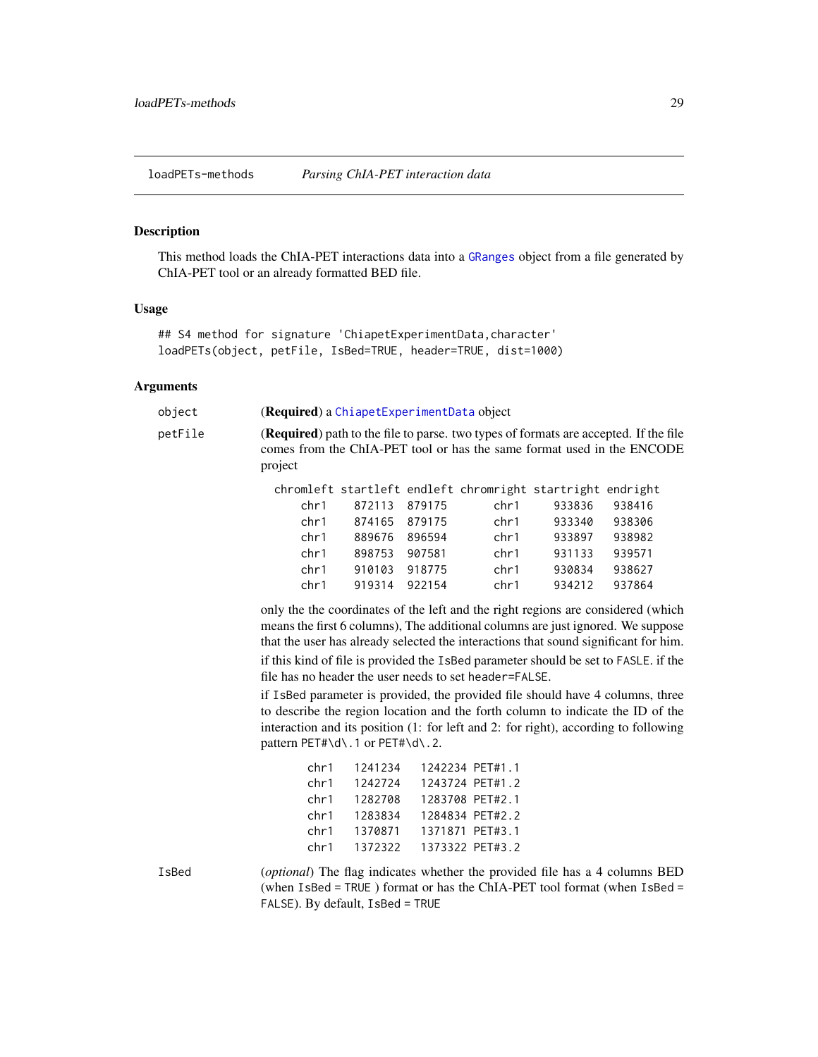loadPETs-methods *Parsing ChIA-PET interaction data*

## Description

This method loads the ChIA-PET interactions data into a GRanges object from a file generated by ChIA-PET tool or an already formatted BED file.

## Usage

```
## S4 method for signature 'ChiapetExperimentData,character'
loadPETs(object, petFile, IsBed=TRUE, header=TRUE, dist=1000)
```

## Arguments

**object** (**Required**) a ChiapetExperimentData object

**petFile** (**Required**) path to the file to parse. two types of formats are accepted. If the file comes from the ChIA-PET tool or has the same format used in the ENCODE project

```
chromleft startleft endleft chromright startright endright
     chr1    872113  879175       chr1      933836    938416
     chr1    874165  879175       chr1      933340    938306
     chr1    889676  896594       chr1      933897    938982
     chr1    898753  907581       chr1      931133    939571
     chr1    910103  918775       chr1      930834    938627
     chr1    919314  922154       chr1      934212    937864
```

only the the coordinates of the left and the right regions are considered (which means the first 6 columns), The additional columns are just ignored. We suppose that the user has already selected the interactions that sound significant for him.

if this kind of file is provided the `IsBed` parameter should be set to `FASLE`. if the file has no header the user needs to set `header=FALSE`.

if `IsBed` parameter is provided, the provided file should have 4 columns, three to describe the region location and the forth column to indicate the ID of the interaction and its position (1: for left and 2: for right), according to following pattern `PET#\d\.1` or `PET#\d\.2`.

```
chr1    1241234    1242234 PET#1.1
chr1    1242724    1243724 PET#1.2
chr1    1282708    1283708 PET#2.1
chr1    1283834    1284834 PET#2.2
chr1    1370871    1371871 PET#3.1
chr1    1372322    1373322 PET#3.2
```

**IsBed** (*optional*) The flag indicates whether the provided file has a 4 columns BED (when `IsBed = TRUE` ) format or has the ChIA-PET tool format (when `IsBed = FALSE`). By default, `IsBed = TRUE`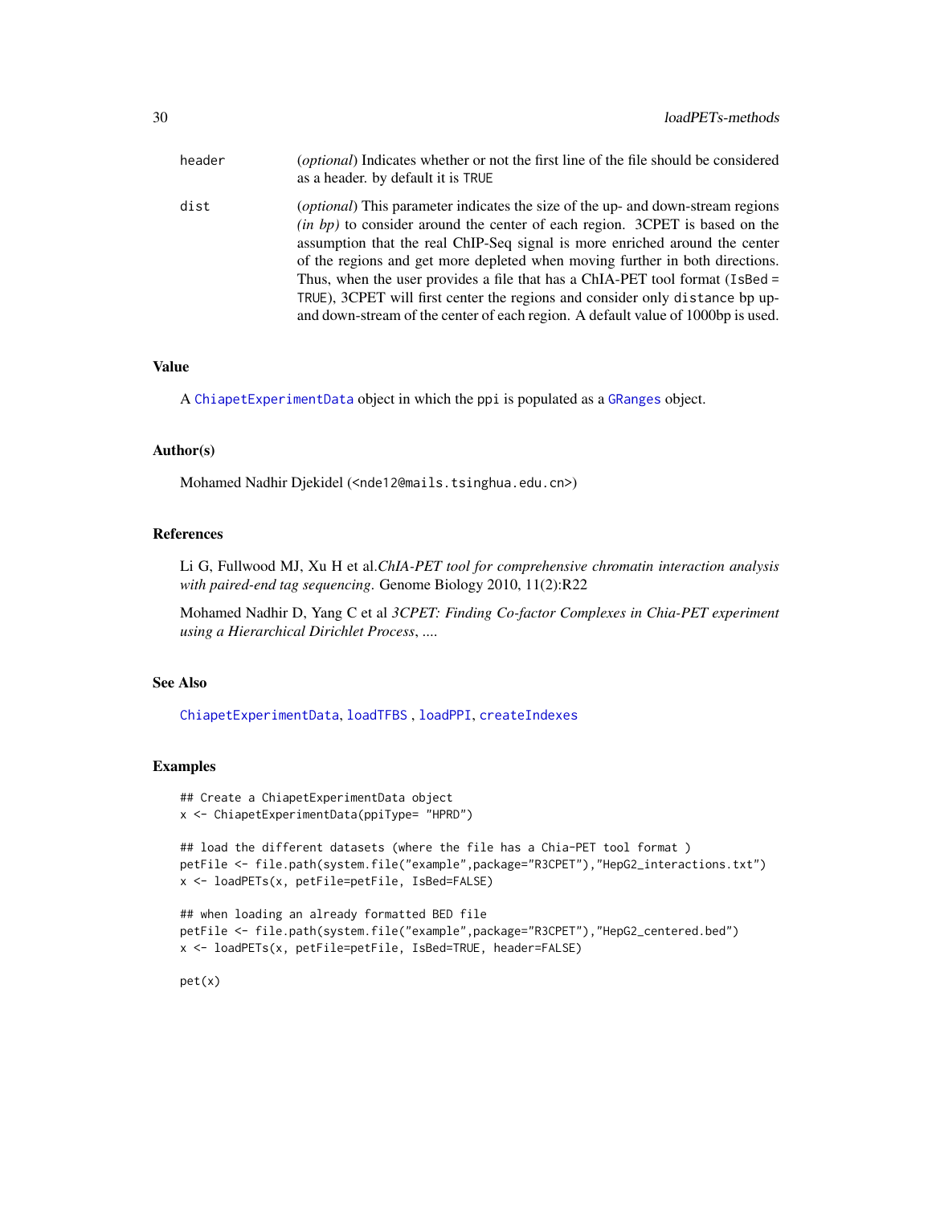header
: (*optional*) Indicates whether or not the first line of the file should be considered as a header. by default it is `TRUE`

dist
: (*optional*) This parameter indicates the size of the up- and down-stream regions *(in bp)* to consider around the center of each region. 3CPET is based on the assumption that the real ChIP-Seq signal is more enriched around the center of the regions and get more depleted when moving further in both directions. Thus, when the user provides a file that has a ChIA-PET tool format (`IsBed = TRUE`), 3CPET will first center the regions and consider only `distance` bp up- and down-stream of the center of each region. A default value of 1000bp is used.

## Value

A `ChiapetExperimentData` object in which the `ppi` is populated as a `GRanges` object.

## Author(s)

Mohamed Nadhir Djekidel (<nde12@mails.tsinghua.edu.cn>)

## References

Li G, Fullwood MJ, Xu H et al.*ChIA-PET tool for comprehensive chromatin interaction analysis with paired-end tag sequencing*. Genome Biology 2010, 11(2):R22

Mohamed Nadhir D, Yang C et al *3CPET: Finding Co-factor Complexes in Chia-PET experiment using a Hierarchical Dirichlet Process*, ....

## See Also

`ChiapetExperimentData`, `loadTFBS` , `loadPPI`, `createIndexes`

## Examples

```
## Create a ChiapetExperimentData object
x <- ChiapetExperimentData(ppiType= "HPRD")

## load the different datasets (where the file has a Chia-PET tool format )
petFile <- file.path(system.file("example",package="R3CPET"),"HepG2_interactions.txt")
x <- loadPETs(x, petFile=petFile, IsBed=FALSE)

## when loading an already formatted BED file
petFile <- file.path(system.file("example",package="R3CPET"),"HepG2_centered.bed")
x <- loadPETs(x, petFile=petFile, IsBed=TRUE, header=FALSE)

pet(x)
```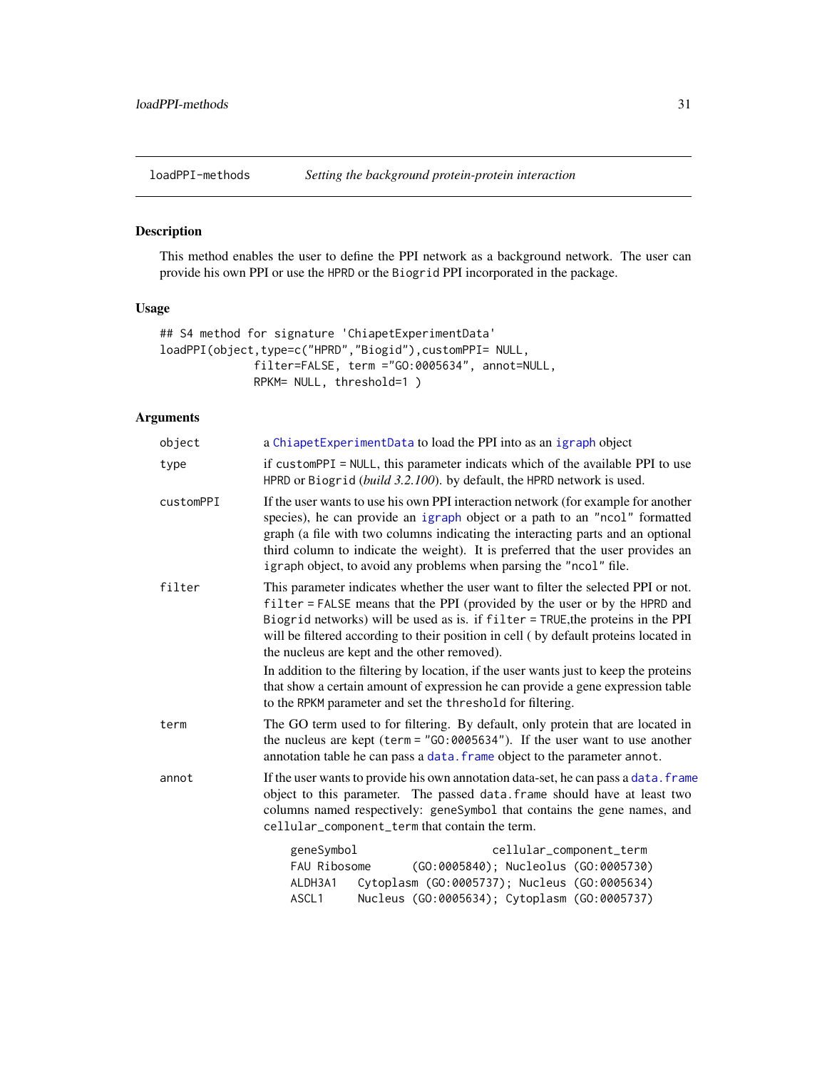loadPPI-methods *Setting the background protein-protein interaction*

## Description

This method enables the user to define the PPI network as a background network. The user can provide his own PPI or use the HPRD or the Biogrid PPI incorporated in the package.

## Usage

```
## S4 method for signature 'ChiapetExperimentData'
loadPPI(object,type=c("HPRD","Biogid"),customPPI= NULL,
              filter=FALSE, term ="GO:0005634", annot=NULL,
              RPKM= NULL, threshold=1 )
```

## Arguments

| | |
|---|---|
| object | a ChiapetExperimentData to load the PPI into as an igraph object |
| type | if customPPI = NULL, this parameter indicats which of the available PPI to use HPRD or Biogrid (*build 3.2.100*). by default, the HPRD network is used. |
| customPPI | If the user wants to use his own PPI interaction network (for example for another species), he can provide an igraph object or a path to an "ncol" formatted graph (a file with two columns indicating the interacting parts and an optional third column to indicate the weight). It is preferred that the user provides an igraph object, to avoid any problems when parsing the "ncol" file. |
| filter | This parameter indicates whether the user want to filter the selected PPI or not. filter = FALSE means that the PPI (provided by the user or by the HPRD and Biogrid networks) will be used as is. if filter = TRUE,the proteins in the PPI will be filtered according to their position in cell ( by default proteins located in the nucleus are kept and the other removed). In addition to the filtering by location, if the user wants just to keep the proteins that show a certain amount of expression he can provide a gene expression table to the RPKM parameter and set the threshold for filtering. |
| term | The GO term used to for filtering. By default, only protein that are located in the nucleus are kept (term = "GO:0005634"). If the user want to use another annotation table he can pass a data.frame object to the parameter annot. |
| annot | If the user wants to provide his own annotation data-set, he can pass a data.frame object to this parameter. The passed data.frame should have at least two columns named respectively: geneSymbol that contains the gene names, and cellular_component_term that contain the term. |

```
geneSymbol                    cellular_component_term
FAU Ribosome      (GO:0005840); Nucleolus (GO:0005730)
ALDH3A1   Cytoplasm (GO:0005737); Nucleus (GO:0005634)
ASCL1     Nucleus (GO:0005634); Cytoplasm (GO:0005737)
```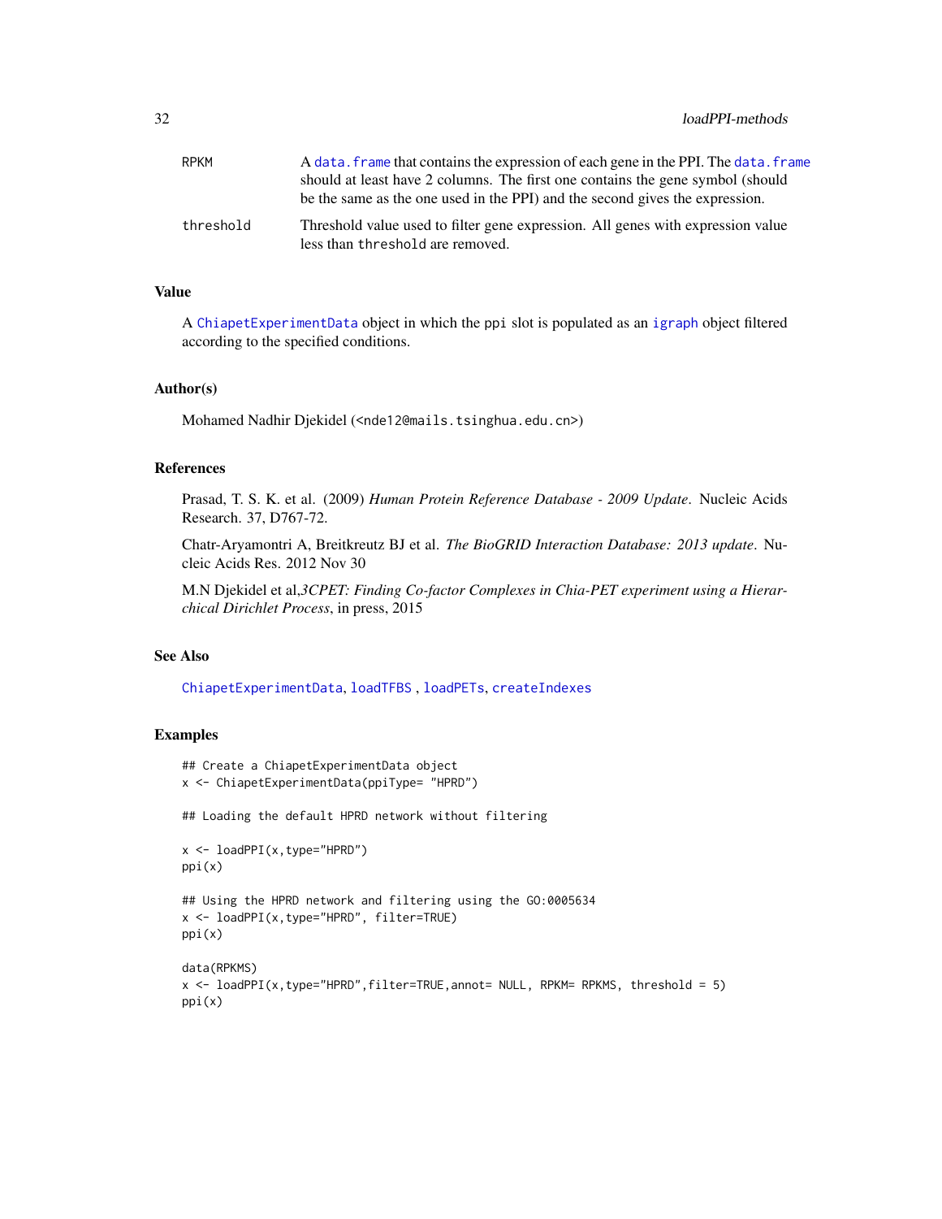| | |
|---|---|
| RPKM | A data.frame that contains the expression of each gene in the PPI. The data.frame should at least have 2 columns. The first one contains the gene symbol (should be the same as the one used in the PPI) and the second gives the expression. |
| threshold | Threshold value used to filter gene expression. All genes with expression value less than threshold are removed. |

## Value

A ChiapetExperimentData object in which the ppi slot is populated as an igraph object filtered according to the specified conditions.

## Author(s)

Mohamed Nadhir Djekidel (<nde12@mails.tsinghua.edu.cn>)

## References

Prasad, T. S. K. et al. (2009) *Human Protein Reference Database - 2009 Update*. Nucleic Acids Research. 37, D767-72.

Chatr-Aryamontri A, Breitkreutz BJ et al. *The BioGRID Interaction Database: 2013 update*. Nucleic Acids Res. 2012 Nov 30

M.N Djekidel et al,*3CPET: Finding Co-factor Complexes in Chia-PET experiment using a Hierarchical Dirichlet Process*, in press, 2015

## See Also

ChiapetExperimentData, loadTFBS , loadPETs, createIndexes

## Examples

```
## Create a ChiapetExperimentData object
x <- ChiapetExperimentData(ppiType= "HPRD")

## Loading the default HPRD network without filtering

x <- loadPPI(x,type="HPRD")
ppi(x)

## Using the HPRD network and filtering using the GO:0005634
x <- loadPPI(x,type="HPRD", filter=TRUE)
ppi(x)

data(RPKMS)
x <- loadPPI(x,type="HPRD",filter=TRUE,annot= NULL, RPKM= RPKMS, threshold = 5)
ppi(x)
```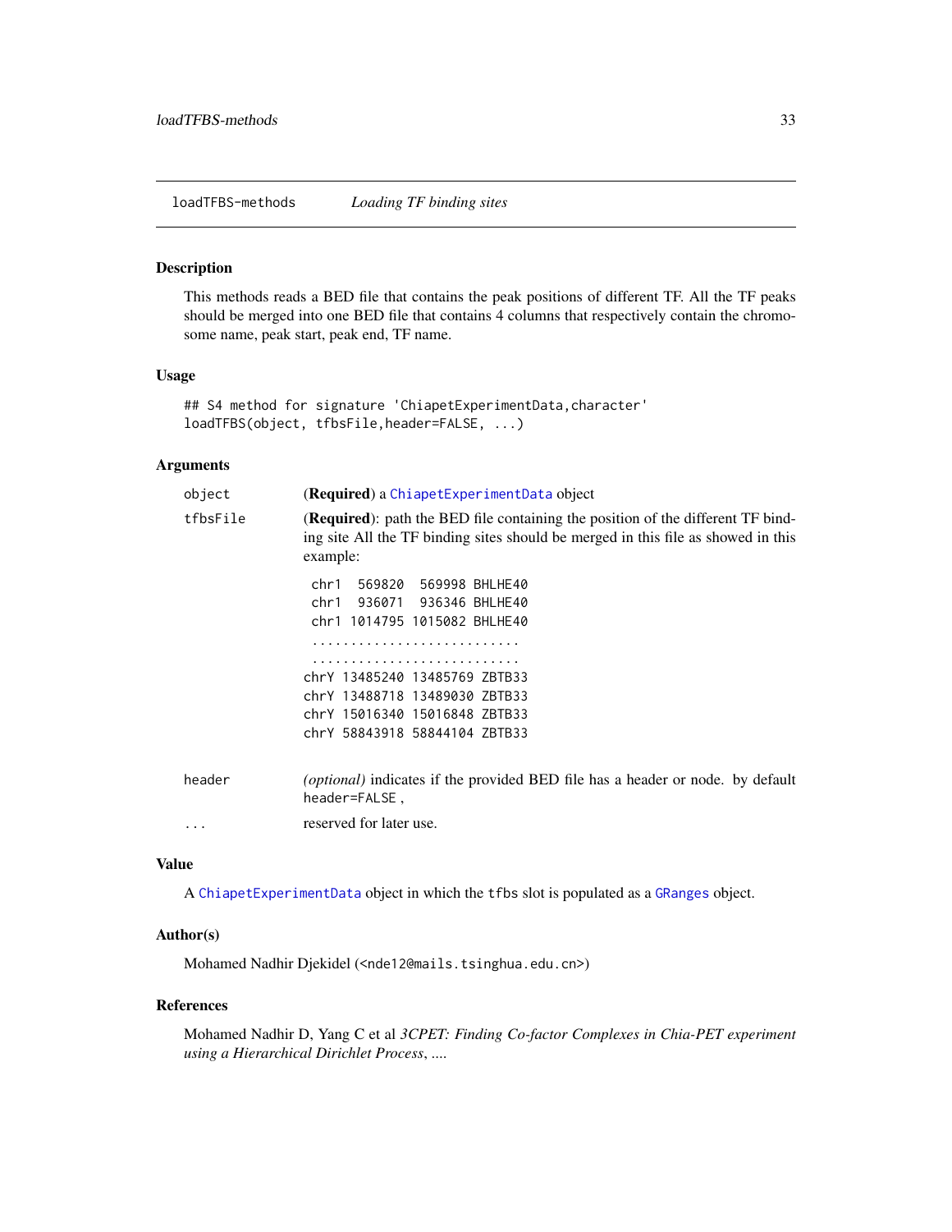loadTFBS-methods *Loading TF binding sites*

### Description

This methods reads a BED file that contains the peak positions of different TF. All the TF peaks should be merged into one BED file that contains 4 columns that respectively contain the chromosome name, peak start, peak end, TF name.

### Usage

```
## S4 method for signature 'ChiapetExperimentData,character'
loadTFBS(object, tfbsFile,header=FALSE, ...)
```

### Arguments

| | |
|---|---|
| `object` | **(Required)** a `ChiapetExperimentData` object |
| `tfbsFile` | **(Required)**: path the BED file containing the position of the different TF binding site All the TF binding sites should be merged in this file as showed in this example: |
| `header` | *(optional)* indicates if the provided BED file has a header or node. by default `header=FALSE` , |
| `...` | reserved for later use. |

```
 chr1  569820  569998 BHLHE40
 chr1  936071  936346 BHLHE40
 chr1 1014795 1015082 BHLHE40
 ...........................
 ...........................
chrY 13485240 13485769 ZBTB33
chrY 13488718 13489030 ZBTB33
chrY 15016340 15016848 ZBTB33
chrY 58843918 58844104 ZBTB33
```

### Value

A `ChiapetExperimentData` object in which the `tfbs` slot is populated as a `GRanges` object.

### Author(s)

Mohamed Nadhir Djekidel (<nde12@mails.tsinghua.edu.cn>)

### References

Mohamed Nadhir D, Yang C et al *3CPET: Finding Co-factor Complexes in Chia-PET experiment using a Hierarchical Dirichlet Process*, ....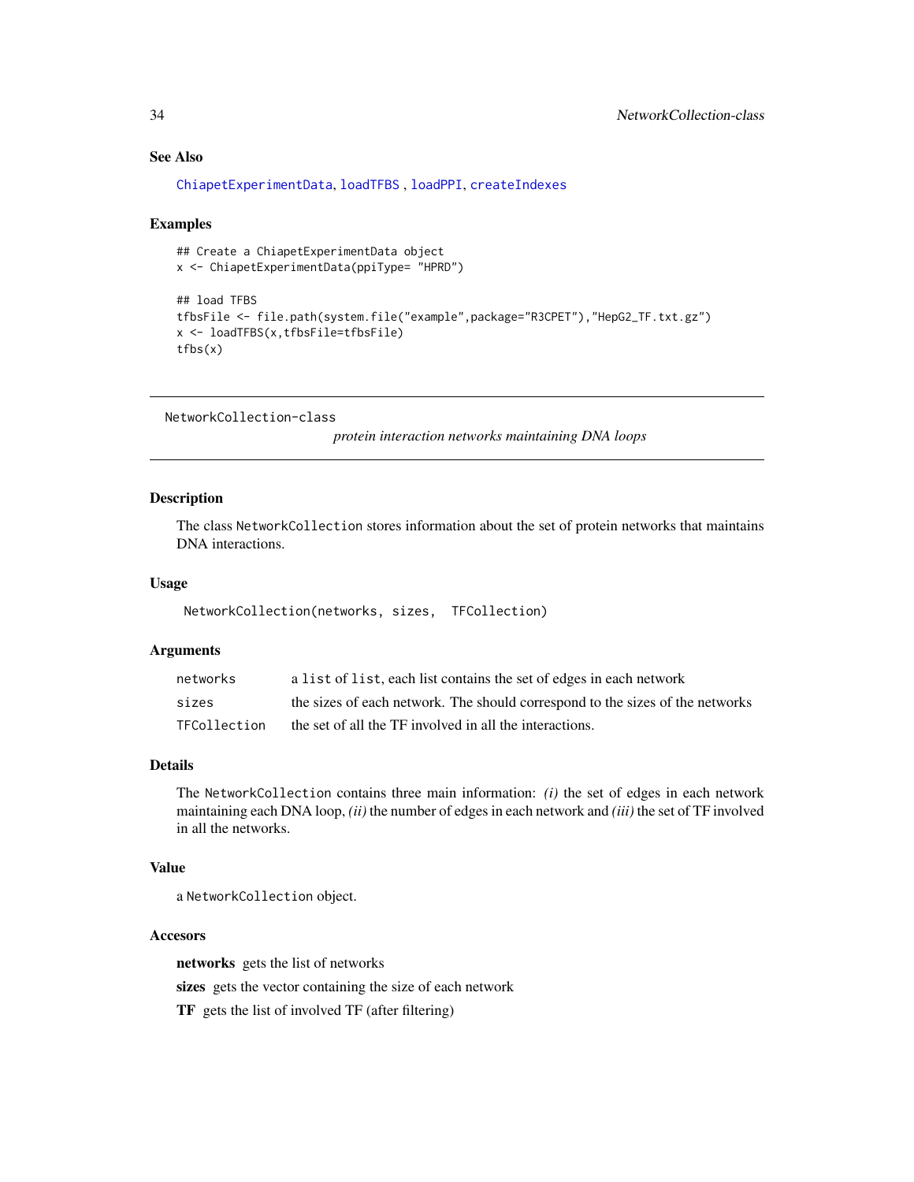## See Also

ChiapetExperimentData, loadTFBS , loadPPI, createIndexes

## Examples

```
## Create a ChiapetExperimentData object
x <- ChiapetExperimentData(ppiType= "HPRD")

## load TFBS
tfbsFile <- file.path(system.file("example",package="R3CPET"),"HepG2_TF.txt.gz")
x <- loadTFBS(x,tfbsFile=tfbsFile)
tfbs(x)
```

---

# NetworkCollection-class

*protein interaction networks maintaining DNA loops*

---

## Description

The class `NetworkCollection` stores information about the set of protein networks that maintains DNA interactions.

## Usage

```
NetworkCollection(networks, sizes,  TFCollection)
```

## Arguments

| | |
|---|---|
| networks | a `list` of `list`, each list contains the set of edges in each network |
| sizes | the sizes of each network. The should correspond to the sizes of the networks |
| TFCollection | the set of all the TF involved in all the interactions. |

## Details

The `NetworkCollection` contains three main information: *(i)* the set of edges in each network maintaining each DNA loop, *(ii)* the number of edges in each network and *(iii)* the set of TF involved in all the networks.

## Value

a `NetworkCollection` object.

## Accesors

**networks** gets the list of networks

**sizes** gets the vector containing the size of each network

**TF** gets the list of involved TF (after filtering)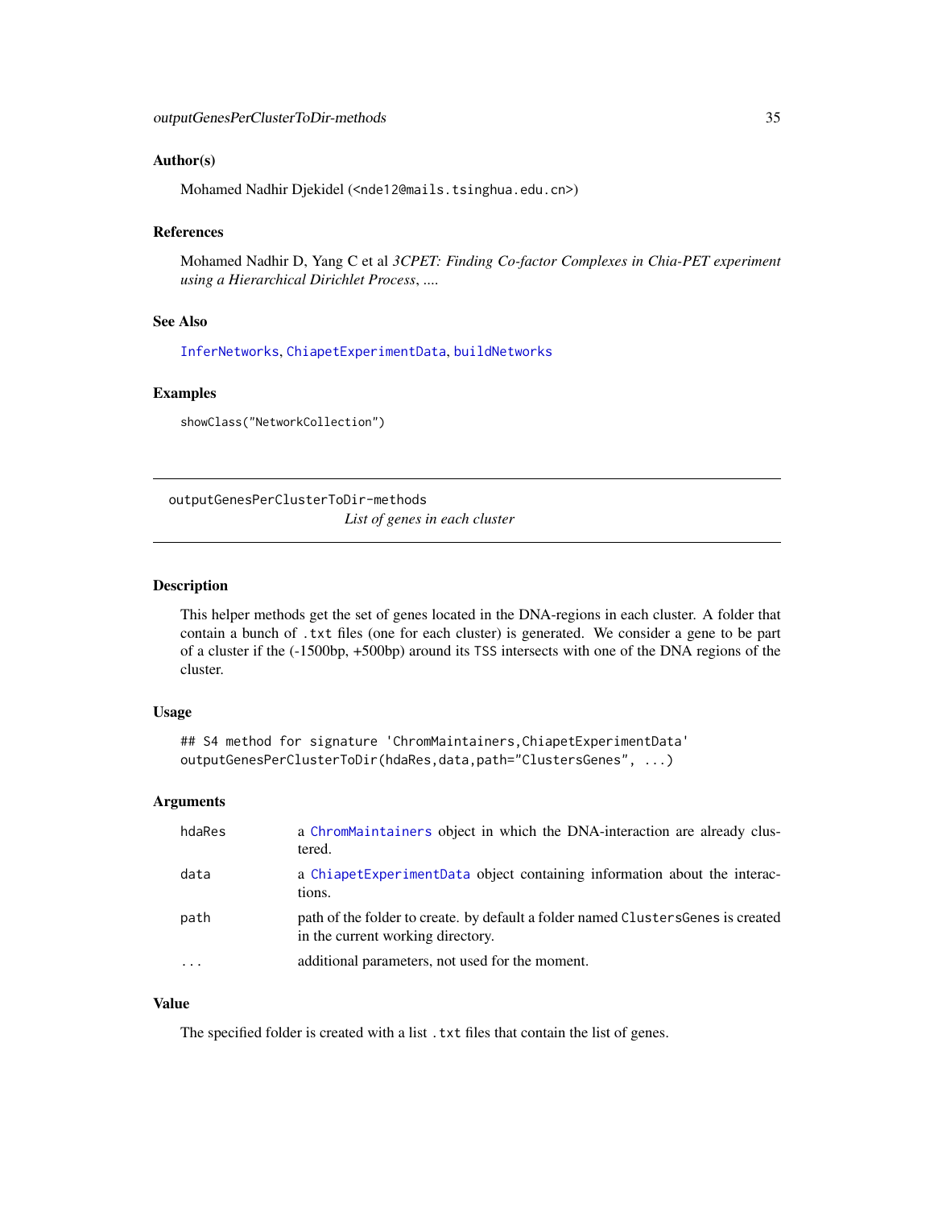## Author(s)

Mohamed Nadhir Djekidel (<nde12@mails.tsinghua.edu.cn>)

## References

Mohamed Nadhir D, Yang C et al *3CPET: Finding Co-factor Complexes in Chia-PET experiment using a Hierarchical Dirichlet Process*, ....

## See Also

InferNetworks, ChiapetExperimentData, buildNetworks

## Examples

```
showClass("NetworkCollection")
```

---

# outputGenesPerClusterToDir-methods

*List of genes in each cluster*

---

## Description

This helper methods get the set of genes located in the DNA-regions in each cluster. A folder that contain a bunch of `.txt` files (one for each cluster) is generated. We consider a gene to be part of a cluster if the (-1500bp, +500bp) around its `TSS` intersects with one of the DNA regions of the cluster.

## Usage

```
## S4 method for signature 'ChromMaintainers,ChiapetExperimentData'
outputGenesPerClusterToDir(hdaRes,data,path="ClustersGenes", ...)
```

## Arguments

| | |
|---|---|
| hdaRes | a ChromMaintainers object in which the DNA-interaction are already clustered. |
| data | a ChiapetExperimentData object containing information about the interactions. |
| path | path of the folder to create. by default a folder named `ClustersGenes` is created in the current working directory. |
| ... | additional parameters, not used for the moment. |

## Value

The specified folder is created with a list `.txt` files that contain the list of genes.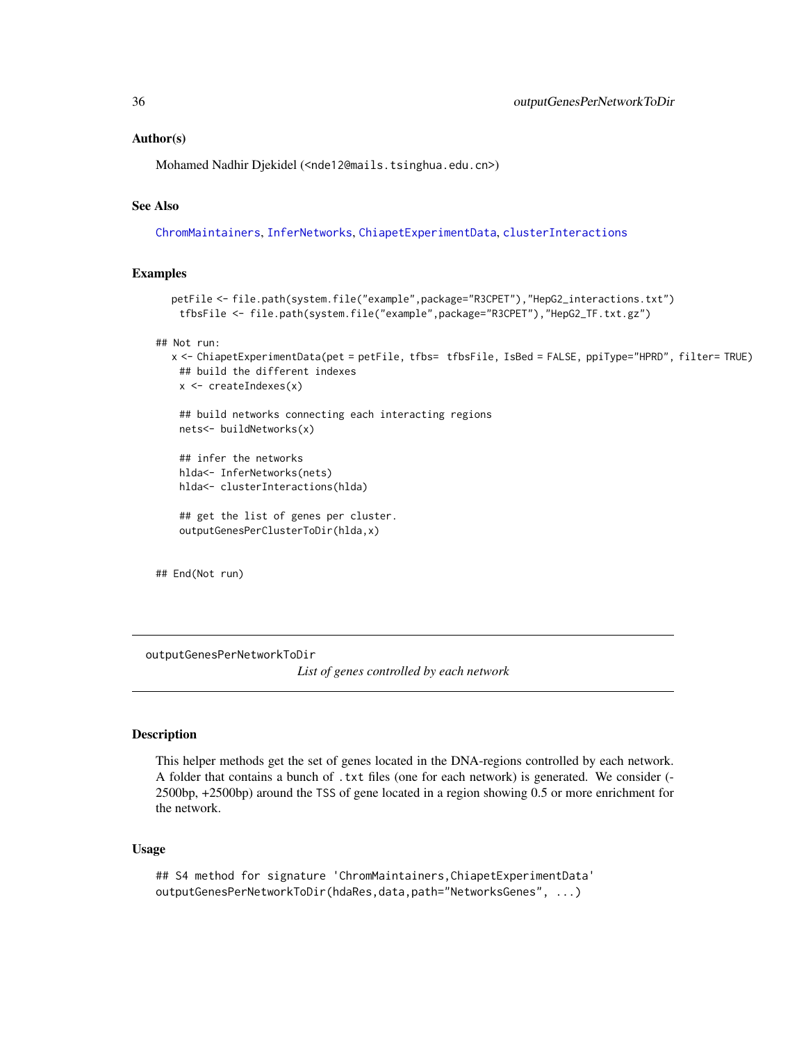## Author(s)

Mohamed Nadhir Djekidel (<nde12@mails.tsinghua.edu.cn>)

## See Also

ChromMaintainers, InferNetworks, ChiapetExperimentData, clusterInteractions

## Examples

```
    petFile <- file.path(system.file("example",package="R3CPET"),"HepG2_interactions.txt")
     tfbsFile <- file.path(system.file("example",package="R3CPET"),"HepG2_TF.txt.gz")

## Not run:
    x <- ChiapetExperimentData(pet = petFile, tfbs=  tfbsFile, IsBed = FALSE, ppiType="HPRD", filter= TRUE)
     ## build the different indexes
     x <- createIndexes(x)

     ## build networks connecting each interacting regions
     nets<- buildNetworks(x)

     ## infer the networks
     hlda<- InferNetworks(nets)
     hlda<- clusterInteractions(hlda)

     ## get the list of genes per cluster.
     outputGenesPerClusterToDir(hlda,x)


## End(Not run)
```

---

# outputGenesPerNetworkToDir

*List of genes controlled by each network*

---

## Description

This helper methods get the set of genes located in the DNA-regions controlled by each network. A folder that contains a bunch of .txt files (one for each network) is generated. We consider (-2500bp, +2500bp) around the TSS of gene located in a region showing 0.5 or more enrichment for the network.

## Usage

```
## S4 method for signature 'ChromMaintainers,ChiapetExperimentData'
outputGenesPerNetworkToDir(hdaRes,data,path="NetworksGenes", ...)
```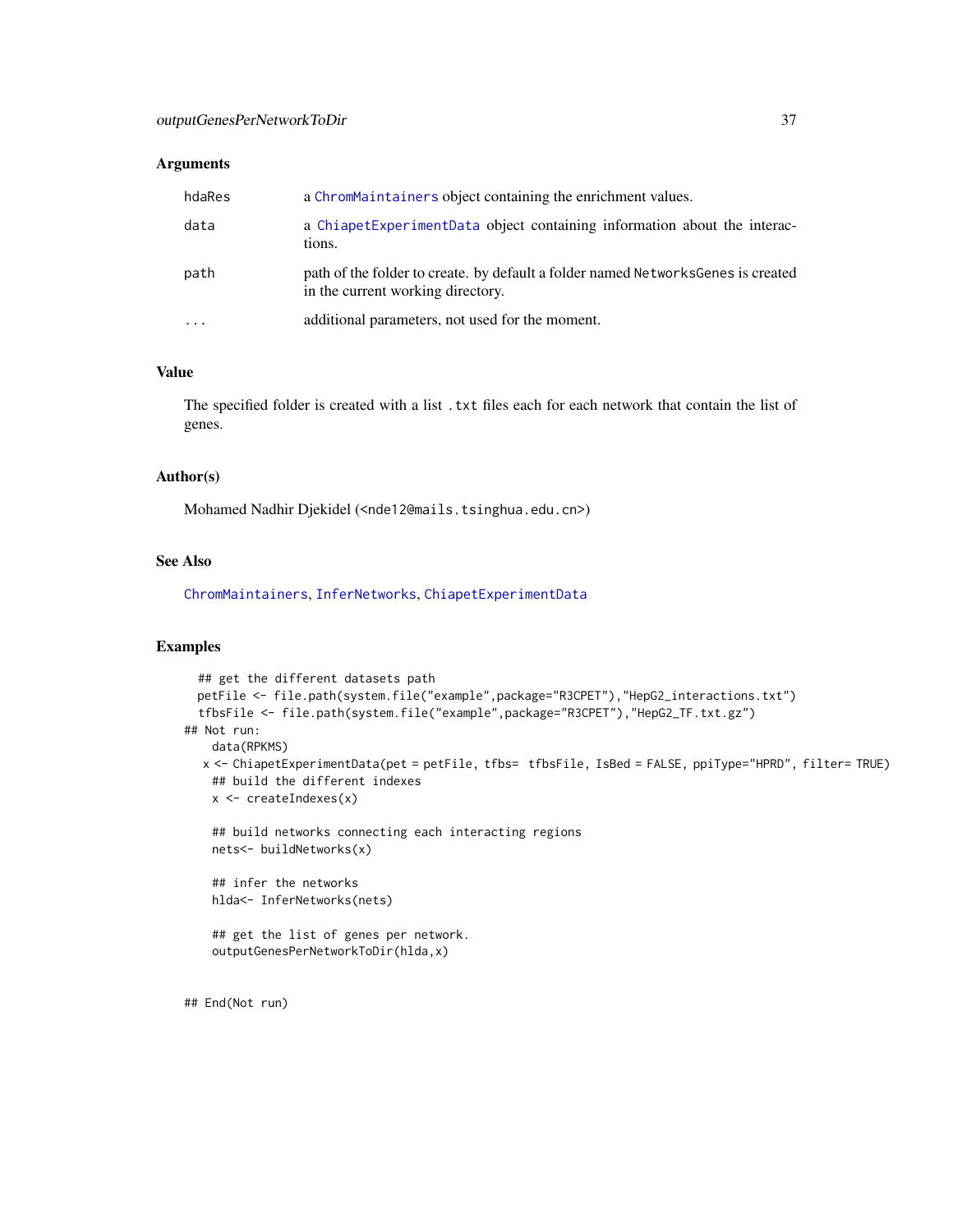## Arguments

| | |
|---|---|
| hdaRes | a ChromMaintainers object containing the enrichment values. |
| data | a ChiapetExperimentData object containing information about the interactions. |
| path | path of the folder to create. by default a folder named NetworksGenes is created in the current working directory. |
| ... | additional parameters, not used for the moment. |

## Value

The specified folder is created with a list .txt files each for each network that contain the list of genes.

## Author(s)

Mohamed Nadhir Djekidel (<nde12@mails.tsinghua.edu.cn>)

## See Also

ChromMaintainers, InferNetworks, ChiapetExperimentData

## Examples

```
  ## get the different datasets path
  petFile <- file.path(system.file("example",package="R3CPET"),"HepG2_interactions.txt")
  tfbsFile <- file.path(system.file("example",package="R3CPET"),"HepG2_TF.txt.gz")
## Not run:
    data(RPKMS)
   x <- ChiapetExperimentData(pet = petFile, tfbs=  tfbsFile, IsBed = FALSE, ppiType="HPRD", filter= TRUE)
    ## build the different indexes
    x <- createIndexes(x)

    ## build networks connecting each interacting regions
    nets<- buildNetworks(x)

    ## infer the networks
    hlda<- InferNetworks(nets)

    ## get the list of genes per network.
    outputGenesPerNetworkToDir(hlda,x)


## End(Not run)
```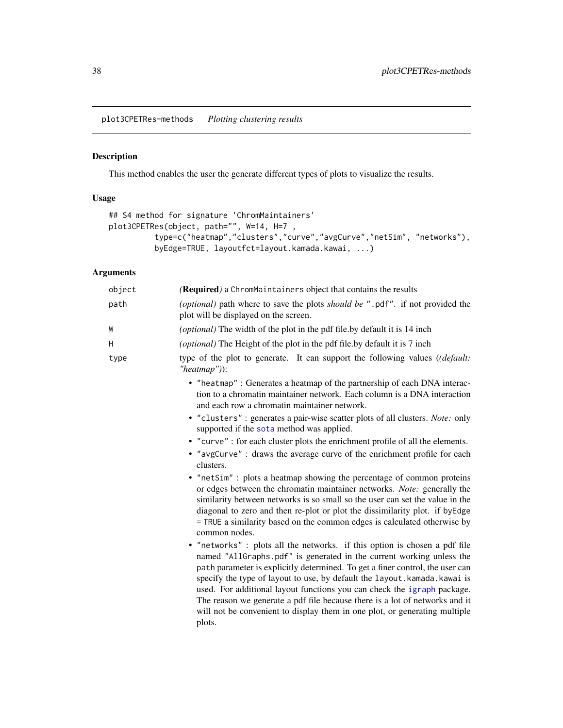plot3CPETRes-methods     *Plotting clustering results*

## Description

This method enables the user the generate different types of plots to visualize the results.

## Usage

```
## S4 method for signature 'ChromMaintainers'
plot3CPETRes(object, path="", W=14, H=7 ,
          type=c("heatmap","clusters","curve","avgCurve","netSim", "networks"),
          byEdge=TRUE, layoutfct=layout.kamada.kawai, ...)
```

## Arguments

| | |
|---|---|
| object | *(***Required***)* a `ChromMaintainers` object that contains the results |
| path | *(optional)* path where to save the plots *should be* `".pdf"`. if not provided the plot will be displayed on the screen. |
| W | *(optional)* The width of the plot in the pdf file.by default it is 14 inch |
| H | *(optional)* The Height of the plot in the pdf file.by default it is 7 inch |
| type | type of the plot to generate. It can support the following values (*(default: "heatmap")*): |

- `"heatmap"` : Generates a heatmap of the partnership of each DNA interaction to a chromatin maintainer network. Each column is a DNA interaction and each row a chromatin maintainer network.
- `"clusters"` : generates a pair-wise scatter plots of all clusters. *Note:* only supported if the sota method was applied.
- `"curve"` : for each cluster plots the enrichment profile of all the elements.
- `"avgCurve"` : draws the average curve of the enrichment profile for each clusters.
- `"netSim"` : plots a heatmap showing the percentage of common proteins or edges between the chromatin maintainer networks. *Note:* generally the similarity between networks is so small so the user can set the value in the diagonal to zero and then re-plot or plot the dissimilarity plot. if `byEdge = TRUE` a similarity based on the common edges is calculated otherwise by common nodes.
- `"networks"` : plots all the networks. if this option is chosen a pdf file named `"AllGraphs.pdf"` is generated in the current working unless the `path` parameter is explicitly determined. To get a finer control, the user can specify the type of layout to use, by default the `layout.kamada.kawai` is used. For additional layout functions you can check the igraph package. The reason we generate a pdf file because there is a lot of networks and it will not be convenient to display them in one plot, or generating multiple plots.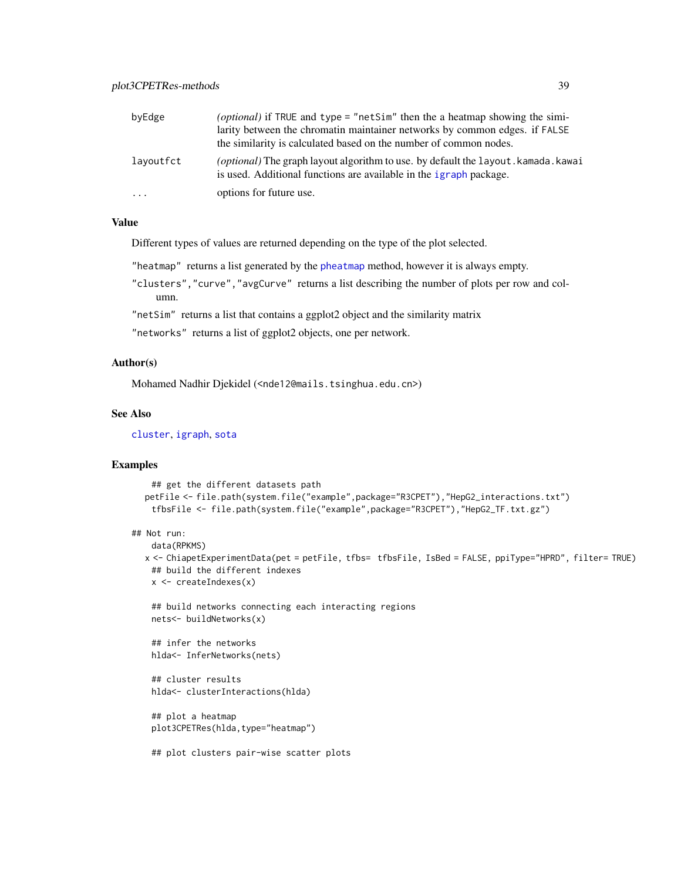| | |
|---|---|
| byEdge | *(optional)* if TRUE and type = "netSim" then the a heatmap showing the similarity between the chromatin maintainer networks by common edges. if FALSE the similarity is calculated based on the number of common nodes. |
| layoutfct | *(optional)* The graph layout algorithm to use. by default the layout.kamada.kawai is used. Additional functions are available in the igraph package. |
| ... | options for future use. |

## Value

Different types of values are returned depending on the type of the plot selected.

"heatmap" returns a list generated by the pheatmap method, however it is always empty.

"clusters","curve","avgCurve" returns a list describing the number of plots per row and column.

"netSim" returns a list that contains a ggplot2 object and the similarity matrix

"networks" returns a list of ggplot2 objects, one per network.

## Author(s)

Mohamed Nadhir Djekidel (<nde12@mails.tsinghua.edu.cn>)

## See Also

cluster, igraph, sota

## Examples

```
## get the different datasets path
petFile <- file.path(system.file("example",package="R3CPET"),"HepG2_interactions.txt")
tfbsFile <- file.path(system.file("example",package="R3CPET"),"HepG2_TF.txt.gz")

## Not run:
 data(RPKMS)
 x <- ChiapetExperimentData(pet = petFile, tfbs= tfbsFile, IsBed = FALSE, ppiType="HPRD", filter= TRUE)
 ## build the different indexes
 x <- createIndexes(x)

 ## build networks connecting each interacting regions
 nets<- buildNetworks(x)

 ## infer the networks
 hlda<- InferNetworks(nets)

 ## cluster results
 hlda<- clusterInteractions(hlda)

 ## plot a heatmap
 plot3CPETRes(hlda,type="heatmap")

 ## plot clusters pair-wise scatter plots
```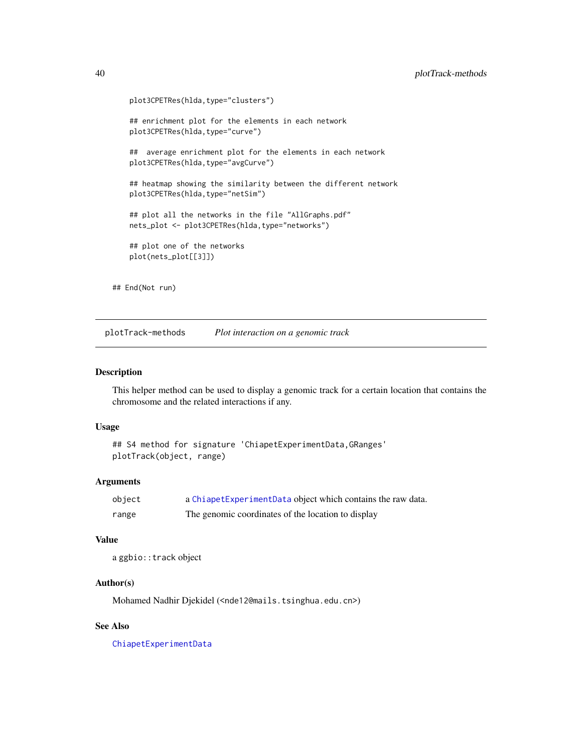```
    plot3CPETRes(hlda,type="clusters")

    ## enrichment plot for the elements in each network
    plot3CPETRes(hlda,type="curve")

    ##  average enrichment plot for the elements in each network
    plot3CPETRes(hlda,type="avgCurve")

    ## heatmap showing the similarity between the different network
    plot3CPETRes(hlda,type="netSim")

    ## plot all the networks in the file "AllGraphs.pdf"
    nets_plot <- plot3CPETRes(hlda,type="networks")

    ## plot one of the networks
    plot(nets_plot[[3]])

## End(Not run)
```

---

## plotTrack-methods *Plot interaction on a genomic track*

### Description

This helper method can be used to display a genomic track for a certain location that contains the chromosome and the related interactions if any.

### Usage

```
## S4 method for signature 'ChiapetExperimentData,GRanges'
plotTrack(object, range)
```

### Arguments

| | |
|---|---|
| object | a ChiapetExperimentData object which contains the raw data. |
| range | The genomic coordinates of the location to display |

### Value

a `ggbio::track` object

### Author(s)

Mohamed Nadhir Djekidel (<nde12@mails.tsinghua.edu.cn>)

### See Also

ChiapetExperimentData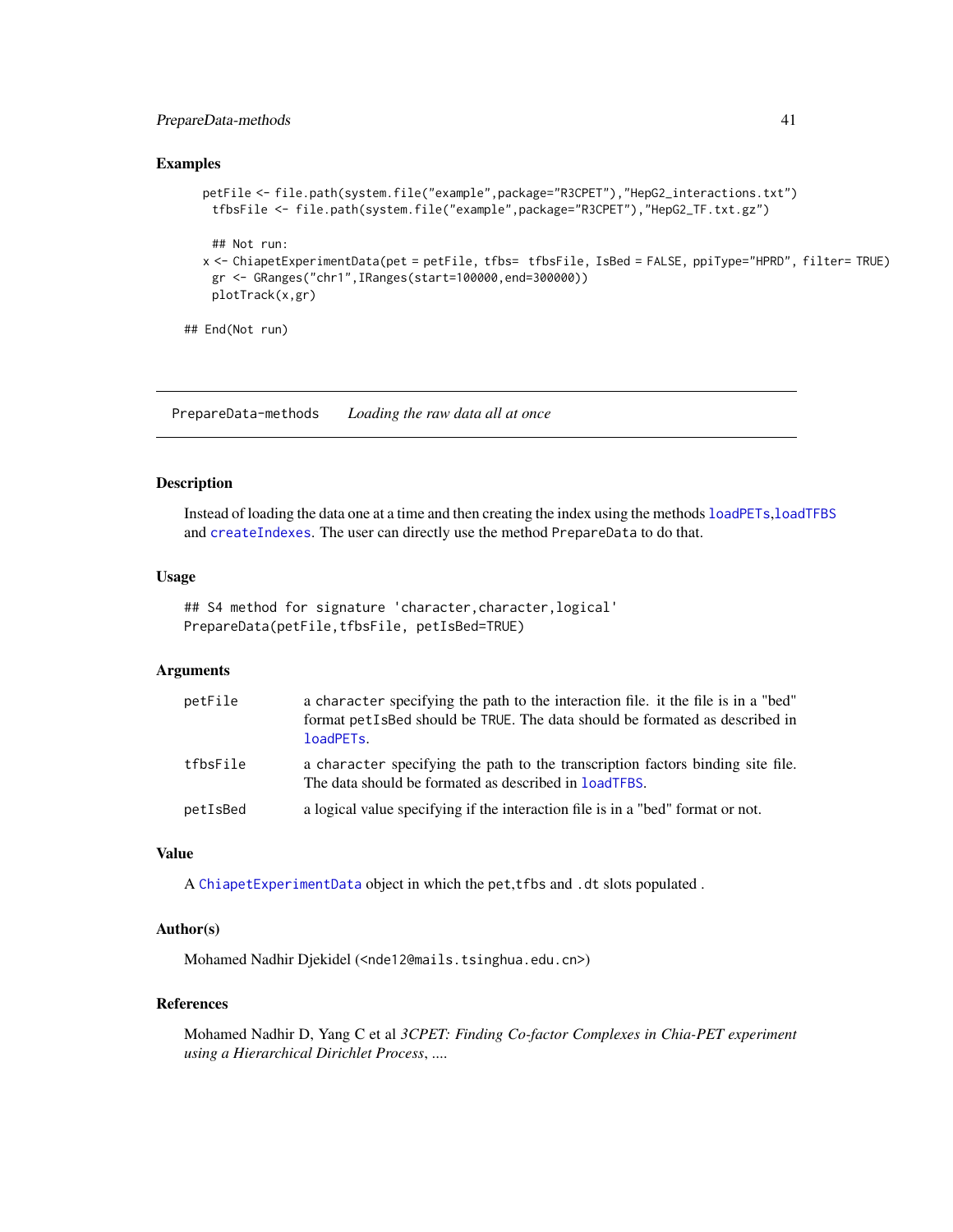## Examples

```
petFile <- file.path(system.file("example",package="R3CPET"),"HepG2_interactions.txt")
 tfbsFile <- file.path(system.file("example",package="R3CPET"),"HepG2_TF.txt.gz")

 ## Not run:
x <- ChiapetExperimentData(pet = petFile, tfbs= tfbsFile, IsBed = FALSE, ppiType="HPRD", filter= TRUE)
 gr <- GRanges("chr1",IRanges(start=100000,end=300000))
 plotTrack(x,gr)

## End(Not run)
```

---

`PrepareData-methods` *Loading the raw data all at once*

---

## Description

Instead of loading the data one at a time and then creating the index using the methods `loadPETs`,`loadTFBS` and `createIndexes`. The user can directly use the method `PrepareData` to do that.

## Usage

```
## S4 method for signature 'character,character,logical'
PrepareData(petFile,tfbsFile, petIsBed=TRUE)
```

## Arguments

| | |
|---|---|
| petFile | a character specifying the path to the interaction file. it the file is in a "bed" format petIsBed should be TRUE. The data should be formated as described in loadPETs. |
| tfbsFile | a character specifying the path to the transcription factors binding site file. The data should be formated as described in loadTFBS. |
| petIsBed | a logical value specifying if the interaction file is in a "bed" format or not. |

## Value

A `ChiapetExperimentData` object in which the `pet`,`tfbs` and `.dt` slots populated .

## Author(s)

Mohamed Nadhir Djekidel (<nde12@mails.tsinghua.edu.cn>)

## References

Mohamed Nadhir D, Yang C et al *3CPET: Finding Co-factor Complexes in Chia-PET experiment using a Hierarchical Dirichlet Process*, ....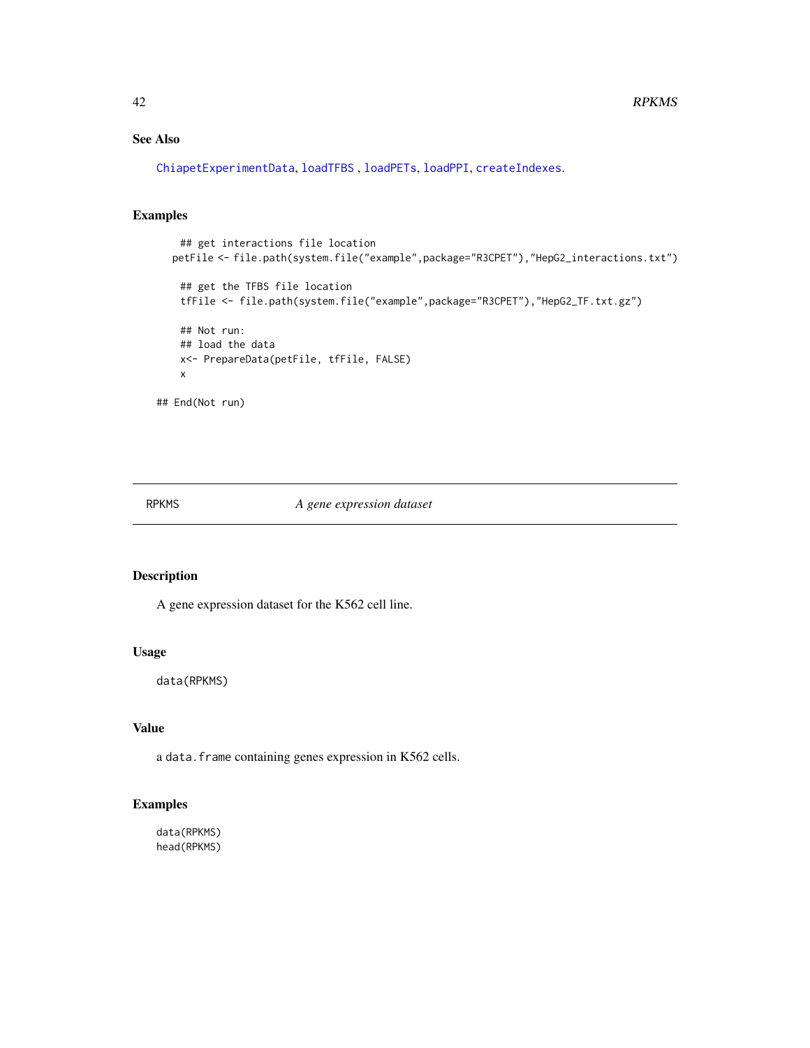### See Also

ChiapetExperimentData, loadTFBS , loadPETs, loadPPI, createIndexes.

### Examples

```
  ## get interactions file location
 petFile <- file.path(system.file("example",package="R3CPET"),"HepG2_interactions.txt")

  ## get the TFBS file location
  tfFile <- file.path(system.file("example",package="R3CPET"),"HepG2_TF.txt.gz")

  ## Not run:
  ## load the data
  x<- PrepareData(petFile, tfFile, FALSE)
  x

## End(Not run)
```

---

RPKMS *A gene expression dataset*

---

### Description

A gene expression dataset for the K562 cell line.

### Usage

```
data(RPKMS)
```

### Value

a `data.frame` containing genes expression in K562 cells.

### Examples

```
data(RPKMS)
head(RPKMS)
```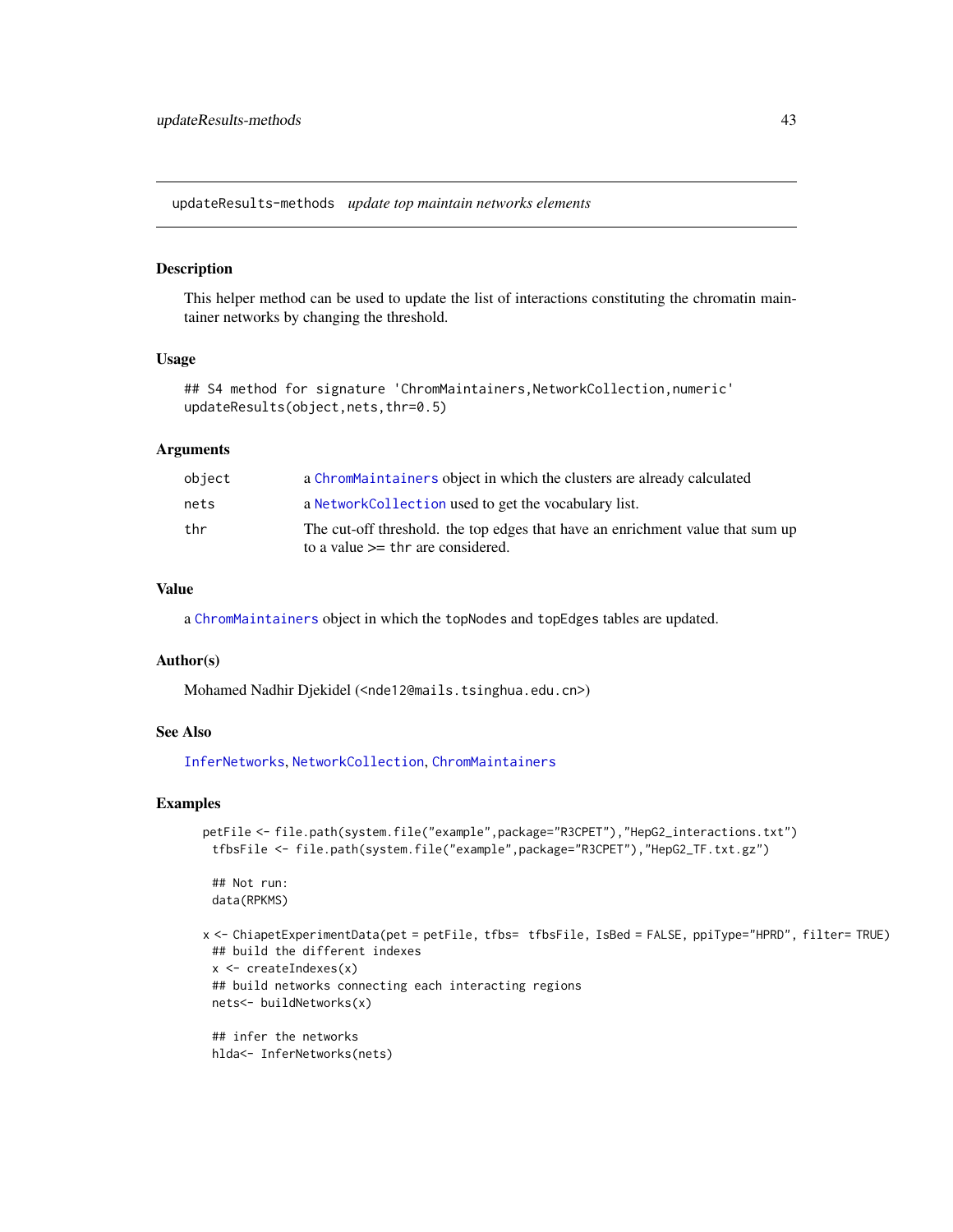## updateResults-methods *update top maintain networks elements*

### Description

This helper method can be used to update the list of interactions constituting the chromatin maintainer networks by changing the threshold.

### Usage

```
## S4 method for signature 'ChromMaintainers,NetworkCollection,numeric'
updateResults(object,nets,thr=0.5)
```

### Arguments

| | |
|---|---|
| object | a ChromMaintainers object in which the clusters are already calculated |
| nets | a NetworkCollection used to get the vocabulary list. |
| thr | The cut-off threshold. the top edges that have an enrichment value that sum up to a value >= thr are considered. |

### Value

a ChromMaintainers object in which the topNodes and topEdges tables are updated.

### Author(s)

Mohamed Nadhir Djekidel (<nde12@mails.tsinghua.edu.cn>)

### See Also

InferNetworks, NetworkCollection, ChromMaintainers

### Examples

```
petFile <- file.path(system.file("example",package="R3CPET"),"HepG2_interactions.txt")
 tfbsFile <- file.path(system.file("example",package="R3CPET"),"HepG2_TF.txt.gz")

 ## Not run:
 data(RPKMS)

x <- ChiapetExperimentData(pet = petFile, tfbs=  tfbsFile, IsBed = FALSE, ppiType="HPRD", filter= TRUE)
 ## build the different indexes
 x <- createIndexes(x)
 ## build networks connecting each interacting regions
 nets<- buildNetworks(x)

 ## infer the networks
 hlda<- InferNetworks(nets)
```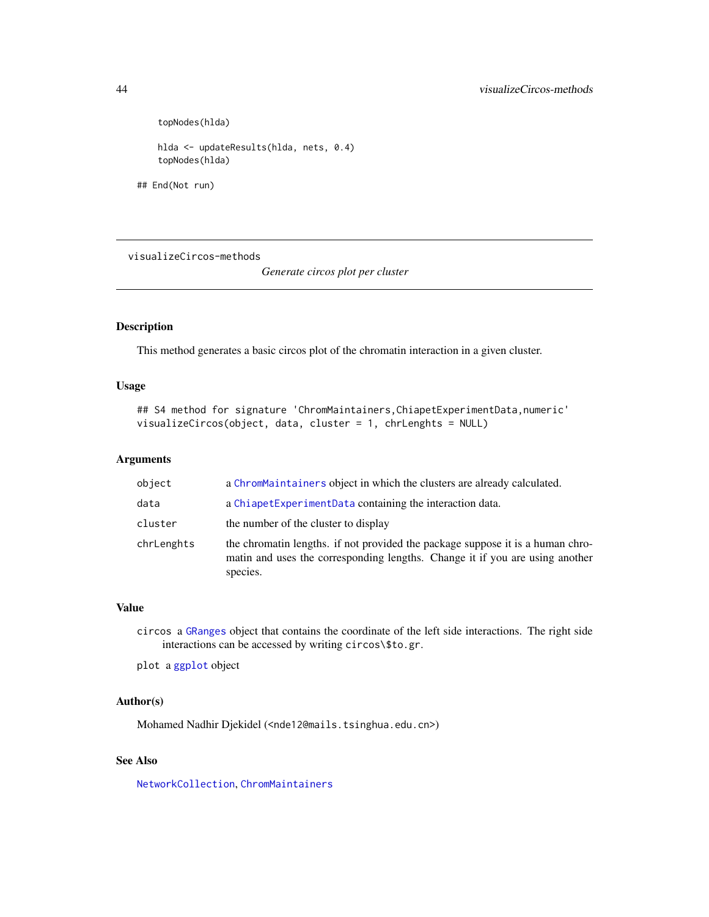```
    topNodes(hlda)

    hlda <- updateResults(hlda, nets, 0.4)
    topNodes(hlda)

## End(Not run)
```

---

## visualizeCircos-methods

*Generate circos plot per cluster*

---

### Description

This method generates a basic circos plot of the chromatin interaction in a given cluster.

### Usage

```
## S4 method for signature 'ChromMaintainers,ChiapetExperimentData,numeric'
visualizeCircos(object, data, cluster = 1, chrLenghts = NULL)
```

### Arguments

| | |
|---|---|
| object | a ChromMaintainers object in which the clusters are already calculated. |
| data | a ChiapetExperimentData containing the interaction data. |
| cluster | the number of the cluster to display |
| chrLenghts | the chromatin lengths. if not provided the package suppose it is a human chromatin and uses the corresponding lengths. Change it if you are using another species. |

### Value

circos a GRanges object that contains the coordinate of the left side interactions. The right side interactions can be accessed by writing circos\$to.gr.

plot a ggplot object

### Author(s)

Mohamed Nadhir Djekidel (<nde12@mails.tsinghua.edu.cn>)

### See Also

NetworkCollection, ChromMaintainers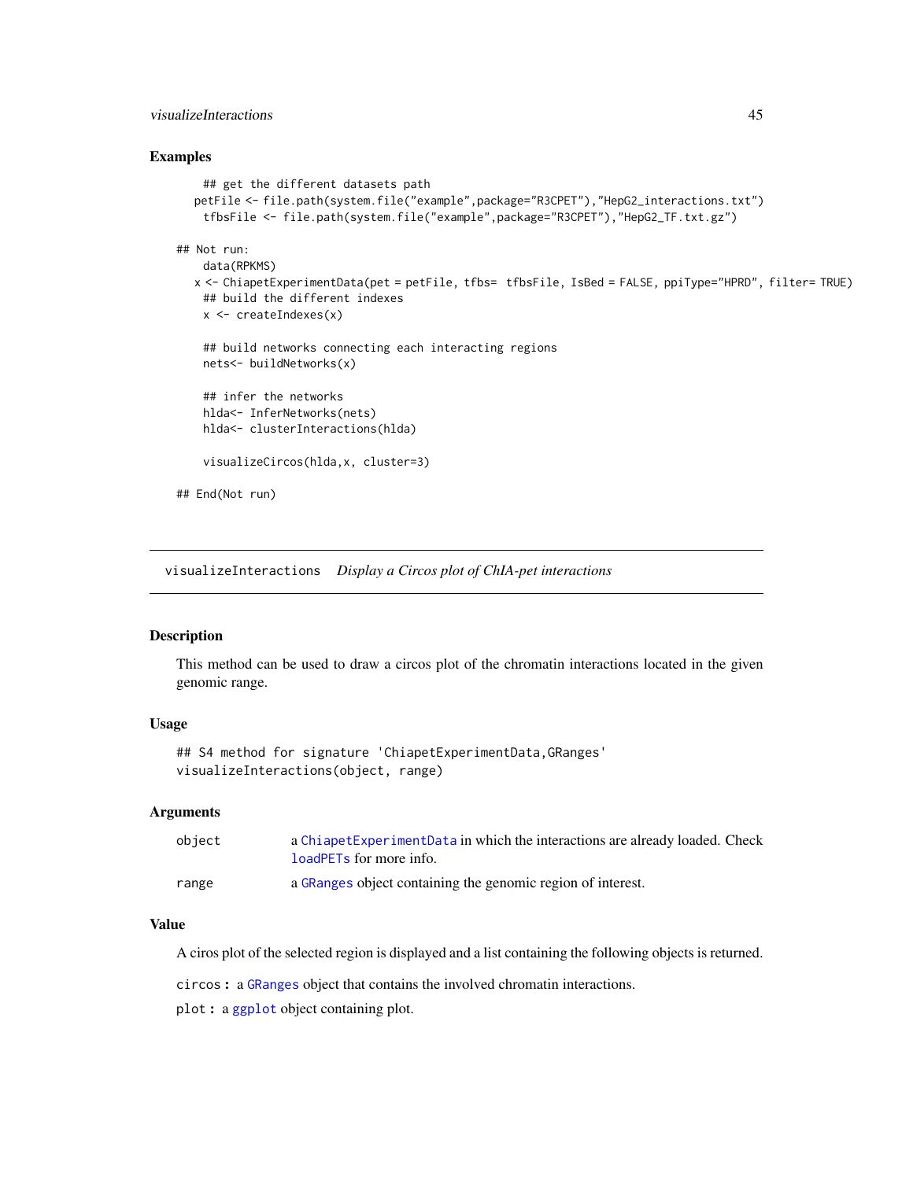## Examples

```
    ## get the different datasets path
   petFile <- file.path(system.file("example",package="R3CPET"),"HepG2_interactions.txt")
    tfbsFile <- file.path(system.file("example",package="R3CPET"),"HepG2_TF.txt.gz")

## Not run:
    data(RPKMS)
   x <- ChiapetExperimentData(pet = petFile, tfbs=  tfbsFile, IsBed = FALSE, ppiType="HPRD", filter= TRUE)
    ## build the different indexes
    x <- createIndexes(x)

    ## build networks connecting each interacting regions
    nets<- buildNetworks(x)

    ## infer the networks
    hlda<- InferNetworks(nets)
    hlda<- clusterInteractions(hlda)

    visualizeCircos(hlda,x, cluster=3)

## End(Not run)
```

---

# visualizeInteractions *Display a Circos plot of ChIA-pet interactions*

---

## Description

This method can be used to draw a circos plot of the chromatin interactions located in the given genomic range.

## Usage

```
## S4 method for signature 'ChiapetExperimentData,GRanges'
visualizeInteractions(object, range)
```

## Arguments

| | |
|---|---|
| object | a `ChiapetExperimentData` in which the interactions are already loaded. Check `loadPETs` for more info. |
| range | a `GRanges` object containing the genomic region of interest. |

## Value

A ciros plot of the selected region is displayed and a list containing the following objects is returned.

`circos` **:** a `GRanges` object that contains the involved chromatin interactions.

`plot` **:** a `ggplot` object containing plot.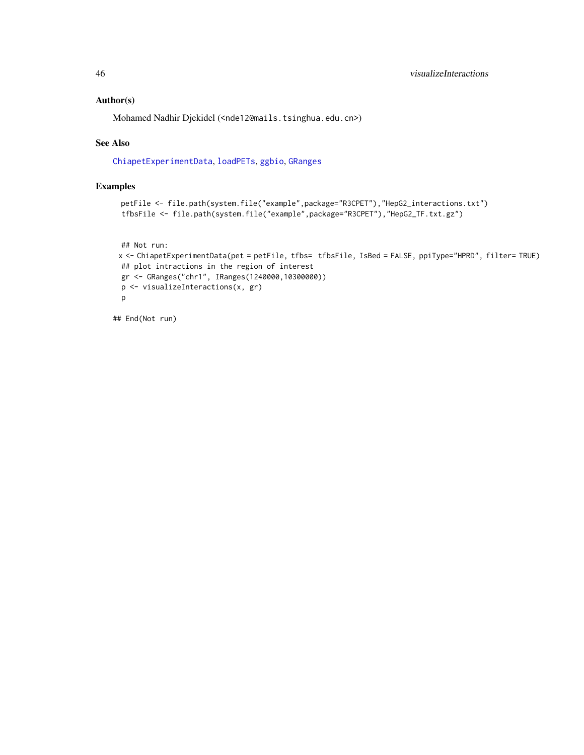## Author(s)

Mohamed Nadhir Djekidel (<nde12@mails.tsinghua.edu.cn>)

## See Also

ChiapetExperimentData, loadPETs, ggbio, GRanges

## Examples

```
petFile <- file.path(system.file("example",package="R3CPET"),"HepG2_interactions.txt")
tfbsFile <- file.path(system.file("example",package="R3CPET"),"HepG2_TF.txt.gz")


## Not run:
x <- ChiapetExperimentData(pet = petFile, tfbs= tfbsFile, IsBed = FALSE, ppiType="HPRD", filter= TRUE)
## plot intractions in the region of interest
gr <- GRanges("chr1", IRanges(1240000,10300000))
p <- visualizeInteractions(x, gr)
p

## End(Not run)
```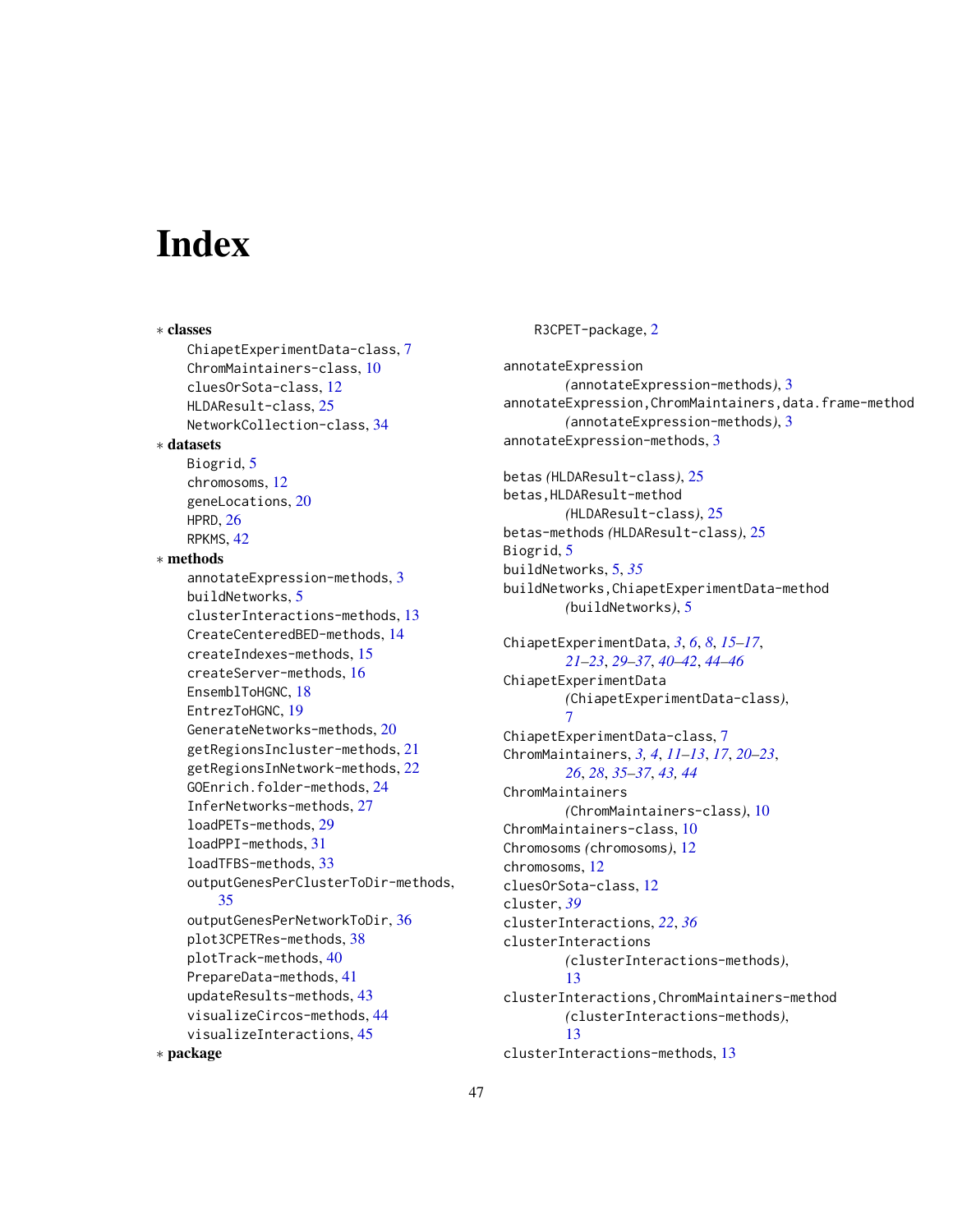# Index

∗ **classes**

ChiapetExperimentData-class, 7
ChromMaintainers-class, 10
cluesOrSota-class, 12
HLDAResult-class, 25
NetworkCollection-class, 34

∗ **datasets**

Biogrid, 5
chromosoms, 12
geneLocations, 20
HPRD, 26
RPKMS, 42

∗ **methods**

annotateExpression-methods, 3
buildNetworks, 5
clusterInteractions-methods, 13
CreateCenteredBED-methods, 14
createIndexes-methods, 15
createServer-methods, 16
EnsemblToHGNC, 18
EntrezToHGNC, 19
GenerateNetworks-methods, 20
getRegionsIncluster-methods, 21
getRegionsInNetwork-methods, 22
GOEnrich.folder-methods, 24
InferNetworks-methods, 27
loadPETs-methods, 29
loadPPI-methods, 31
loadTFBS-methods, 33
outputGenesPerClusterToDir-methods, 35
outputGenesPerNetworkToDir, 36
plot3CPETRes-methods, 38
plotTrack-methods, 40
PrepareData-methods, 41
updateResults-methods, 43
visualizeCircos-methods, 44
visualizeInteractions, 45

∗ **package**

R3CPET-package, 2

annotateExpression *(annotateExpression-methods)*, 3
annotateExpression,ChromMaintainers,data.frame-method *(annotateExpression-methods)*, 3
annotateExpression-methods, 3

betas *(HLDAResult-class)*, 25
betas,HLDAResult-method *(HLDAResult-class)*, 25
betas-methods *(HLDAResult-class)*, 25
Biogrid, 5
buildNetworks, 5, *35*
buildNetworks,ChiapetExperimentData-method *(buildNetworks)*, 5

ChiapetExperimentData, *3*, *6*, *8*, *15–17*, *21–23*, *29–37*, *40–42*, *44–46*
ChiapetExperimentData *(ChiapetExperimentData-class)*, 7
ChiapetExperimentData-class, 7
ChromMaintainers, *3, 4*, *11–13*, *17*, *20–23*, *26*, *28*, *35–37*, *43, 44*
ChromMaintainers *(ChromMaintainers-class)*, 10
ChromMaintainers-class, 10
Chromosoms *(chromosoms)*, 12
chromosoms, 12
cluesOrSota-class, 12
cluster, *39*
clusterInteractions, *22*, *36*
clusterInteractions *(clusterInteractions-methods)*, 13
clusterInteractions,ChromMaintainers-method *(clusterInteractions-methods)*, 13
clusterInteractions-methods, 13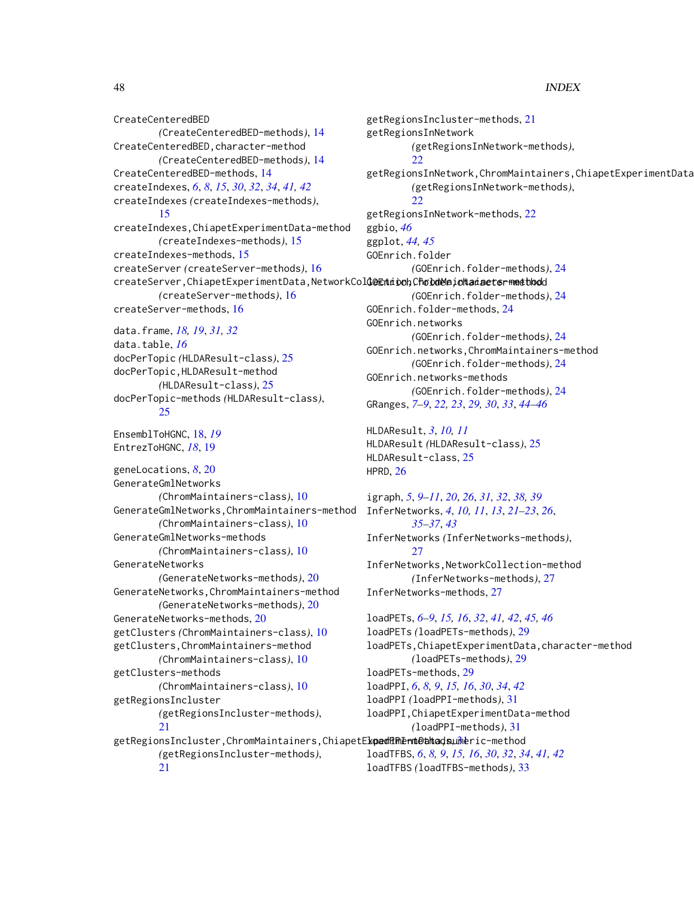CreateCenteredBED
    *(*CreateCenteredBED-methods*)*, 14
CreateCenteredBED,character-method
    *(*CreateCenteredBED-methods*)*, 14
CreateCenteredBED-methods, 14
createIndexes, *6*, *8*, *15*, *30*, *32*, *34*, *41, 42*
createIndexes *(*createIndexes-methods*)*, 15
createIndexes,ChiapetExperimentData-method
    *(*createIndexes-methods*)*, 15
createIndexes-methods, 15
createServer *(*createServer-methods*)*, 16
createServer,ChiapetExperimentData,NetworkCollection,ChromMaintainers-method
    *(*createServer-methods*)*, 16
createServer-methods, 16

data.frame, *18, 19*, *31, 32*
data.table, *16*
docPerTopic *(*HLDAResult-class*)*, 25
docPerTopic,HLDAResult-method
    *(*HLDAResult-class*)*, 25
docPerTopic-methods *(*HLDAResult-class*)*, 25

EnsemblToHGNC, 18, *19*
EntrezToHGNC, *18*, 19

geneLocations, *8*, 20
GenerateGmlNetworks
    *(*ChromMaintainers-class*)*, 10
GenerateGmlNetworks,ChromMaintainers-method
    *(*ChromMaintainers-class*)*, 10
GenerateGmlNetworks-methods
    *(*ChromMaintainers-class*)*, 10
GenerateNetworks
    *(*GenerateNetworks-methods*)*, 20
GenerateNetworks,ChromMaintainers-method
    *(*GenerateNetworks-methods*)*, 20
GenerateNetworks-methods, 20
getClusters *(*ChromMaintainers-class*)*, 10
getClusters,ChromMaintainers-method
    *(*ChromMaintainers-class*)*, 10
getClusters-methods
    *(*ChromMaintainers-class*)*, 10
getRegionsIncluster
    *(*getRegionsIncluster-methods*)*, 21
getRegionsIncluster,ChromMaintainers,ChiapetExperimentData,numeric-method
    *(*getRegionsIncluster-methods*)*, 21
getRegionsIncluster-methods, 21
getRegionsInNetwork
    *(*getRegionsInNetwork-methods*)*, 22
getRegionsInNetwork,ChromMaintainers,ChiapetExperimentData
    *(*getRegionsInNetwork-methods*)*, 22
getRegionsInNetwork-methods, 22
ggbio, *46*
ggplot, *44, 45*
GOEnrich.folder
    *(*GOEnrich.folder-methods*)*, 24
GOEnrich.folder,character-method
    *(*GOEnrich.folder-methods*)*, 24
GOEnrich.folder-methods, 24
GOEnrich.networks
    *(*GOEnrich.folder-methods*)*, 24
GOEnrich.networks,ChromMaintainers-method
    *(*GOEnrich.folder-methods*)*, 24
GOEnrich.networks-methods
    *(*GOEnrich.folder-methods*)*, 24
GRanges, *7–9*, *22, 23*, *29, 30*, *33*, *44–46*

HLDAResult, *3*, *10, 11*
HLDAResult *(*HLDAResult-class*)*, 25
HLDAResult-class, 25
HPRD, 26

igraph, *5*, *9–11*, *20*, *26*, *31, 32*, *38, 39*
InferNetworks, *4*, *10, 11*, *13*, *21–23*, *26*, *35–37*, *43*
InferNetworks *(*InferNetworks-methods*)*, 27
InferNetworks,NetworkCollection-method
    *(*InferNetworks-methods*)*, 27
InferNetworks-methods, 27

loadPETs, *6–9*, *15, 16*, *32*, *41, 42*, *45, 46*
loadPETs *(*loadPETs-methods*)*, 29
loadPETs,ChiapetExperimentData,character-method
    *(*loadPETs-methods*)*, 29
loadPETs-methods, 29
loadPPI, *6*, *8, 9*, *15, 16*, *30*, *34*, *42*
loadPPI *(*loadPPI-methods*)*, 31
loadPPI,ChiapetExperimentData-method
    *(*loadPPI-methods*)*, 31
loadPPI-methods, 31
loadTFBS, *6*, *8, 9*, *15, 16*, *30*, *32*, *34*, *41, 42*
loadTFBS *(*loadTFBS-methods*)*, 33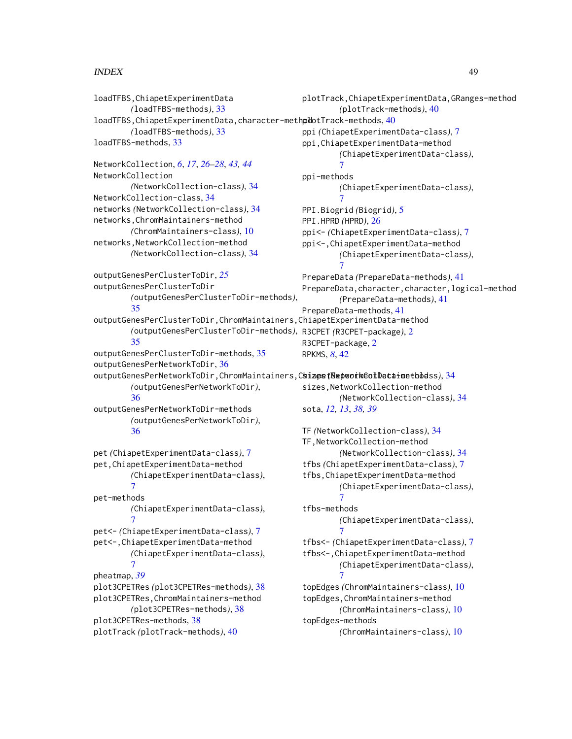loadTFBS,ChiapetExperimentData
(loadTFBS-methods), 33
loadTFBS,ChiapetExperimentData,character-method
(loadTFBS-methods), 33
loadTFBS-methods, 33

NetworkCollection, *6*, *17*, *26–28*, *43, 44*
NetworkCollection
(NetworkCollection-class), 34
NetworkCollection-class, 34
networks (NetworkCollection-class), 34
networks,ChromMaintainers-method
(ChromMaintainers-class), 10
networks,NetworkCollection-method
(NetworkCollection-class), 34

outputGenesPerClusterToDir, *25*
outputGenesPerClusterToDir
(outputGenesPerClusterToDir-methods), 35
outputGenesPerClusterToDir,ChromMaintainers,ChiapetExperimentData-method
(outputGenesPerClusterToDir-methods), 35
outputGenesPerClusterToDir-methods, 35
outputGenesPerNetworkToDir, 36
outputGenesPerNetworkToDir,ChromMaintainers,ChiapetExperimentData-method
(outputGenesPerNetworkToDir), 36
outputGenesPerNetworkToDir-methods
(outputGenesPerNetworkToDir), 36

pet (ChiapetExperimentData-class), 7
pet,ChiapetExperimentData-method
(ChiapetExperimentData-class), 7
pet-methods
(ChiapetExperimentData-class), 7
pet<- (ChiapetExperimentData-class), 7
pet<-,ChiapetExperimentData-method
(ChiapetExperimentData-class), 7
pheatmap, *39*
plot3CPETRes (plot3CPETRes-methods), 38
plot3CPETRes,ChromMaintainers-method
(plot3CPETRes-methods), 38
plot3CPETRes-methods, 38
plotTrack (plotTrack-methods), 40
plotTrack,ChiapetExperimentData,GRanges-method
(plotTrack-methods), 40
plotTrack-methods, 40
ppi (ChiapetExperimentData-class), 7
ppi,ChiapetExperimentData-method
(ChiapetExperimentData-class), 7
ppi-methods
(ChiapetExperimentData-class), 7
PPI.Biogrid (Biogrid), 5
PPI.HPRD (HPRD), 26
ppi<- (ChiapetExperimentData-class), 7
ppi<-,ChiapetExperimentData-method
(ChiapetExperimentData-class), 7
PrepareData (PrepareData-methods), 41
PrepareData,character,character,logical-method
(PrepareData-methods), 41
PrepareData-methods, 41

R3CPET (R3CPET-package), 2
R3CPET-package, 2
RPKMS, *8*, 42

sizes (NetworkCollection-class), 34
sizes,NetworkCollection-method
(NetworkCollection-class), 34
sota, *12, 13*, *38, 39*

TF (NetworkCollection-class), 34
TF,NetworkCollection-method
(NetworkCollection-class), 34
tfbs (ChiapetExperimentData-class), 7
tfbs,ChiapetExperimentData-method
(ChiapetExperimentData-class), 7
tfbs-methods
(ChiapetExperimentData-class), 7
tfbs<- (ChiapetExperimentData-class), 7
tfbs<-,ChiapetExperimentData-method
(ChiapetExperimentData-class), 7
topEdges (ChromMaintainers-class), 10
topEdges,ChromMaintainers-method
(ChromMaintainers-class), 10
topEdges-methods
(ChromMaintainers-class), 10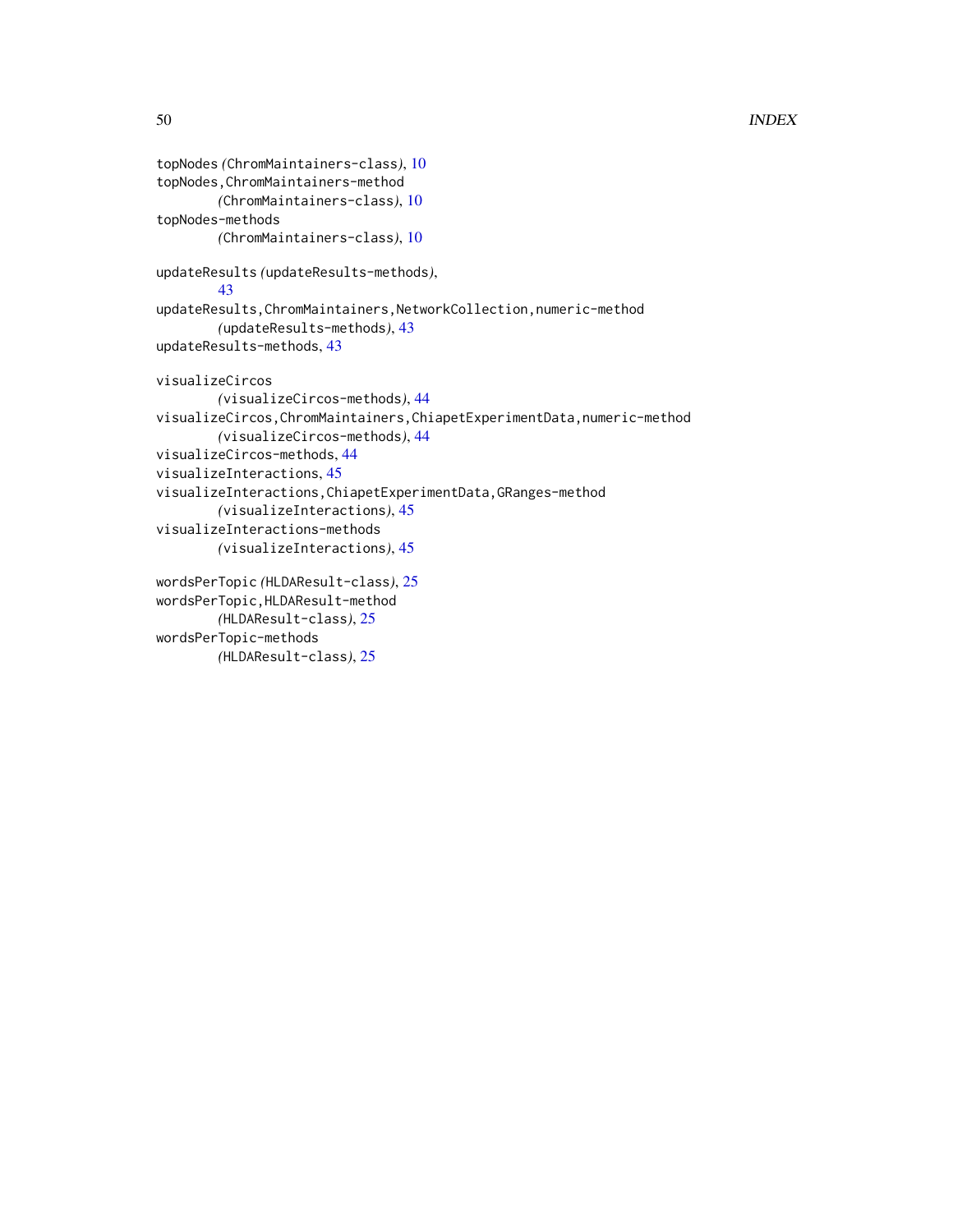topNodes *(*ChromMaintainers-class*)*, 10
topNodes,ChromMaintainers-method
        *(*ChromMaintainers-class*)*, 10
topNodes-methods
        *(*ChromMaintainers-class*)*, 10

updateResults *(*updateResults-methods*)*,
        43
updateResults,ChromMaintainers,NetworkCollection,numeric-method
        *(*updateResults-methods*)*, 43
updateResults-methods, 43

visualizeCircos
        *(*visualizeCircos-methods*)*, 44
visualizeCircos,ChromMaintainers,ChiapetExperimentData,numeric-method
        *(*visualizeCircos-methods*)*, 44
visualizeCircos-methods, 44
visualizeInteractions, 45
visualizeInteractions,ChiapetExperimentData,GRanges-method
        *(*visualizeInteractions*)*, 45
visualizeInteractions-methods
        *(*visualizeInteractions*)*, 45

wordsPerTopic *(*HLDAResult-class*)*, 25
wordsPerTopic,HLDAResult-method
        *(*HLDAResult-class*)*, 25
wordsPerTopic-methods
        *(*HLDAResult-class*)*, 25